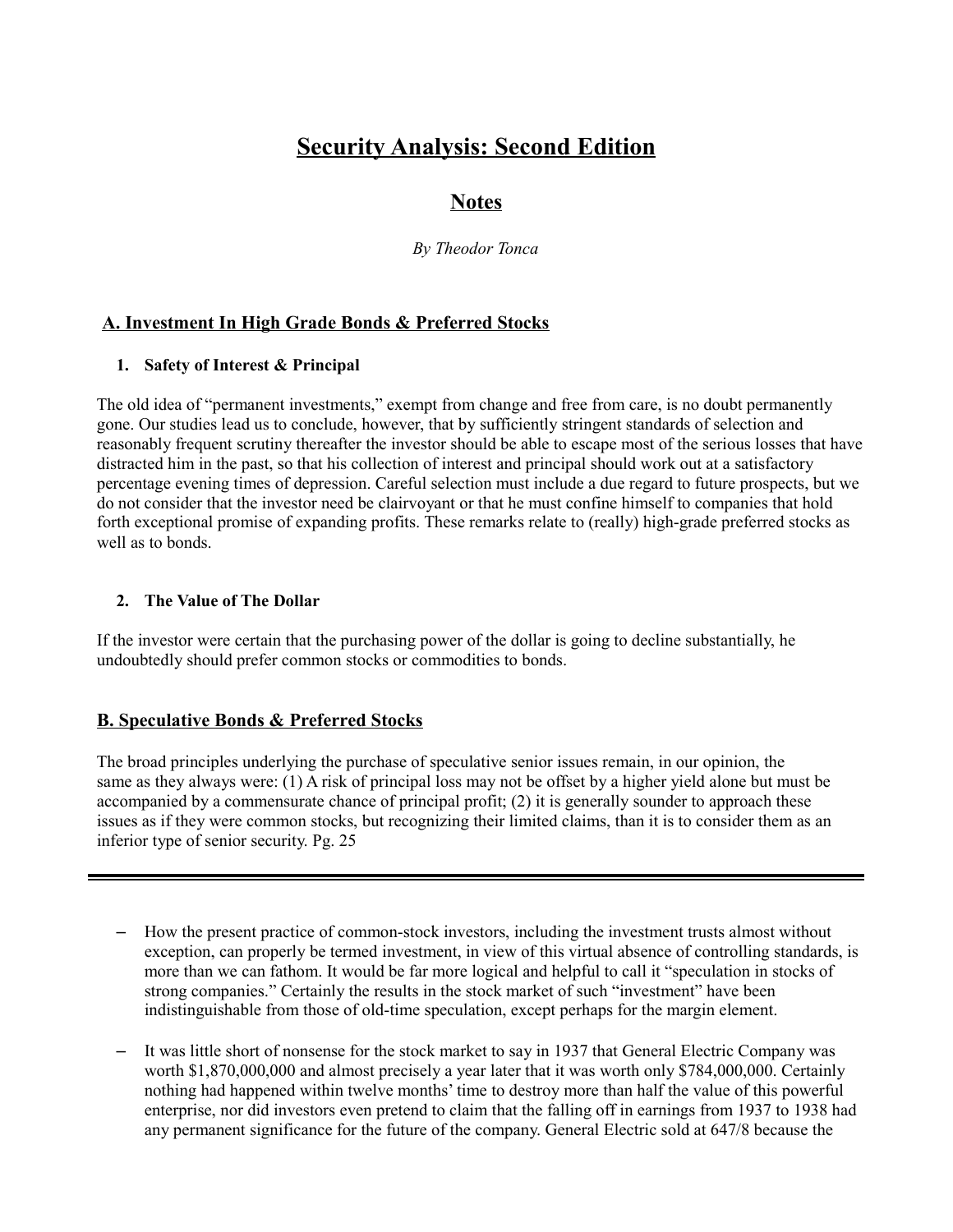# Security Analysis: Second Edition

## Notes

*By Theodor Tonca*

### A. Investment In High Grade Bonds & Preferred Stocks

1. **Safety of Interest & Principal**

The old idea of "permanent investments," exempt from change and free from care, is no doubt permanently gone. Our studies lead us to conclude, however, that by sufficiently stringent standards of selection and reasonably frequent scrutiny thereafter the investor should be able to escape most of the serious losses that have distracted him in the past, so that his collection of interest and principal should work out at a satisfactory percentage evening times of depression. Careful selection must include a due regard to future prospects, but we do not consider that the investor need be clairvoyant or that he must confine himself to companies that hold forth exceptional promise of expanding profits. These remarks relate to (really) high-grade preferred stocks as well as to bonds.

2. **The Value of The Dollar**

If the investor were certain that the purchasing power of the dollar is going to decline substantially, he undoubtedly should prefer common stocks or commodities to bonds.

### B. Speculative Bonds & Preferred Stocks

The broad principles underlying the purchase of speculative senior issues remain, in our opinion, the same as they always were: (1) A risk of principal loss may not be offset by a higher yield alone but must be accompanied by a commensurate chance of principal profit; (2) it is generally sounder to approach these issues as if they were common stocks, but recognizing their limited claims, than it is to consider them as an inferior type of senior security. Pg. 25

---

- How the present practice of common-stock investors, including the investment trusts almost without exception, can properly be termed investment, in view of this virtual absence of controlling standards, is more than we can fathom. It would be far more logical and helpful to call it "speculation in stocks of strong companies." Certainly the results in the stock market of such "investment" have been indistinguishable from those of old-time speculation, except perhaps for the margin element.

- It was little short of nonsense for the stock market to say in 1937 that General Electric Company was worth $1,870,000,000 and almost precisely a year later that it was worth only $784,000,000. Certainly nothing had happened within twelve months' time to destroy more than half the value of this powerful enterprise, nor did investors even pretend to claim that the falling off in earnings from 1937 to 1938 had any permanent significance for the future of the company. General Electric sold at 647/8 because the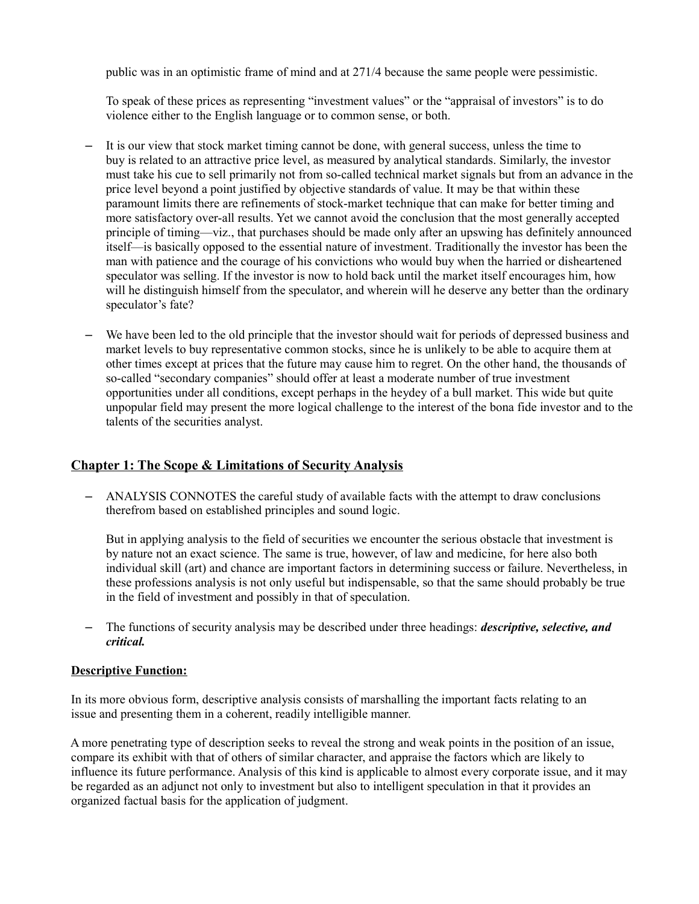public was in an optimistic frame of mind and at 271/4 because the same people were pessimistic.

To speak of these prices as representing "investment values" or the "appraisal of investors" is to do violence either to the English language or to common sense, or both.

- It is our view that stock market timing cannot be done, with general success, unless the time to buy is related to an attractive price level, as measured by analytical standards. Similarly, the investor must take his cue to sell primarily not from so-called technical market signals but from an advance in the price level beyond a point justified by objective standards of value. It may be that within these paramount limits there are refinements of stock-market technique that can make for better timing and more satisfactory over-all results. Yet we cannot avoid the conclusion that the most generally accepted principle of timing—viz., that purchases should be made only after an upswing has definitely announced itself—is basically opposed to the essential nature of investment. Traditionally the investor has been the man with patience and the courage of his convictions who would buy when the harried or disheartened speculator was selling. If the investor is now to hold back until the market itself encourages him, how will he distinguish himself from the speculator, and wherein will he deserve any better than the ordinary speculator's fate?

- We have been led to the old principle that the investor should wait for periods of depressed business and market levels to buy representative common stocks, since he is unlikely to be able to acquire them at other times except at prices that the future may cause him to regret. On the other hand, the thousands of so-called "secondary companies" should offer at least a moderate number of true investment opportunities under all conditions, except perhaps in the heydey of a bull market. This wide but quite unpopular field may present the more logical challenge to the interest of the bona fide investor and to the talents of the securities analyst.

## Chapter 1: The Scope & Limitations of Security Analysis

- ANALYSIS CONNOTES the careful study of available facts with the attempt to draw conclusions therefrom based on established principles and sound logic.

  But in applying analysis to the field of securities we encounter the serious obstacle that investment is by nature not an exact science. The same is true, however, of law and medicine, for here also both individual skill (art) and chance are important factors in determining success or failure. Nevertheless, in these professions analysis is not only useful but indispensable, so that the same should probably be true in the field of investment and possibly in that of speculation.

- The functions of security analysis may be described under three headings: ***descriptive, selective, and critical.***

### Descriptive Function:

In its more obvious form, descriptive analysis consists of marshalling the important facts relating to an issue and presenting them in a coherent, readily intelligible manner.

A more penetrating type of description seeks to reveal the strong and weak points in the position of an issue, compare its exhibit with that of others of similar character, and appraise the factors which are likely to influence its future performance. Analysis of this kind is applicable to almost every corporate issue, and it may be regarded as an adjunct not only to investment but also to intelligent speculation in that it provides an organized factual basis for the application of judgment.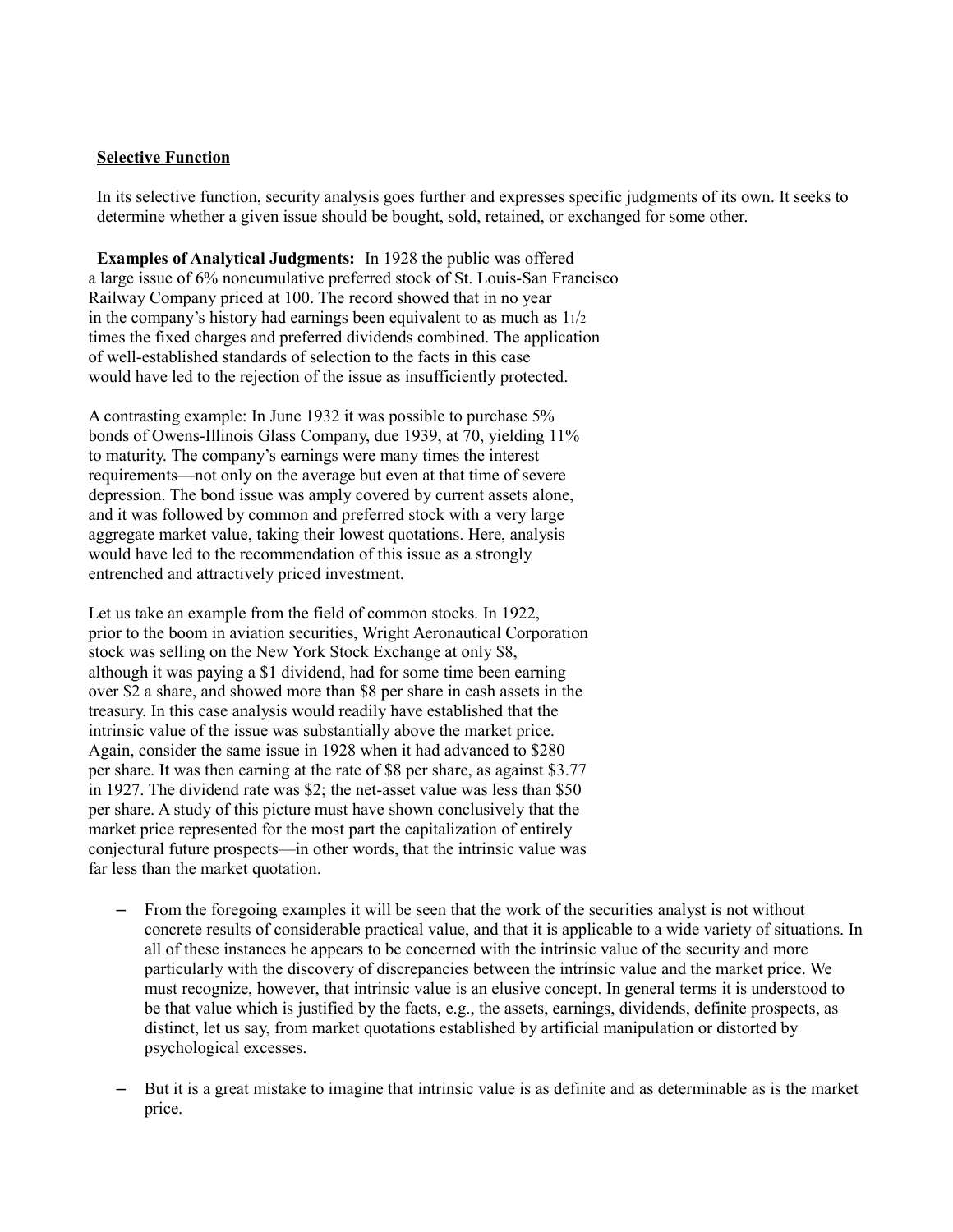**Selective Function**

In its selective function, security analysis goes further and expresses specific judgments of its own. It seeks to determine whether a given issue should be bought, sold, retained, or exchanged for some other.

**Examples of Analytical Judgments:** In 1928 the public was offered a large issue of 6% noncumulative preferred stock of St. Louis-San Francisco Railway Company priced at 100. The record showed that in no year in the company's history had earnings been equivalent to as much as 1½ times the fixed charges and preferred dividends combined. The application of well-established standards of selection to the facts in this case would have led to the rejection of the issue as insufficiently protected.

A contrasting example: In June 1932 it was possible to purchase 5% bonds of Owens-Illinois Glass Company, due 1939, at 70, yielding 11% to maturity. The company's earnings were many times the interest requirements—not only on the average but even at that time of severe depression. The bond issue was amply covered by current assets alone, and it was followed by common and preferred stock with a very large aggregate market value, taking their lowest quotations. Here, analysis would have led to the recommendation of this issue as a strongly entrenched and attractively priced investment.

Let us take an example from the field of common stocks. In 1922, prior to the boom in aviation securities, Wright Aeronautical Corporation stock was selling on the New York Stock Exchange at only $8, although it was paying a $1 dividend, had for some time been earning over $2 a share, and showed more than $8 per share in cash assets in the treasury. In this case analysis would readily have established that the intrinsic value of the issue was substantially above the market price. Again, consider the same issue in 1928 when it had advanced to $280 per share. It was then earning at the rate of $8 per share, as against $3.77 in 1927. The dividend rate was $2; the net-asset value was less than $50 per share. A study of this picture must have shown conclusively that the market price represented for the most part the capitalization of entirely conjectural future prospects—in other words, that the intrinsic value was far less than the market quotation.

- From the foregoing examples it will be seen that the work of the securities analyst is not without concrete results of considerable practical value, and that it is applicable to a wide variety of situations. In all of these instances he appears to be concerned with the intrinsic value of the security and more particularly with the discovery of discrepancies between the intrinsic value and the market price. We must recognize, however, that intrinsic value is an elusive concept. In general terms it is understood to be that value which is justified by the facts, e.g., the assets, earnings, dividends, definite prospects, as distinct, let us say, from market quotations established by artificial manipulation or distorted by psychological excesses.

- But it is a great mistake to imagine that intrinsic value is as definite and as determinable as is the market price.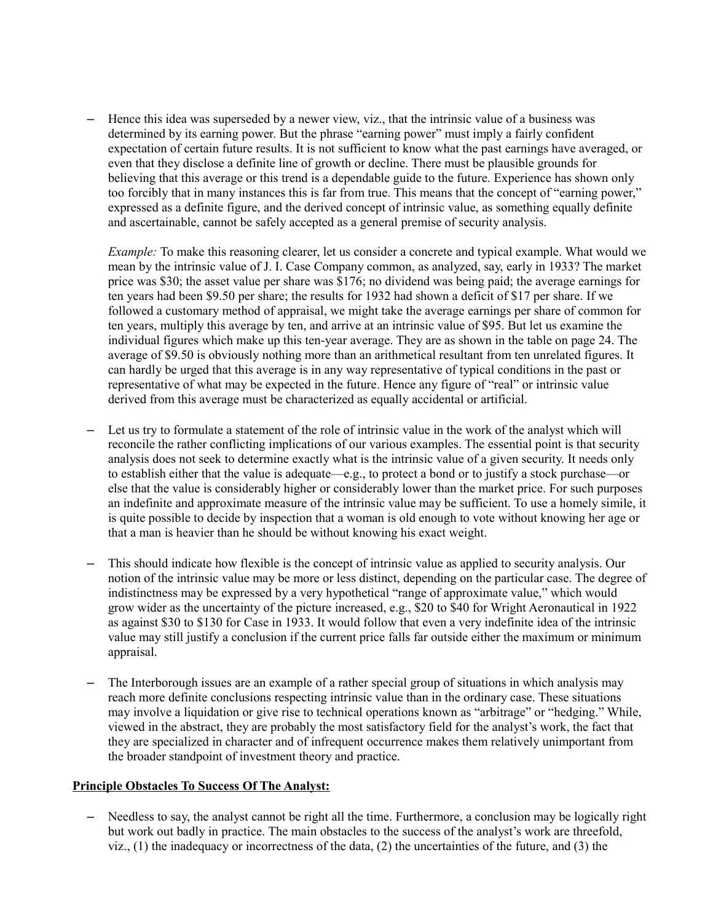- Hence this idea was superseded by a newer view, viz., that the intrinsic value of a business was determined by its earning power. But the phrase "earning power" must imply a fairly confident expectation of certain future results. It is not sufficient to know what the past earnings have averaged, or even that they disclose a definite line of growth or decline. There must be plausible grounds for believing that this average or this trend is a dependable guide to the future. Experience has shown only too forcibly that in many instances this is far from true. This means that the concept of "earning power," expressed as a definite figure, and the derived concept of intrinsic value, as something equally definite and ascertainable, cannot be safely accepted as a general premise of security analysis.

  *Example:* To make this reasoning clearer, let us consider a concrete and typical example. What would we mean by the intrinsic value of J. I. Case Company common, as analyzed, say, early in 1933? The market price was $30; the asset value per share was $176; no dividend was being paid; the average earnings for ten years had been $9.50 per share; the results for 1932 had shown a deficit of $17 per share. If we followed a customary method of appraisal, we might take the average earnings per share of common for ten years, multiply this average by ten, and arrive at an intrinsic value of $95. But let us examine the individual figures which make up this ten-year average. They are as shown in the table on page 24. The average of $9.50 is obviously nothing more than an arithmetical resultant from ten unrelated figures. It can hardly be urged that this average is in any way representative of typical conditions in the past or representative of what may be expected in the future. Hence any figure of "real" or intrinsic value derived from this average must be characterized as equally accidental or artificial.

- Let us try to formulate a statement of the role of intrinsic value in the work of the analyst which will reconcile the rather conflicting implications of our various examples. The essential point is that security analysis does not seek to determine exactly what is the intrinsic value of a given security. It needs only to establish either that the value is adequate—e.g., to protect a bond or to justify a stock purchase—or else that the value is considerably higher or considerably lower than the market price. For such purposes an indefinite and approximate measure of the intrinsic value may be sufficient. To use a homely simile, it is quite possible to decide by inspection that a woman is old enough to vote without knowing her age or that a man is heavier than he should be without knowing his exact weight.

- This should indicate how flexible is the concept of intrinsic value as applied to security analysis. Our notion of the intrinsic value may be more or less distinct, depending on the particular case. The degree of indistinctness may be expressed by a very hypothetical "range of approximate value," which would grow wider as the uncertainty of the picture increased, e.g., $20 to $40 for Wright Aeronautical in 1922 as against $30 to $130 for Case in 1933. It would follow that even a very indefinite idea of the intrinsic value may still justify a conclusion if the current price falls far outside either the maximum or minimum appraisal.

- The Interborough issues are an example of a rather special group of situations in which analysis may reach more definite conclusions respecting intrinsic value than in the ordinary case. These situations may involve a liquidation or give rise to technical operations known as "arbitrage" or "hedging." While, viewed in the abstract, they are probably the most satisfactory field for the analyst's work, the fact that they are specialized in character and of infrequent occurrence makes them relatively unimportant from the broader standpoint of investment theory and practice.

**Principle Obstacles To Success Of The Analyst:**

- Needless to say, the analyst cannot be right all the time. Furthermore, a conclusion may be logically right but work out badly in practice. The main obstacles to the success of the analyst's work are threefold, viz., (1) the inadequacy or incorrectness of the data, (2) the uncertainties of the future, and (3) the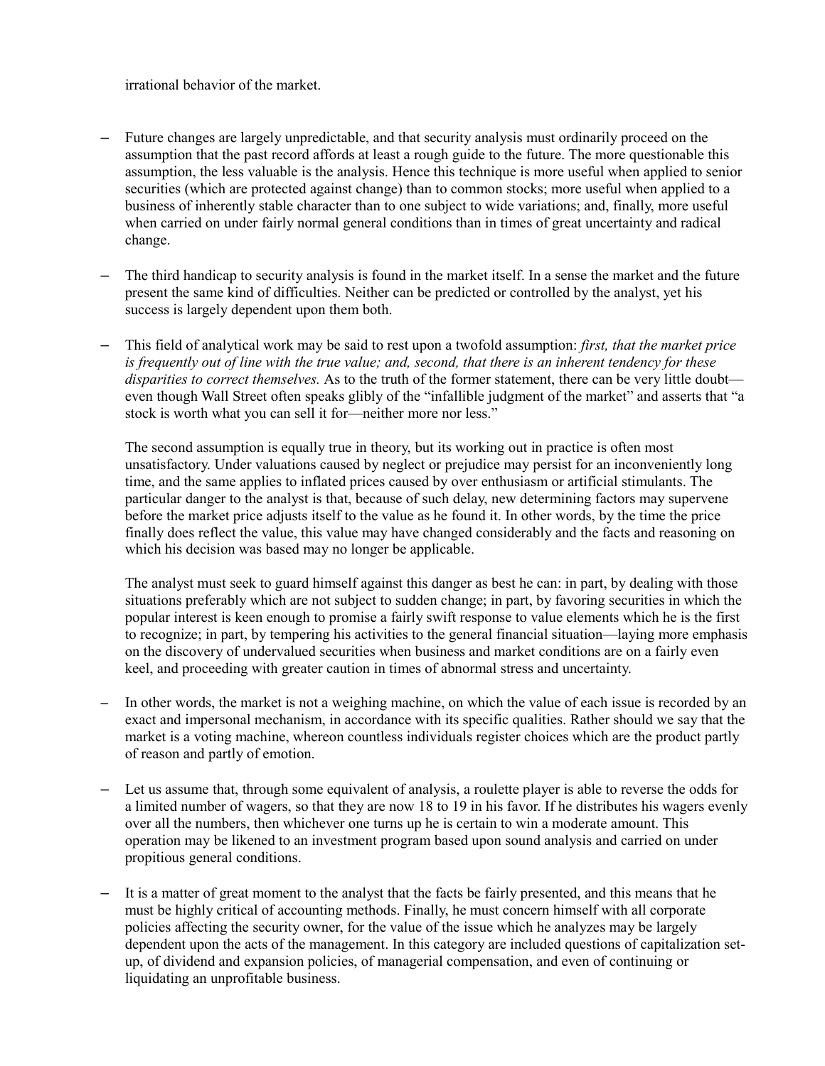irrational behavior of the market.

- Future changes are largely unpredictable, and that security analysis must ordinarily proceed on the assumption that the past record affords at least a rough guide to the future. The more questionable this assumption, the less valuable is the analysis. Hence this technique is more useful when applied to senior securities (which are protected against change) than to common stocks; more useful when applied to a business of inherently stable character than to one subject to wide variations; and, finally, more useful when carried on under fairly normal general conditions than in times of great uncertainty and radical change.

- The third handicap to security analysis is found in the market itself. In a sense the market and the future present the same kind of difficulties. Neither can be predicted or controlled by the analyst, yet his success is largely dependent upon them both.

- This field of analytical work may be said to rest upon a twofold assumption: *first, that the market price is frequently out of line with the true value; and, second, that there is an inherent tendency for these disparities to correct themselves.* As to the truth of the former statement, there can be very little doubt—even though Wall Street often speaks glibly of the "infallible judgment of the market" and asserts that "a stock is worth what you can sell it for—neither more nor less."

  The second assumption is equally true in theory, but its working out in practice is often most unsatisfactory. Under valuations caused by neglect or prejudice may persist for an inconveniently long time, and the same applies to inflated prices caused by over enthusiasm or artificial stimulants. The particular danger to the analyst is that, because of such delay, new determining factors may supervene before the market price adjusts itself to the value as he found it. In other words, by the time the price finally does reflect the value, this value may have changed considerably and the facts and reasoning on which his decision was based may no longer be applicable.

  The analyst must seek to guard himself against this danger as best he can: in part, by dealing with those situations preferably which are not subject to sudden change; in part, by favoring securities in which the popular interest is keen enough to promise a fairly swift response to value elements which he is the first to recognize; in part, by tempering his activities to the general financial situation—laying more emphasis on the discovery of undervalued securities when business and market conditions are on a fairly even keel, and proceeding with greater caution in times of abnormal stress and uncertainty.

- In other words, the market is not a weighing machine, on which the value of each issue is recorded by an exact and impersonal mechanism, in accordance with its specific qualities. Rather should we say that the market is a voting machine, whereon countless individuals register choices which are the product partly of reason and partly of emotion.

- Let us assume that, through some equivalent of analysis, a roulette player is able to reverse the odds for a limited number of wagers, so that they are now 18 to 19 in his favor. If he distributes his wagers evenly over all the numbers, then whichever one turns up he is certain to win a moderate amount. This operation may be likened to an investment program based upon sound analysis and carried on under propitious general conditions.

- It is a matter of great moment to the analyst that the facts be fairly presented, and this means that he must be highly critical of accounting methods. Finally, he must concern himself with all corporate policies affecting the security owner, for the value of the issue which he analyzes may be largely dependent upon the acts of the management. In this category are included questions of capitalization set-up, of dividend and expansion policies, of managerial compensation, and even of continuing or liquidating an unprofitable business.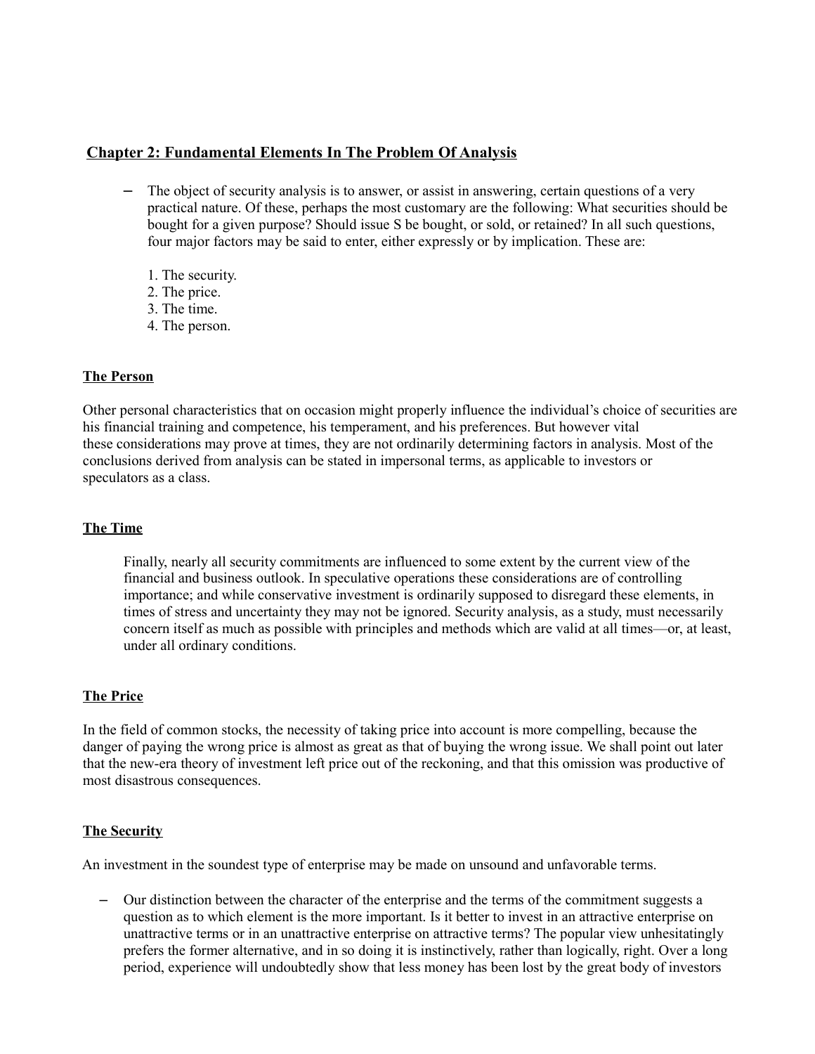## Chapter 2: Fundamental Elements In The Problem Of Analysis

- The object of security analysis is to answer, or assist in answering, certain questions of a very practical nature. Of these, perhaps the most customary are the following: What securities should be bought for a given purpose? Should issue S be bought, or sold, or retained? In all such questions, four major factors may be said to enter, either expressly or by implication. These are:

  1. The security.
  2. The price.
  3. The time.
  4. The person.

### The Person

Other personal characteristics that on occasion might properly influence the individual's choice of securities are his financial training and competence, his temperament, and his preferences. But however vital these considerations may prove at times, they are not ordinarily determining factors in analysis. Most of the conclusions derived from analysis can be stated in impersonal terms, as applicable to investors or speculators as a class.

### The Time

Finally, nearly all security commitments are influenced to some extent by the current view of the financial and business outlook. In speculative operations these considerations are of controlling importance; and while conservative investment is ordinarily supposed to disregard these elements, in times of stress and uncertainty they may not be ignored. Security analysis, as a study, must necessarily concern itself as much as possible with principles and methods which are valid at all times—or, at least, under all ordinary conditions.

### The Price

In the field of common stocks, the necessity of taking price into account is more compelling, because the danger of paying the wrong price is almost as great as that of buying the wrong issue. We shall point out later that the new-era theory of investment left price out of the reckoning, and that this omission was productive of most disastrous consequences.

### The Security

An investment in the soundest type of enterprise may be made on unsound and unfavorable terms.

- Our distinction between the character of the enterprise and the terms of the commitment suggests a question as to which element is the more important. Is it better to invest in an attractive enterprise on unattractive terms or in an unattractive enterprise on attractive terms? The popular view unhesitatingly prefers the former alternative, and in so doing it is instinctively, rather than logically, right. Over a long period, experience will undoubtedly show that less money has been lost by the great body of investors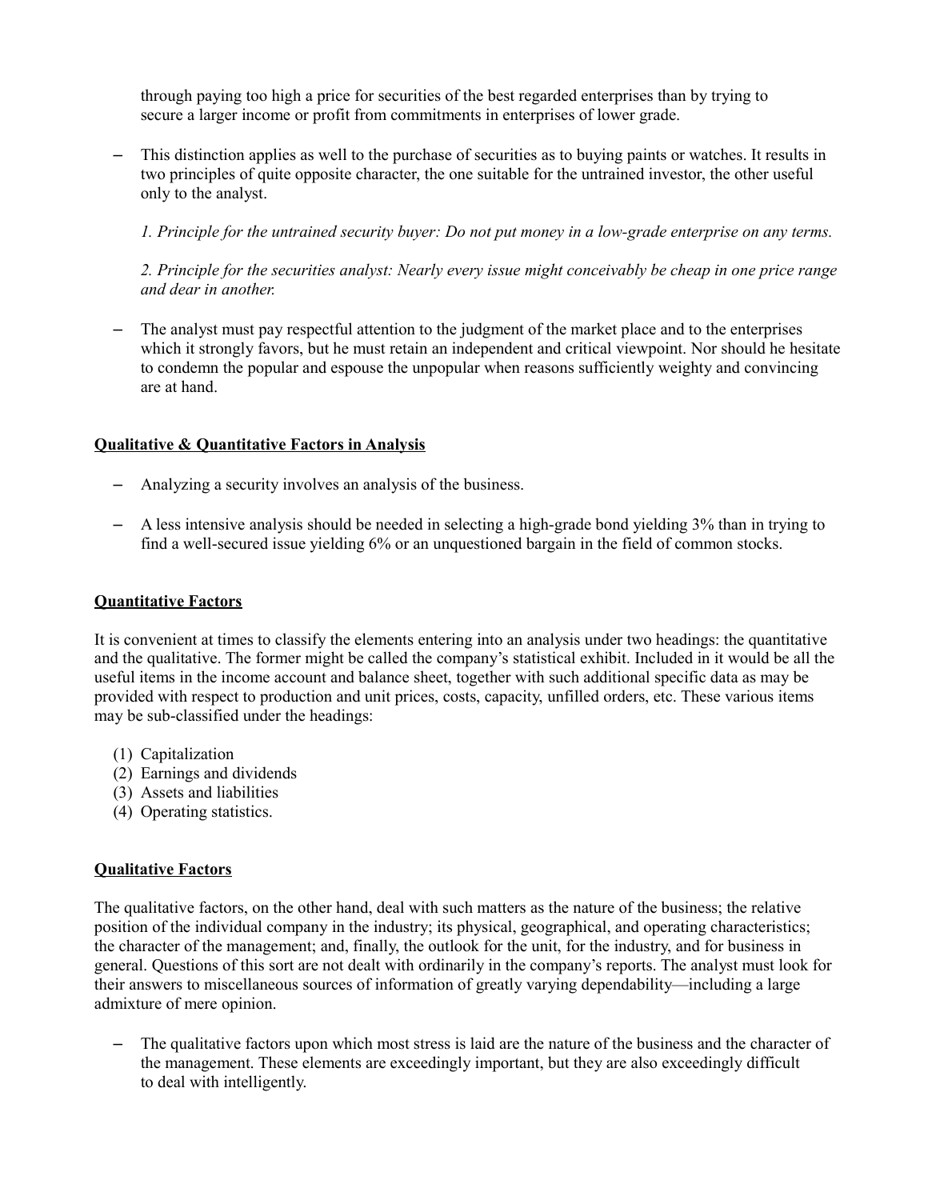through paying too high a price for securities of the best regarded enterprises than by trying to secure a larger income or profit from commitments in enterprises of lower grade.

- This distinction applies as well to the purchase of securities as to buying paints or watches. It results in two principles of quite opposite character, the one suitable for the untrained investor, the other useful only to the analyst.

  *1. Principle for the untrained security buyer: Do not put money in a low-grade enterprise on any terms.*

  *2. Principle for the securities analyst: Nearly every issue might conceivably be cheap in one price range and dear in another.*

- The analyst must pay respectful attention to the judgment of the market place and to the enterprises which it strongly favors, but he must retain an independent and critical viewpoint. Nor should he hesitate to condemn the popular and espouse the unpopular when reasons sufficiently weighty and convincing are at hand.

## Qualitative & Quantitative Factors in Analysis

- Analyzing a security involves an analysis of the business.
- A less intensive analysis should be needed in selecting a high-grade bond yielding 3% than in trying to find a well-secured issue yielding 6% or an unquestioned bargain in the field of common stocks.

## Quantitative Factors

It is convenient at times to classify the elements entering into an analysis under two headings: the quantitative and the qualitative. The former might be called the company's statistical exhibit. Included in it would be all the useful items in the income account and balance sheet, together with such additional specific data as may be provided with respect to production and unit prices, costs, capacity, unfilled orders, etc. These various items may be sub-classified under the headings:

(1) Capitalization
(2) Earnings and dividends
(3) Assets and liabilities
(4) Operating statistics.

## Qualitative Factors

The qualitative factors, on the other hand, deal with such matters as the nature of the business; the relative position of the individual company in the industry; its physical, geographical, and operating characteristics; the character of the management; and, finally, the outlook for the unit, for the industry, and for business in general. Questions of this sort are not dealt with ordinarily in the company's reports. The analyst must look for their answers to miscellaneous sources of information of greatly varying dependability—including a large admixture of mere opinion.

- The qualitative factors upon which most stress is laid are the nature of the business and the character of the management. These elements are exceedingly important, but they are also exceedingly difficult to deal with intelligently.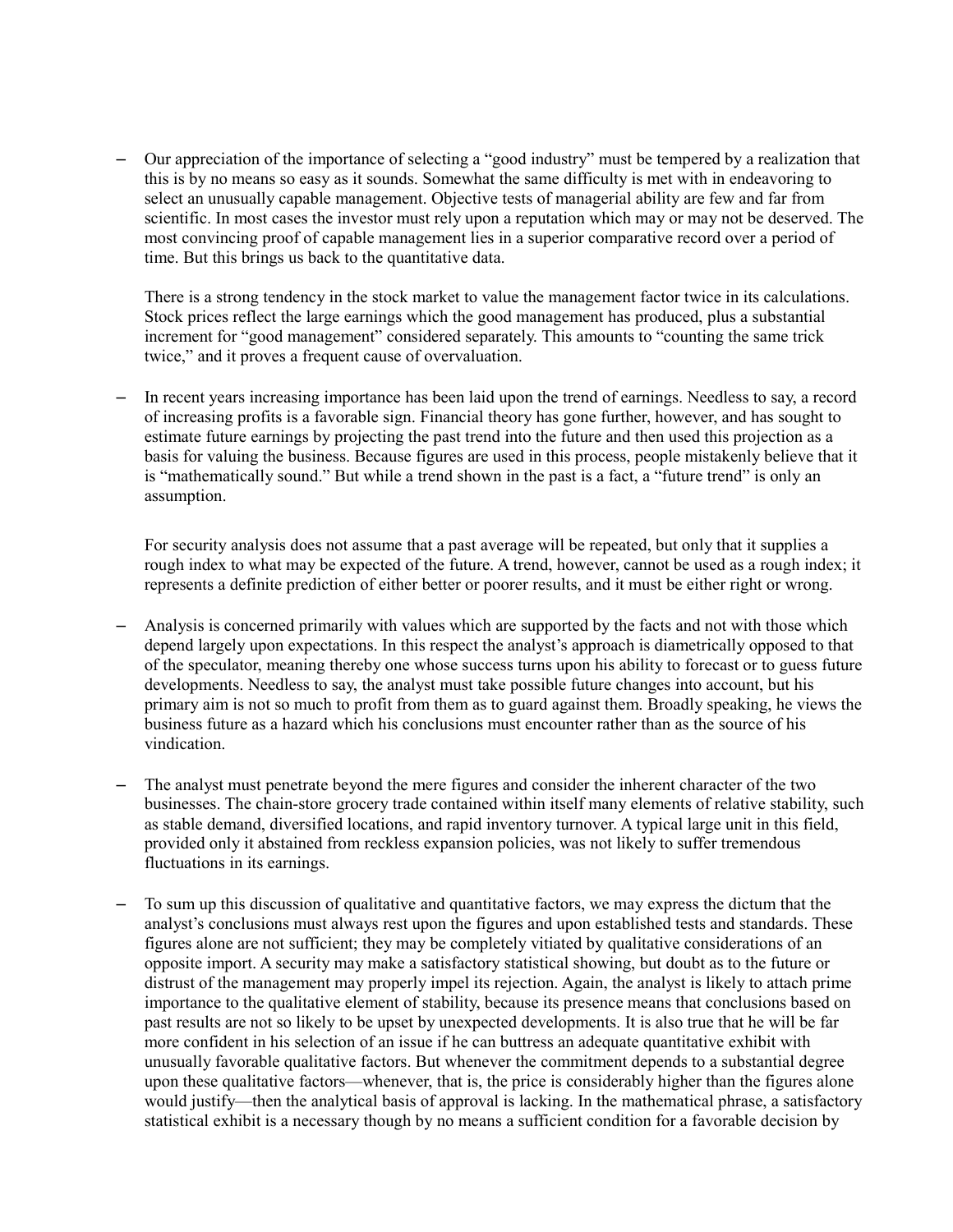- Our appreciation of the importance of selecting a "good industry" must be tempered by a realization that this is by no means so easy as it sounds. Somewhat the same difficulty is met with in endeavoring to select an unusually capable management. Objective tests of managerial ability are few and far from scientific. In most cases the investor must rely upon a reputation which may or may not be deserved. The most convincing proof of capable management lies in a superior comparative record over a period of time. But this brings us back to the quantitative data.

  There is a strong tendency in the stock market to value the management factor twice in its calculations. Stock prices reflect the large earnings which the good management has produced, plus a substantial increment for "good management" considered separately. This amounts to "counting the same trick twice," and it proves a frequent cause of overvaluation.

- In recent years increasing importance has been laid upon the trend of earnings. Needless to say, a record of increasing profits is a favorable sign. Financial theory has gone further, however, and has sought to estimate future earnings by projecting the past trend into the future and then used this projection as a basis for valuing the business. Because figures are used in this process, people mistakenly believe that it is "mathematically sound." But while a trend shown in the past is a fact, a "future trend" is only an assumption.

  For security analysis does not assume that a past average will be repeated, but only that it supplies a rough index to what may be expected of the future. A trend, however, cannot be used as a rough index; it represents a definite prediction of either better or poorer results, and it must be either right or wrong.

- Analysis is concerned primarily with values which are supported by the facts and not with those which depend largely upon expectations. In this respect the analyst's approach is diametrically opposed to that of the speculator, meaning thereby one whose success turns upon his ability to forecast or to guess future developments. Needless to say, the analyst must take possible future changes into account, but his primary aim is not so much to profit from them as to guard against them. Broadly speaking, he views the business future as a hazard which his conclusions must encounter rather than as the source of his vindication.

- The analyst must penetrate beyond the mere figures and consider the inherent character of the two businesses. The chain-store grocery trade contained within itself many elements of relative stability, such as stable demand, diversified locations, and rapid inventory turnover. A typical large unit in this field, provided only it abstained from reckless expansion policies, was not likely to suffer tremendous fluctuations in its earnings.

- To sum up this discussion of qualitative and quantitative factors, we may express the dictum that the analyst's conclusions must always rest upon the figures and upon established tests and standards. These figures alone are not sufficient; they may be completely vitiated by qualitative considerations of an opposite import. A security may make a satisfactory statistical showing, but doubt as to the future or distrust of the management may properly impel its rejection. Again, the analyst is likely to attach prime importance to the qualitative element of stability, because its presence means that conclusions based on past results are not so likely to be upset by unexpected developments. It is also true that he will be far more confident in his selection of an issue if he can buttress an adequate quantitative exhibit with unusually favorable qualitative factors. But whenever the commitment depends to a substantial degree upon these qualitative factors—whenever, that is, the price is considerably higher than the figures alone would justify—then the analytical basis of approval is lacking. In the mathematical phrase, a satisfactory statistical exhibit is a necessary though by no means a sufficient condition for a favorable decision by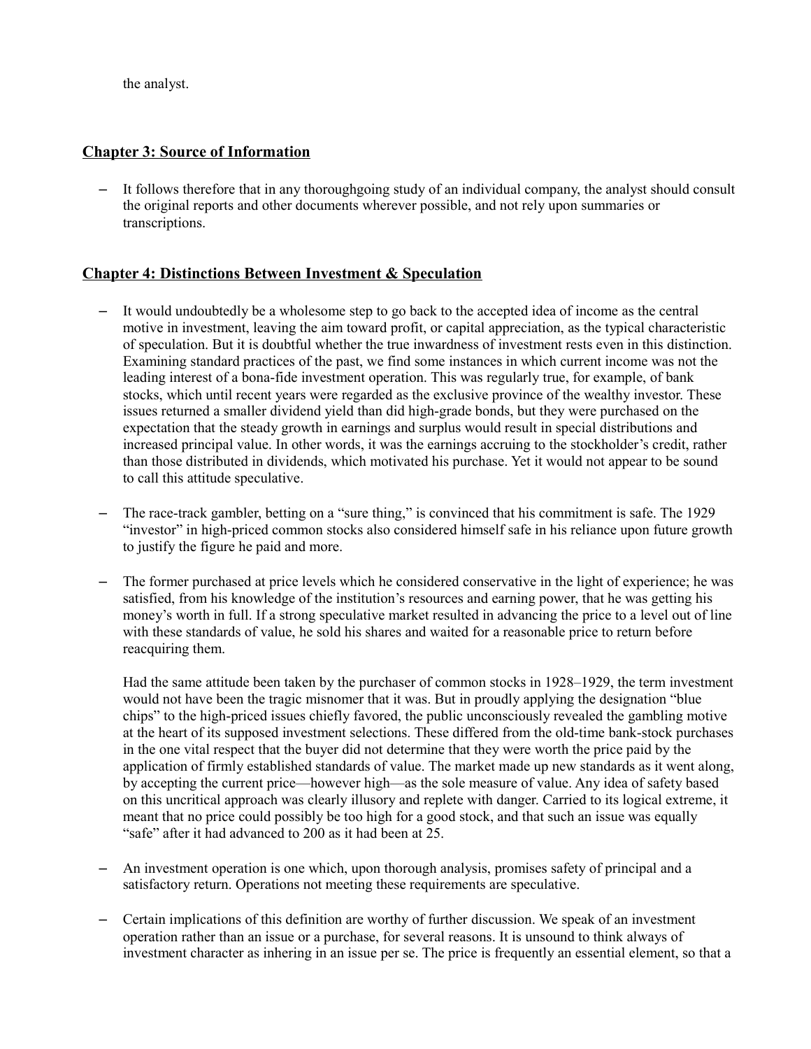the analyst.

## Chapter 3: Source of Information

- It follows therefore that in any thoroughgoing study of an individual company, the analyst should consult the original reports and other documents wherever possible, and not rely upon summaries or transcriptions.

## Chapter 4: Distinctions Between Investment & Speculation

- It would undoubtedly be a wholesome step to go back to the accepted idea of income as the central motive in investment, leaving the aim toward profit, or capital appreciation, as the typical characteristic of speculation. But it is doubtful whether the true inwardness of investment rests even in this distinction. Examining standard practices of the past, we find some instances in which current income was not the leading interest of a bona-fide investment operation. This was regularly true, for example, of bank stocks, which until recent years were regarded as the exclusive province of the wealthy investor. These issues returned a smaller dividend yield than did high-grade bonds, but they were purchased on the expectation that the steady growth in earnings and surplus would result in special distributions and increased principal value. In other words, it was the earnings accruing to the stockholder's credit, rather than those distributed in dividends, which motivated his purchase. Yet it would not appear to be sound to call this attitude speculative.

- The race-track gambler, betting on a "sure thing," is convinced that his commitment is safe. The 1929 "investor" in high-priced common stocks also considered himself safe in his reliance upon future growth to justify the figure he paid and more.

- The former purchased at price levels which he considered conservative in the light of experience; he was satisfied, from his knowledge of the institution's resources and earning power, that he was getting his money's worth in full. If a strong speculative market resulted in advancing the price to a level out of line with these standards of value, he sold his shares and waited for a reasonable price to return before reacquiring them.

  Had the same attitude been taken by the purchaser of common stocks in 1928–1929, the term investment would not have been the tragic misnomer that it was. But in proudly applying the designation "blue chips" to the high-priced issues chiefly favored, the public unconsciously revealed the gambling motive at the heart of its supposed investment selections. These differed from the old-time bank-stock purchases in the one vital respect that the buyer did not determine that they were worth the price paid by the application of firmly established standards of value. The market made up new standards as it went along, by accepting the current price—however high—as the sole measure of value. Any idea of safety based on this uncritical approach was clearly illusory and replete with danger. Carried to its logical extreme, it meant that no price could possibly be too high for a good stock, and that such an issue was equally "safe" after it had advanced to 200 as it had been at 25.

- An investment operation is one which, upon thorough analysis, promises safety of principal and a satisfactory return. Operations not meeting these requirements are speculative.

- Certain implications of this definition are worthy of further discussion. We speak of an investment operation rather than an issue or a purchase, for several reasons. It is unsound to think always of investment character as inhering in an issue per se. The price is frequently an essential element, so that a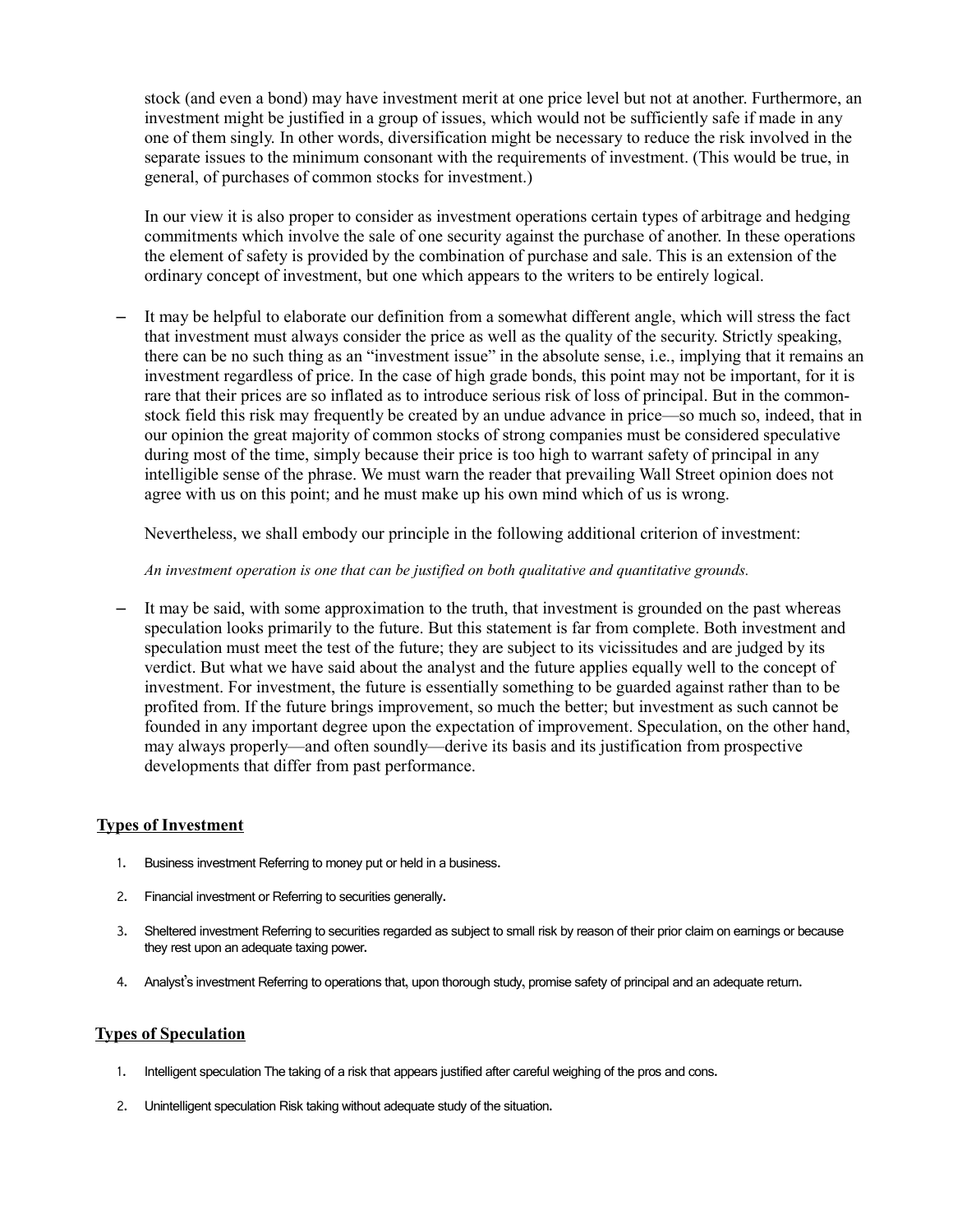stock (and even a bond) may have investment merit at one price level but not at another. Furthermore, an investment might be justified in a group of issues, which would not be sufficiently safe if made in any one of them singly. In other words, diversification might be necessary to reduce the risk involved in the separate issues to the minimum consonant with the requirements of investment. (This would be true, in general, of purchases of common stocks for investment.)

In our view it is also proper to consider as investment operations certain types of arbitrage and hedging commitments which involve the sale of one security against the purchase of another. In these operations the element of safety is provided by the combination of purchase and sale. This is an extension of the ordinary concept of investment, but one which appears to the writers to be entirely logical.

– It may be helpful to elaborate our definition from a somewhat different angle, which will stress the fact that investment must always consider the price as well as the quality of the security. Strictly speaking, there can be no such thing as an "investment issue" in the absolute sense, i.e., implying that it remains an investment regardless of price. In the case of high grade bonds, this point may not be important, for it is rare that their prices are so inflated as to introduce serious risk of loss of principal. But in the common-stock field this risk may frequently be created by an undue advance in price—so much so, indeed, that in our opinion the great majority of common stocks of strong companies must be considered speculative during most of the time, simply because their price is too high to warrant safety of principal in any intelligible sense of the phrase. We must warn the reader that prevailing Wall Street opinion does not agree with us on this point; and he must make up his own mind which of us is wrong.

Nevertheless, we shall embody our principle in the following additional criterion of investment:

*An investment operation is one that can be justified on both qualitative and quantitative grounds.*

– It may be said, with some approximation to the truth, that investment is grounded on the past whereas speculation looks primarily to the future. But this statement is far from complete. Both investment and speculation must meet the test of the future; they are subject to its vicissitudes and are judged by its verdict. But what we have said about the analyst and the future applies equally well to the concept of investment. For investment, the future is essentially something to be guarded against rather than to be profited from. If the future brings improvement, so much the better; but investment as such cannot be founded in any important degree upon the expectation of improvement. Speculation, on the other hand, may always properly—and often soundly—derive its basis and its justification from prospective developments that differ from past performance.

## Types of Investment

1. Business investment Referring to money put or held in a business.
2. Financial investment or Referring to securities generally.
3. Sheltered investment Referring to securities regarded as subject to small risk by reason of their prior claim on earnings or because they rest upon an adequate taxing power.
4. Analyst's investment Referring to operations that, upon thorough study, promise safety of principal and an adequate return.

## Types of Speculation

1. Intelligent speculation The taking of a risk that appears justified after careful weighing of the pros and cons.
2. Unintelligent speculation Risk taking without adequate study of the situation.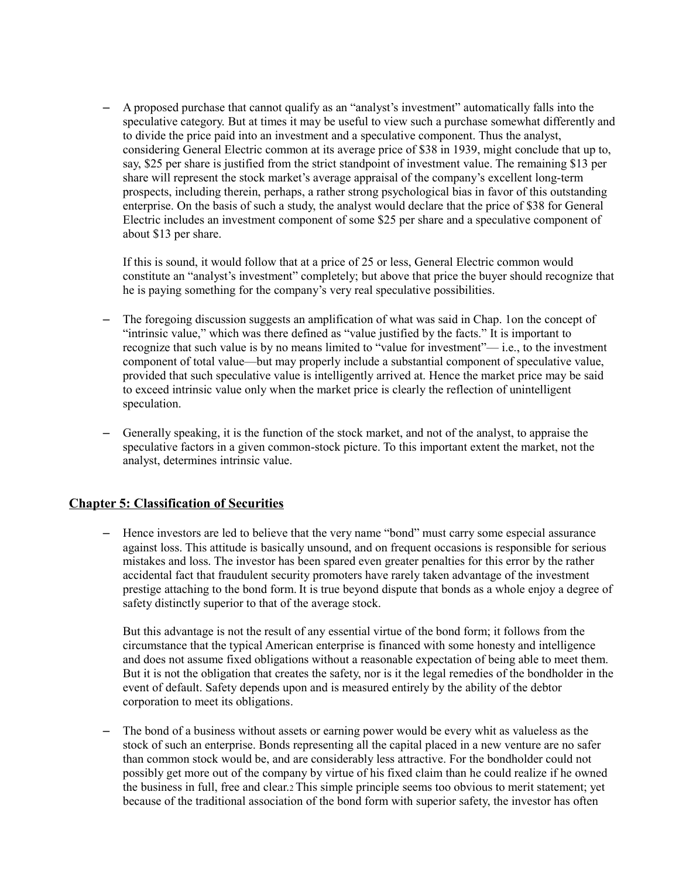- A proposed purchase that cannot qualify as an "analyst's investment" automatically falls into the speculative category. But at times it may be useful to view such a purchase somewhat differently and to divide the price paid into an investment and a speculative component. Thus the analyst, considering General Electric common at its average price of $38 in 1939, might conclude that up to, say, $25 per share is justified from the strict standpoint of investment value. The remaining $13 per share will represent the stock market's average appraisal of the company's excellent long-term prospects, including therein, perhaps, a rather strong psychological bias in favor of this outstanding enterprise. On the basis of such a study, the analyst would declare that the price of $38 for General Electric includes an investment component of some $25 per share and a speculative component of about $13 per share.

  If this is sound, it would follow that at a price of 25 or less, General Electric common would constitute an "analyst's investment" completely; but above that price the buyer should recognize that he is paying something for the company's very real speculative possibilities.

- The foregoing discussion suggests an amplification of what was said in Chap. 1on the concept of "intrinsic value," which was there defined as "value justified by the facts." It is important to recognize that such value is by no means limited to "value for investment"— i.e., to the investment component of total value—but may properly include a substantial component of speculative value, provided that such speculative value is intelligently arrived at. Hence the market price may be said to exceed intrinsic value only when the market price is clearly the reflection of unintelligent speculation.

- Generally speaking, it is the function of the stock market, and not of the analyst, to appraise the speculative factors in a given common-stock picture. To this important extent the market, not the analyst, determines intrinsic value.

## Chapter 5: Classification of Securities

- Hence investors are led to believe that the very name "bond" must carry some especial assurance against loss. This attitude is basically unsound, and on frequent occasions is responsible for serious mistakes and loss. The investor has been spared even greater penalties for this error by the rather accidental fact that fraudulent security promoters have rarely taken advantage of the investment prestige attaching to the bond form. It is true beyond dispute that bonds as a whole enjoy a degree of safety distinctly superior to that of the average stock.

  But this advantage is not the result of any essential virtue of the bond form; it follows from the circumstance that the typical American enterprise is financed with some honesty and intelligence and does not assume fixed obligations without a reasonable expectation of being able to meet them. But it is not the obligation that creates the safety, nor is it the legal remedies of the bondholder in the event of default. Safety depends upon and is measured entirely by the ability of the debtor corporation to meet its obligations.

- The bond of a business without assets or earning power would be every whit as valueless as the stock of such an enterprise. Bonds representing all the capital placed in a new venture are no safer than common stock would be, and are considerably less attractive. For the bondholder could not possibly get more out of the company by virtue of his fixed claim than he could realize if he owned the business in full, free and clear.[2] This simple principle seems too obvious to merit statement; yet because of the traditional association of the bond form with superior safety, the investor has often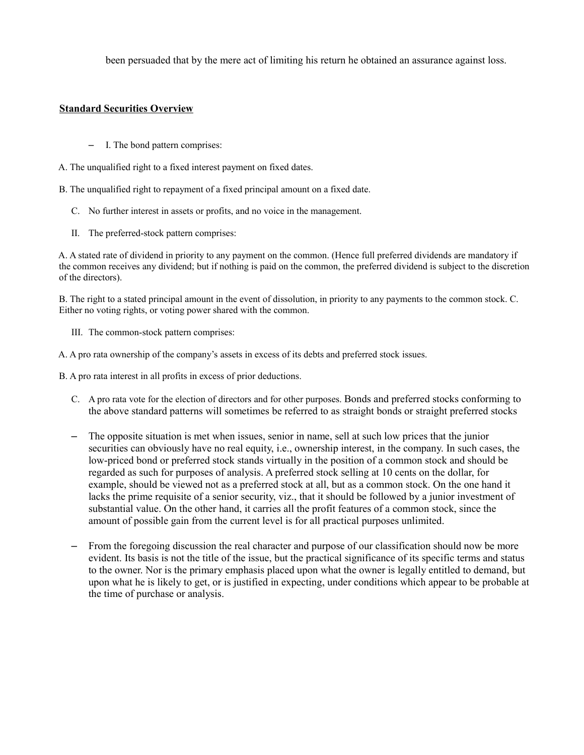been persuaded that by the mere act of limiting his return he obtained an assurance against loss.

**Standard Securities Overview**

- I. The bond pattern comprises:

A. The unqualified right to a fixed interest payment on fixed dates.

B. The unqualified right to repayment of a fixed principal amount on a fixed date.

C. No further interest in assets or profits, and no voice in the management.

II. The preferred-stock pattern comprises:

A. A stated rate of dividend in priority to any payment on the common. (Hence full preferred dividends are mandatory if the common receives any dividend; but if nothing is paid on the common, the preferred dividend is subject to the discretion of the directors).

B. The right to a stated principal amount in the event of dissolution, in priority to any payments to the common stock. C. Either no voting rights, or voting power shared with the common.

III. The common-stock pattern comprises:

A. A pro rata ownership of the company's assets in excess of its debts and preferred stock issues.

B. A pro rata interest in all profits in excess of prior deductions.

C. A pro rata vote for the election of directors and for other purposes. Bonds and preferred stocks conforming to the above standard patterns will sometimes be referred to as straight bonds or straight preferred stocks

- The opposite situation is met when issues, senior in name, sell at such low prices that the junior securities can obviously have no real equity, i.e., ownership interest, in the company. In such cases, the low-priced bond or preferred stock stands virtually in the position of a common stock and should be regarded as such for purposes of analysis. A preferred stock selling at 10 cents on the dollar, for example, should be viewed not as a preferred stock at all, but as a common stock. On the one hand it lacks the prime requisite of a senior security, viz., that it should be followed by a junior investment of substantial value. On the other hand, it carries all the profit features of a common stock, since the amount of possible gain from the current level is for all practical purposes unlimited.

- From the foregoing discussion the real character and purpose of our classification should now be more evident. Its basis is not the title of the issue, but the practical significance of its specific terms and status to the owner. Nor is the primary emphasis placed upon what the owner is legally entitled to demand, but upon what he is likely to get, or is justified in expecting, under conditions which appear to be probable at the time of purchase or analysis.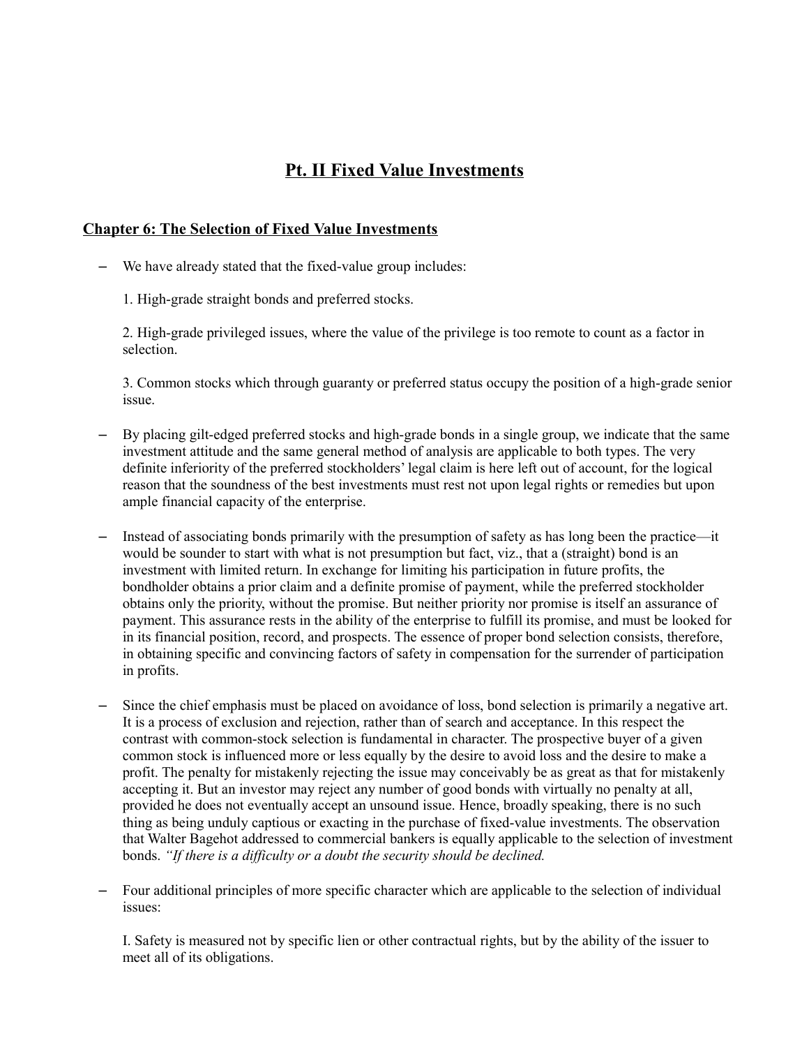# Pt. II Fixed Value Investments

## Chapter 6: The Selection of Fixed Value Investments

- We have already stated that the fixed-value group includes:

  1. High-grade straight bonds and preferred stocks.

  2. High-grade privileged issues, where the value of the privilege is too remote to count as a factor in selection.

  3. Common stocks which through guaranty or preferred status occupy the position of a high-grade senior issue.

- By placing gilt-edged preferred stocks and high-grade bonds in a single group, we indicate that the same investment attitude and the same general method of analysis are applicable to both types. The very definite inferiority of the preferred stockholders' legal claim is here left out of account, for the logical reason that the soundness of the best investments must rest not upon legal rights or remedies but upon ample financial capacity of the enterprise.

- Instead of associating bonds primarily with the presumption of safety as has long been the practice—it would be sounder to start with what is not presumption but fact, viz., that a (straight) bond is an investment with limited return. In exchange for limiting his participation in future profits, the bondholder obtains a prior claim and a definite promise of payment, while the preferred stockholder obtains only the priority, without the promise. But neither priority nor promise is itself an assurance of payment. This assurance rests in the ability of the enterprise to fulfill its promise, and must be looked for in its financial position, record, and prospects. The essence of proper bond selection consists, therefore, in obtaining specific and convincing factors of safety in compensation for the surrender of participation in profits.

- Since the chief emphasis must be placed on avoidance of loss, bond selection is primarily a negative art. It is a process of exclusion and rejection, rather than of search and acceptance. In this respect the contrast with common-stock selection is fundamental in character. The prospective buyer of a given common stock is influenced more or less equally by the desire to avoid loss and the desire to make a profit. The penalty for mistakenly rejecting the issue may conceivably be as great as that for mistakenly accepting it. But an investor may reject any number of good bonds with virtually no penalty at all, provided he does not eventually accept an unsound issue. Hence, broadly speaking, there is no such thing as being unduly captious or exacting in the purchase of fixed-value investments. The observation that Walter Bagehot addressed to commercial bankers is equally applicable to the selection of investment bonds. *"If there is a difficulty or a doubt the security should be declined.*

- Four additional principles of more specific character which are applicable to the selection of individual issues:

  I. Safety is measured not by specific lien or other contractual rights, but by the ability of the issuer to meet all of its obligations.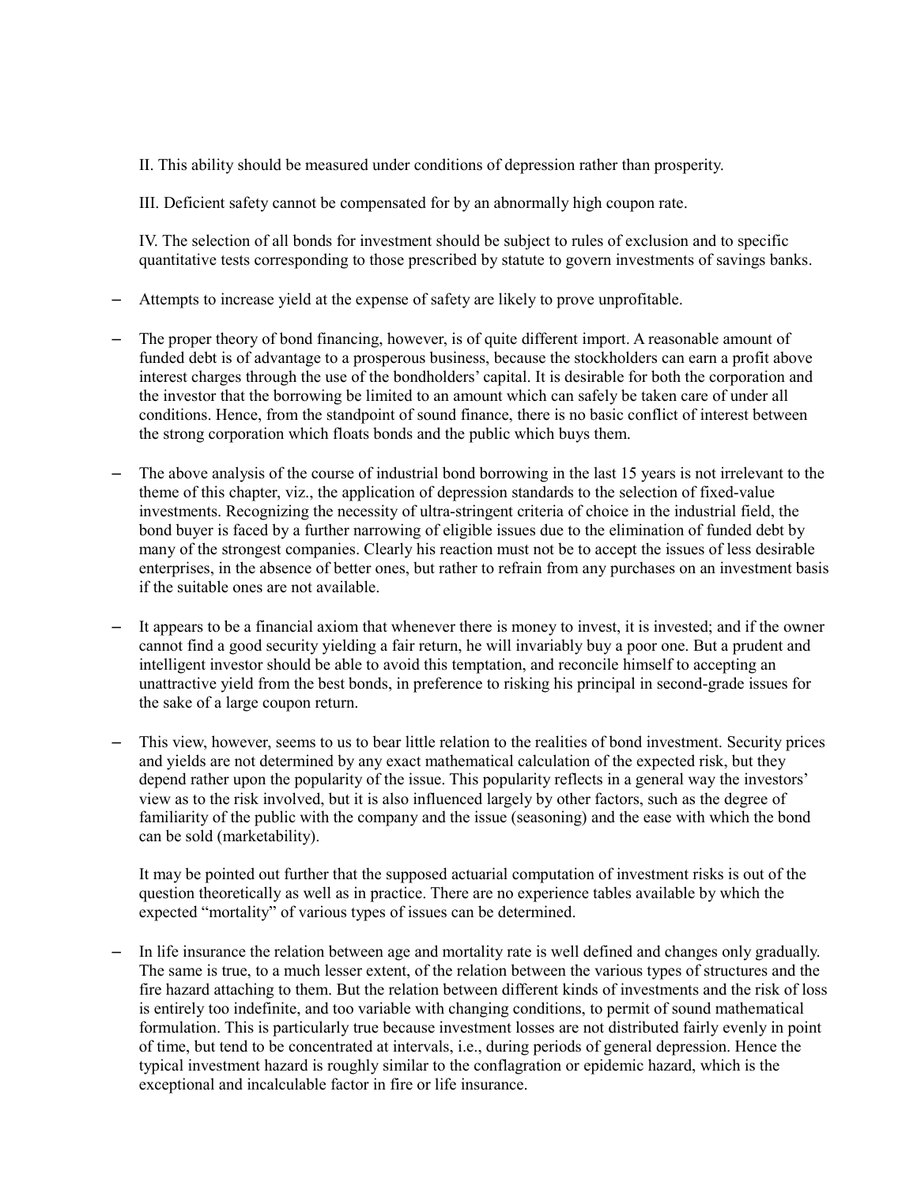II. This ability should be measured under conditions of depression rather than prosperity.

III. Deficient safety cannot be compensated for by an abnormally high coupon rate.

IV. The selection of all bonds for investment should be subject to rules of exclusion and to specific quantitative tests corresponding to those prescribed by statute to govern investments of savings banks.

- Attempts to increase yield at the expense of safety are likely to prove unprofitable.

- The proper theory of bond financing, however, is of quite different import. A reasonable amount of funded debt is of advantage to a prosperous business, because the stockholders can earn a profit above interest charges through the use of the bondholders' capital. It is desirable for both the corporation and the investor that the borrowing be limited to an amount which can safely be taken care of under all conditions. Hence, from the standpoint of sound finance, there is no basic conflict of interest between the strong corporation which floats bonds and the public which buys them.

- The above analysis of the course of industrial bond borrowing in the last 15 years is not irrelevant to the theme of this chapter, viz., the application of depression standards to the selection of fixed-value investments. Recognizing the necessity of ultra-stringent criteria of choice in the industrial field, the bond buyer is faced by a further narrowing of eligible issues due to the elimination of funded debt by many of the strongest companies. Clearly his reaction must not be to accept the issues of less desirable enterprises, in the absence of better ones, but rather to refrain from any purchases on an investment basis if the suitable ones are not available.

- It appears to be a financial axiom that whenever there is money to invest, it is invested; and if the owner cannot find a good security yielding a fair return, he will invariably buy a poor one. But a prudent and intelligent investor should be able to avoid this temptation, and reconcile himself to accepting an unattractive yield from the best bonds, in preference to risking his principal in second-grade issues for the sake of a large coupon return.

- This view, however, seems to us to bear little relation to the realities of bond investment. Security prices and yields are not determined by any exact mathematical calculation of the expected risk, but they depend rather upon the popularity of the issue. This popularity reflects in a general way the investors' view as to the risk involved, but it is also influenced largely by other factors, such as the degree of familiarity of the public with the company and the issue (seasoning) and the ease with which the bond can be sold (marketability).

  It may be pointed out further that the supposed actuarial computation of investment risks is out of the question theoretically as well as in practice. There are no experience tables available by which the expected "mortality" of various types of issues can be determined.

- In life insurance the relation between age and mortality rate is well defined and changes only gradually. The same is true, to a much lesser extent, of the relation between the various types of structures and the fire hazard attaching to them. But the relation between different kinds of investments and the risk of loss is entirely too indefinite, and too variable with changing conditions, to permit of sound mathematical formulation. This is particularly true because investment losses are not distributed fairly evenly in point of time, but tend to be concentrated at intervals, i.e., during periods of general depression. Hence the typical investment hazard is roughly similar to the conflagration or epidemic hazard, which is the exceptional and incalculable factor in fire or life insurance.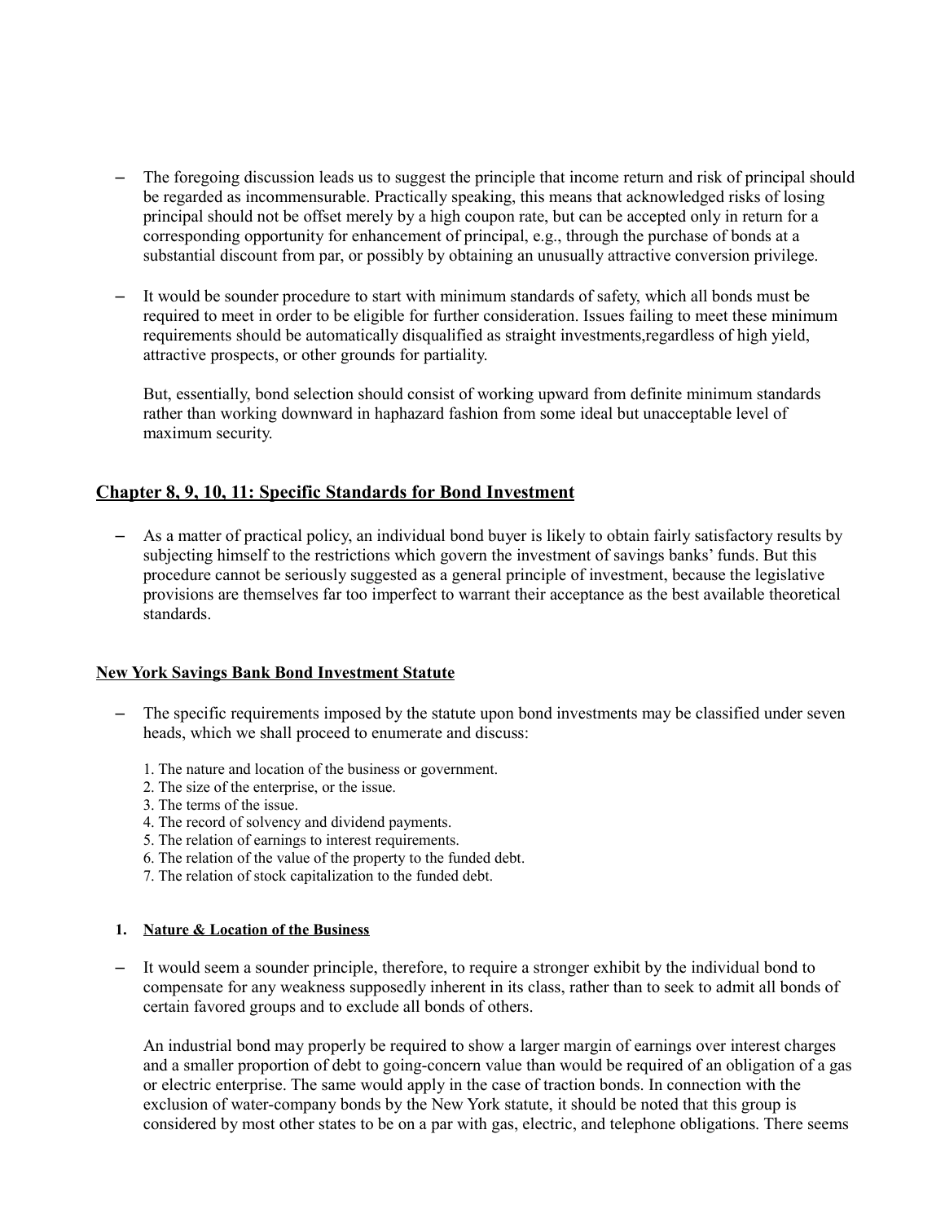- The foregoing discussion leads us to suggest the principle that income return and risk of principal should be regarded as incommensurable. Practically speaking, this means that acknowledged risks of losing principal should not be offset merely by a high coupon rate, but can be accepted only in return for a corresponding opportunity for enhancement of principal, e.g., through the purchase of bonds at a substantial discount from par, or possibly by obtaining an unusually attractive conversion privilege.

- It would be sounder procedure to start with minimum standards of safety, which all bonds must be required to meet in order to be eligible for further consideration. Issues failing to meet these minimum requirements should be automatically disqualified as straight investments,regardless of high yield, attractive prospects, or other grounds for partiality.

  But, essentially, bond selection should consist of working upward from definite minimum standards rather than working downward in haphazard fashion from some ideal but unacceptable level of maximum security.

## Chapter 8, 9, 10, 11: Specific Standards for Bond Investment

- As a matter of practical policy, an individual bond buyer is likely to obtain fairly satisfactory results by subjecting himself to the restrictions which govern the investment of savings banks' funds. But this procedure cannot be seriously suggested as a general principle of investment, because the legislative provisions are themselves far too imperfect to warrant their acceptance as the best available theoretical standards.

### New York Savings Bank Bond Investment Statute

- The specific requirements imposed by the statute upon bond investments may be classified under seven heads, which we shall proceed to enumerate and discuss:

  1. The nature and location of the business or government.
  2. The size of the enterprise, or the issue.
  3. The terms of the issue.
  4. The record of solvency and dividend payments.
  5. The relation of earnings to interest requirements.
  6. The relation of the value of the property to the funded debt.
  7. The relation of stock capitalization to the funded debt.

#### 1. Nature & Location of the Business

- It would seem a sounder principle, therefore, to require a stronger exhibit by the individual bond to compensate for any weakness supposedly inherent in its class, rather than to seek to admit all bonds of certain favored groups and to exclude all bonds of others.

  An industrial bond may properly be required to show a larger margin of earnings over interest charges and a smaller proportion of debt to going-concern value than would be required of an obligation of a gas or electric enterprise. The same would apply in the case of traction bonds. In connection with the exclusion of water-company bonds by the New York statute, it should be noted that this group is considered by most other states to be on a par with gas, electric, and telephone obligations. There seems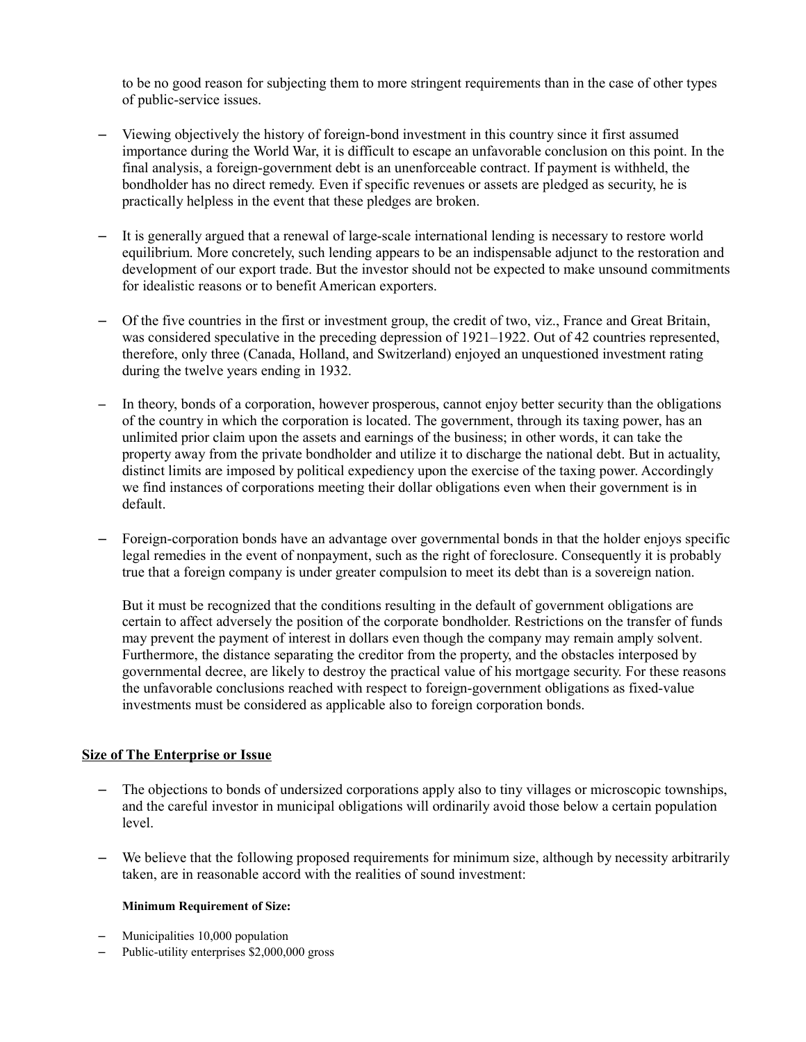to be no good reason for subjecting them to more stringent requirements than in the case of other types of public-service issues.

- Viewing objectively the history of foreign-bond investment in this country since it first assumed importance during the World War, it is difficult to escape an unfavorable conclusion on this point. In the final analysis, a foreign-government debt is an unenforceable contract. If payment is withheld, the bondholder has no direct remedy. Even if specific revenues or assets are pledged as security, he is practically helpless in the event that these pledges are broken.

- It is generally argued that a renewal of large-scale international lending is necessary to restore world equilibrium. More concretely, such lending appears to be an indispensable adjunct to the restoration and development of our export trade. But the investor should not be expected to make unsound commitments for idealistic reasons or to benefit American exporters.

- Of the five countries in the first or investment group, the credit of two, viz., France and Great Britain, was considered speculative in the preceding depression of 1921–1922. Out of 42 countries represented, therefore, only three (Canada, Holland, and Switzerland) enjoyed an unquestioned investment rating during the twelve years ending in 1932.

- In theory, bonds of a corporation, however prosperous, cannot enjoy better security than the obligations of the country in which the corporation is located. The government, through its taxing power, has an unlimited prior claim upon the assets and earnings of the business; in other words, it can take the property away from the private bondholder and utilize it to discharge the national debt. But in actuality, distinct limits are imposed by political expediency upon the exercise of the taxing power. Accordingly we find instances of corporations meeting their dollar obligations even when their government is in default.

- Foreign-corporation bonds have an advantage over governmental bonds in that the holder enjoys specific legal remedies in the event of nonpayment, such as the right of foreclosure. Consequently it is probably true that a foreign company is under greater compulsion to meet its debt than is a sovereign nation.

  But it must be recognized that the conditions resulting in the default of government obligations are certain to affect adversely the position of the corporate bondholder. Restrictions on the transfer of funds may prevent the payment of interest in dollars even though the company may remain amply solvent. Furthermore, the distance separating the creditor from the property, and the obstacles interposed by governmental decree, are likely to destroy the practical value of his mortgage security. For these reasons the unfavorable conclusions reached with respect to foreign-government obligations as fixed-value investments must be considered as applicable also to foreign corporation bonds.

## Size of The Enterprise or Issue

- The objections to bonds of undersized corporations apply also to tiny villages or microscopic townships, and the careful investor in municipal obligations will ordinarily avoid those below a certain population level.

- We believe that the following proposed requirements for minimum size, although by necessity arbitrarily taken, are in reasonable accord with the realities of sound investment:

**Minimum Requirement of Size:**

- Municipalities 10,000 population
- Public-utility enterprises $2,000,000 gross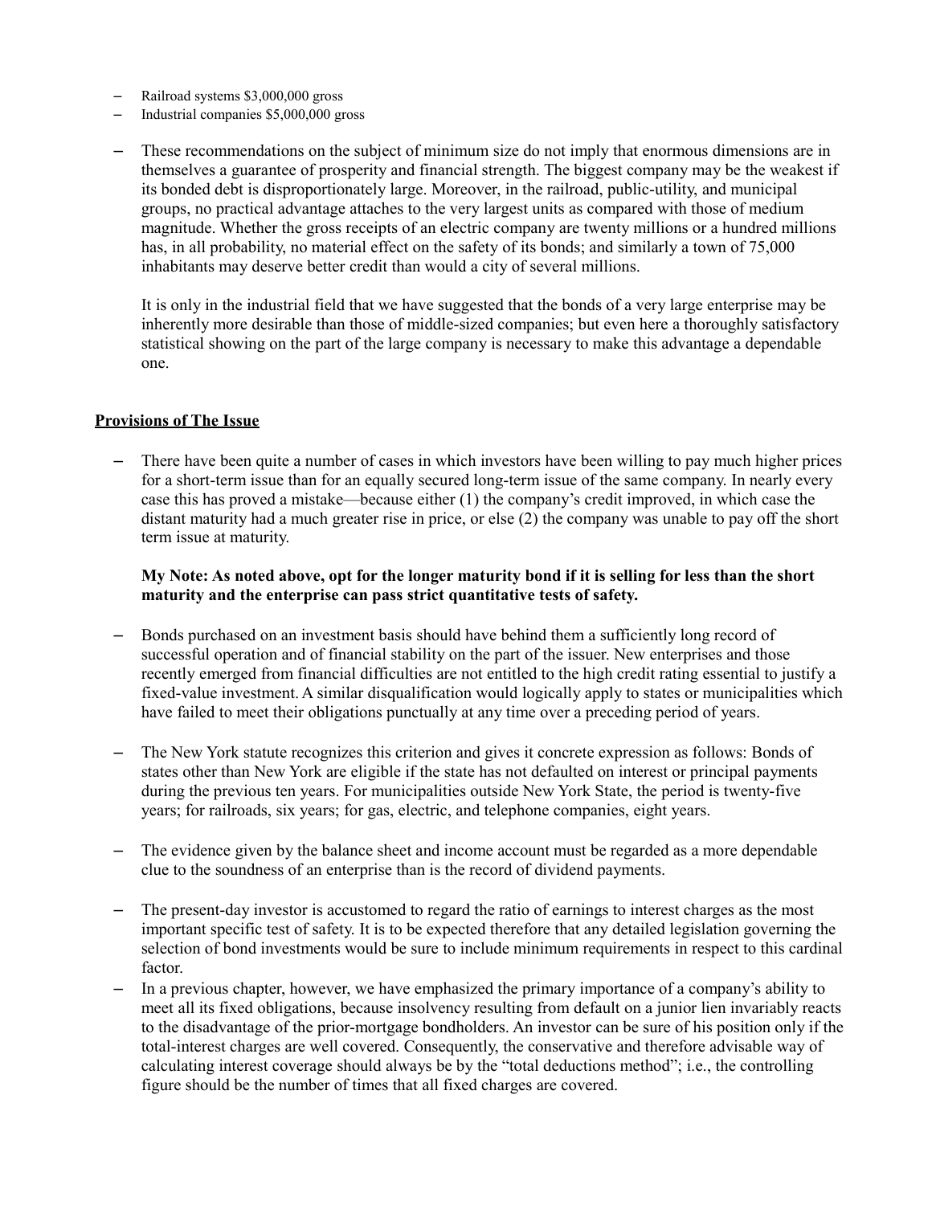- Railroad systems $3,000,000 gross
- Industrial companies $5,000,000 gross

- These recommendations on the subject of minimum size do not imply that enormous dimensions are in themselves a guarantee of prosperity and financial strength. The biggest company may be the weakest if its bonded debt is disproportionately large. Moreover, in the railroad, public-utility, and municipal groups, no practical advantage attaches to the very largest units as compared with those of medium magnitude. Whether the gross receipts of an electric company are twenty millions or a hundred millions has, in all probability, no material effect on the safety of its bonds; and similarly a town of 75,000 inhabitants may deserve better credit than would a city of several millions.

  It is only in the industrial field that we have suggested that the bonds of a very large enterprise may be inherently more desirable than those of middle-sized companies; but even here a thoroughly satisfactory statistical showing on the part of the large company is necessary to make this advantage a dependable one.

## Provisions of The Issue

- There have been quite a number of cases in which investors have been willing to pay much higher prices for a short-term issue than for an equally secured long-term issue of the same company. In nearly every case this has proved a mistake—because either (1) the company's credit improved, in which case the distant maturity had a much greater rise in price, or else (2) the company was unable to pay off the short term issue at maturity.

  **My Note: As noted above, opt for the longer maturity bond if it is selling for less than the short maturity and the enterprise can pass strict quantitative tests of safety.**

- Bonds purchased on an investment basis should have behind them a sufficiently long record of successful operation and of financial stability on the part of the issuer. New enterprises and those recently emerged from financial difficulties are not entitled to the high credit rating essential to justify a fixed-value investment. A similar disqualification would logically apply to states or municipalities which have failed to meet their obligations punctually at any time over a preceding period of years.

- The New York statute recognizes this criterion and gives it concrete expression as follows: Bonds of states other than New York are eligible if the state has not defaulted on interest or principal payments during the previous ten years. For municipalities outside New York State, the period is twenty-five years; for railroads, six years; for gas, electric, and telephone companies, eight years.

- The evidence given by the balance sheet and income account must be regarded as a more dependable clue to the soundness of an enterprise than is the record of dividend payments.

- The present-day investor is accustomed to regard the ratio of earnings to interest charges as the most important specific test of safety. It is to be expected therefore that any detailed legislation governing the selection of bond investments would be sure to include minimum requirements in respect to this cardinal factor.
- In a previous chapter, however, we have emphasized the primary importance of a company's ability to meet all its fixed obligations, because insolvency resulting from default on a junior lien invariably reacts to the disadvantage of the prior-mortgage bondholders. An investor can be sure of his position only if the total-interest charges are well covered. Consequently, the conservative and therefore advisable way of calculating interest coverage should always be by the "total deductions method"; i.e., the controlling figure should be the number of times that all fixed charges are covered.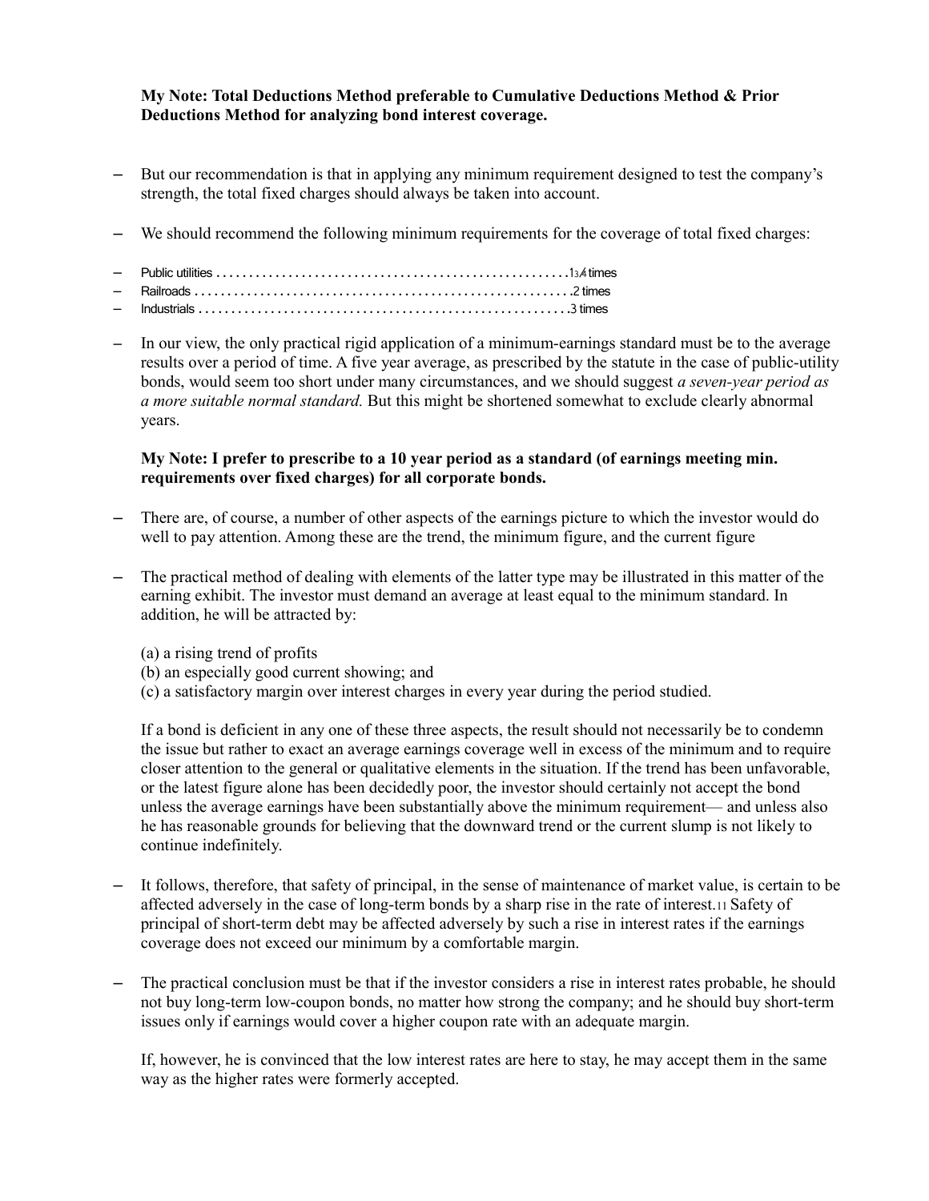**My Note: Total Deductions Method preferable to Cumulative Deductions Method & Prior Deductions Method for analyzing bond interest coverage.**

- But our recommendation is that in applying any minimum requirement designed to test the company's strength, the total fixed charges should always be taken into account.

- We should recommend the following minimum requirements for the coverage of total fixed charges:

- Public utilities . . . . . . . . . . . . . . . . . . . . . . . . . . . . . . . . . . . . . . . . . . . . . . . . . . . . 1 3/4 times
- Railroads . . . . . . . . . . . . . . . . . . . . . . . . . . . . . . . . . . . . . . . . . . . . . . . . . . . . . . . . 2 times
- Industrials . . . . . . . . . . . . . . . . . . . . . . . . . . . . . . . . . . . . . . . . . . . . . . . . . . . . . . . 3 times

- In our view, the only practical rigid application of a minimum-earnings standard must be to the average results over a period of time. A five year average, as prescribed by the statute in the case of public-utility bonds, would seem too short under many circumstances, and we should suggest *a seven-year period as a more suitable normal standard.* But this might be shortened somewhat to exclude clearly abnormal years.

  **My Note: I prefer to prescribe to a 10 year period as a standard (of earnings meeting min. requirements over fixed charges) for all corporate bonds.**

- There are, of course, a number of other aspects of the earnings picture to which the investor would do well to pay attention. Among these are the trend, the minimum figure, and the current figure

- The practical method of dealing with elements of the latter type may be illustrated in this matter of the earning exhibit. The investor must demand an average at least equal to the minimum standard. In addition, he will be attracted by:

  (a) a rising trend of profits
  (b) an especially good current showing; and
  (c) a satisfactory margin over interest charges in every year during the period studied.

  If a bond is deficient in any one of these three aspects, the result should not necessarily be to condemn the issue but rather to exact an average earnings coverage well in excess of the minimum and to require closer attention to the general or qualitative elements in the situation. If the trend has been unfavorable, or the latest figure alone has been decidedly poor, the investor should certainly not accept the bond unless the average earnings have been substantially above the minimum requirement— and unless also he has reasonable grounds for believing that the downward trend or the current slump is not likely to continue indefinitely.

- It follows, therefore, that safety of principal, in the sense of maintenance of market value, is certain to be affected adversely in the case of long-term bonds by a sharp rise in the rate of interest.[11] Safety of principal of short-term debt may be affected adversely by such a rise in interest rates if the earnings coverage does not exceed our minimum by a comfortable margin.

- The practical conclusion must be that if the investor considers a rise in interest rates probable, he should not buy long-term low-coupon bonds, no matter how strong the company; and he should buy short-term issues only if earnings would cover a higher coupon rate with an adequate margin.

  If, however, he is convinced that the low interest rates are here to stay, he may accept them in the same way as the higher rates were formerly accepted.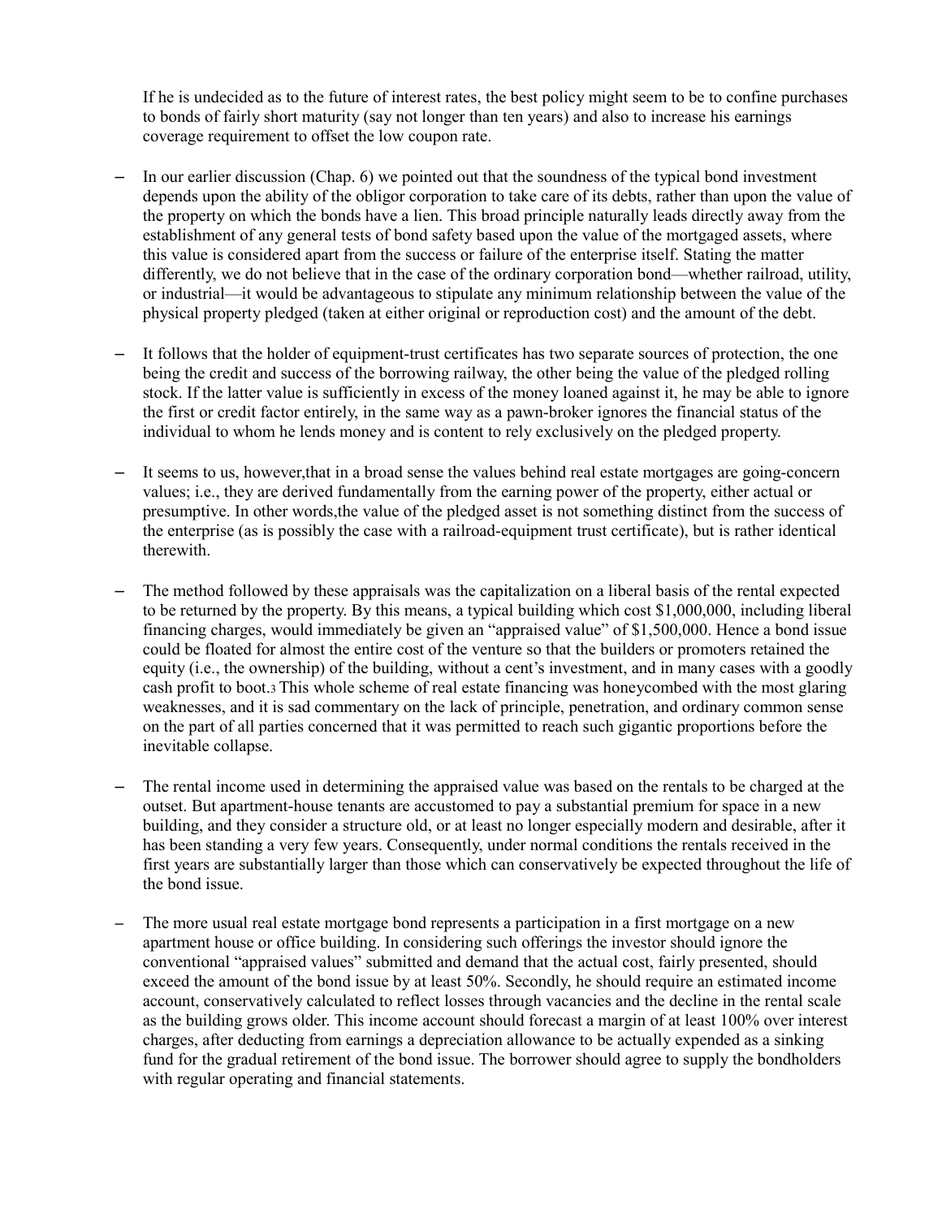If he is undecided as to the future of interest rates, the best policy might seem to be to confine purchases to bonds of fairly short maturity (say not longer than ten years) and also to increase his earnings coverage requirement to offset the low coupon rate.

- In our earlier discussion (Chap. 6) we pointed out that the soundness of the typical bond investment depends upon the ability of the obligor corporation to take care of its debts, rather than upon the value of the property on which the bonds have a lien. This broad principle naturally leads directly away from the establishment of any general tests of bond safety based upon the value of the mortgaged assets, where this value is considered apart from the success or failure of the enterprise itself. Stating the matter differently, we do not believe that in the case of the ordinary corporation bond—whether railroad, utility, or industrial—it would be advantageous to stipulate any minimum relationship between the value of the physical property pledged (taken at either original or reproduction cost) and the amount of the debt.

- It follows that the holder of equipment-trust certificates has two separate sources of protection, the one being the credit and success of the borrowing railway, the other being the value of the pledged rolling stock. If the latter value is sufficiently in excess of the money loaned against it, he may be able to ignore the first or credit factor entirely, in the same way as a pawn-broker ignores the financial status of the individual to whom he lends money and is content to rely exclusively on the pledged property.

- It seems to us, however,that in a broad sense the values behind real estate mortgages are going-concern values; i.e., they are derived fundamentally from the earning power of the property, either actual or presumptive. In other words,the value of the pledged asset is not something distinct from the success of the enterprise (as is possibly the case with a railroad-equipment trust certificate), but is rather identical therewith.

- The method followed by these appraisals was the capitalization on a liberal basis of the rental expected to be returned by the property. By this means, a typical building which cost $1,000,000, including liberal financing charges, would immediately be given an "appraised value" of $1,500,000. Hence a bond issue could be floated for almost the entire cost of the venture so that the builders or promoters retained the equity (i.e., the ownership) of the building, without a cent's investment, and in many cases with a goodly cash profit to boot.[3] This whole scheme of real estate financing was honeycombed with the most glaring weaknesses, and it is sad commentary on the lack of principle, penetration, and ordinary common sense on the part of all parties concerned that it was permitted to reach such gigantic proportions before the inevitable collapse.

- The rental income used in determining the appraised value was based on the rentals to be charged at the outset. But apartment-house tenants are accustomed to pay a substantial premium for space in a new building, and they consider a structure old, or at least no longer especially modern and desirable, after it has been standing a very few years. Consequently, under normal conditions the rentals received in the first years are substantially larger than those which can conservatively be expected throughout the life of the bond issue.

- The more usual real estate mortgage bond represents a participation in a first mortgage on a new apartment house or office building. In considering such offerings the investor should ignore the conventional "appraised values" submitted and demand that the actual cost, fairly presented, should exceed the amount of the bond issue by at least 50%. Secondly, he should require an estimated income account, conservatively calculated to reflect losses through vacancies and the decline in the rental scale as the building grows older. This income account should forecast a margin of at least 100% over interest charges, after deducting from earnings a depreciation allowance to be actually expended as a sinking fund for the gradual retirement of the bond issue. The borrower should agree to supply the bondholders with regular operating and financial statements.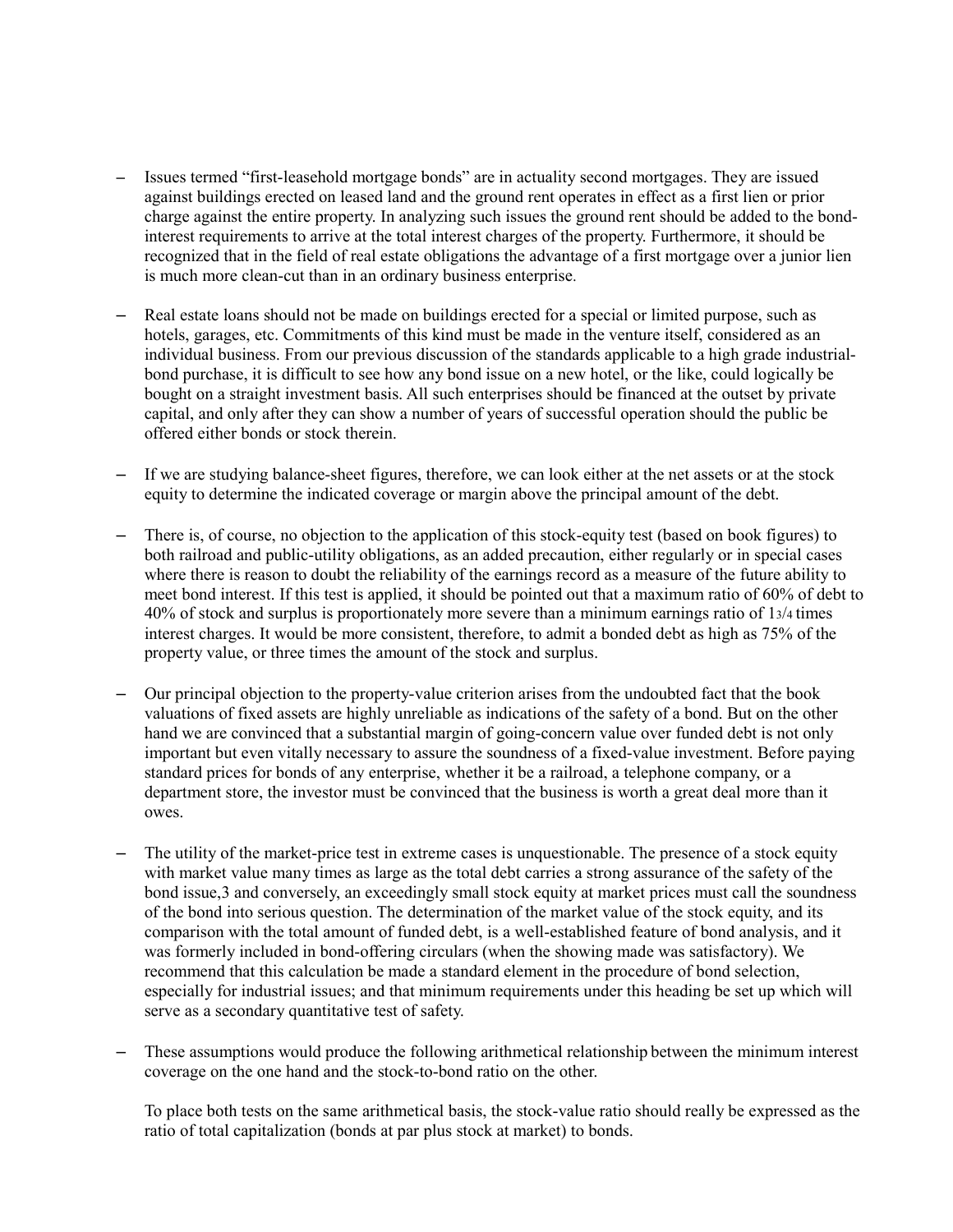- Issues termed "first-leasehold mortgage bonds" are in actuality second mortgages. They are issued against buildings erected on leased land and the ground rent operates in effect as a first lien or prior charge against the entire property. In analyzing such issues the ground rent should be added to the bond-interest requirements to arrive at the total interest charges of the property. Furthermore, it should be recognized that in the field of real estate obligations the advantage of a first mortgage over a junior lien is much more clean-cut than in an ordinary business enterprise.

- Real estate loans should not be made on buildings erected for a special or limited purpose, such as hotels, garages, etc. Commitments of this kind must be made in the venture itself, considered as an individual business. From our previous discussion of the standards applicable to a high grade industrial-bond purchase, it is difficult to see how any bond issue on a new hotel, or the like, could logically be bought on a straight investment basis. All such enterprises should be financed at the outset by private capital, and only after they can show a number of years of successful operation should the public be offered either bonds or stock therein.

- If we are studying balance-sheet figures, therefore, we can look either at the net assets or at the stock equity to determine the indicated coverage or margin above the principal amount of the debt.

- There is, of course, no objection to the application of this stock-equity test (based on book figures) to both railroad and public-utility obligations, as an added precaution, either regularly or in special cases where there is reason to doubt the reliability of the earnings record as a measure of the future ability to meet bond interest. If this test is applied, it should be pointed out that a maximum ratio of 60% of debt to 40% of stock and surplus is proportionately more severe than a minimum earnings ratio of 1 3/4 times interest charges. It would be more consistent, therefore, to admit a bonded debt as high as 75% of the property value, or three times the amount of the stock and surplus.

- Our principal objection to the property-value criterion arises from the undoubted fact that the book valuations of fixed assets are highly unreliable as indications of the safety of a bond. But on the other hand we are convinced that a substantial margin of going-concern value over funded debt is not only important but even vitally necessary to assure the soundness of a fixed-value investment. Before paying standard prices for bonds of any enterprise, whether it be a railroad, a telephone company, or a department store, the investor must be convinced that the business is worth a great deal more than it owes.

- The utility of the market-price test in extreme cases is unquestionable. The presence of a stock equity with market value many times as large as the total debt carries a strong assurance of the safety of the bond issue,[3] and conversely, an exceedingly small stock equity at market prices must call the soundness of the bond into serious question. The determination of the market value of the stock equity, and its comparison with the total amount of funded debt, is a well-established feature of bond analysis, and it was formerly included in bond-offering circulars (when the showing made was satisfactory). We recommend that this calculation be made a standard element in the procedure of bond selection, especially for industrial issues; and that minimum requirements under this heading be set up which will serve as a secondary quantitative test of safety.

- These assumptions would produce the following arithmetical relationship between the minimum interest coverage on the one hand and the stock-to-bond ratio on the other.

  To place both tests on the same arithmetical basis, the stock-value ratio should really be expressed as the ratio of total capitalization (bonds at par plus stock at market) to bonds.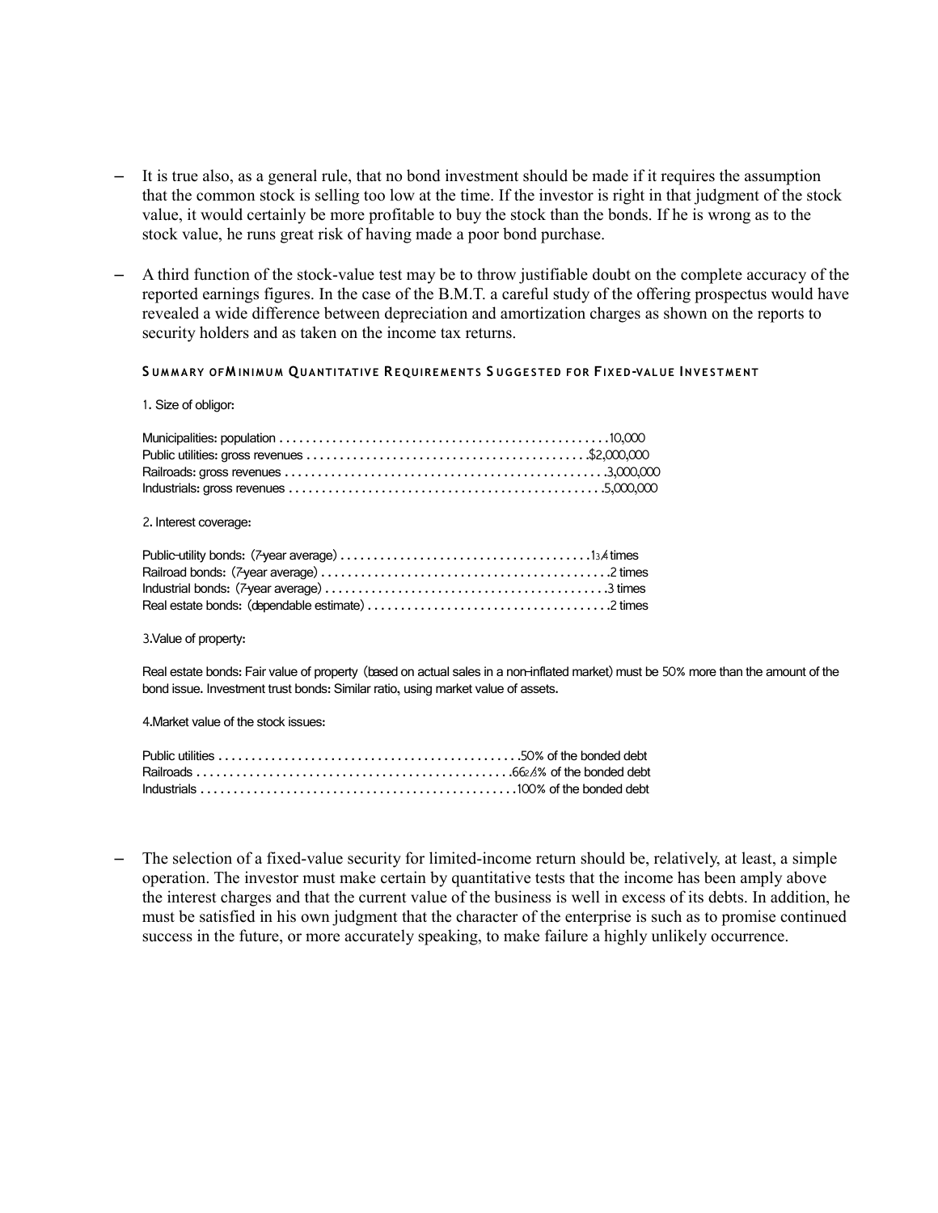- It is true also, as a general rule, that no bond investment should be made if it requires the assumption that the common stock is selling too low at the time. If the investor is right in that judgment of the stock value, it would certainly be more profitable to buy the stock than the bonds. If he is wrong as to the stock value, he runs great risk of having made a poor bond purchase.

- A third function of the stock-value test may be to throw justifiable doubt on the complete accuracy of the reported earnings figures. In the case of the B.M.T. a careful study of the offering prospectus would have revealed a wide difference between depreciation and amortization charges as shown on the reports to security holders and as taken on the income tax returns.

#### Summary of Minimum Quantitative Requirements Suggested for Fixed-value Investment

1. Size of obligor:

| | |
|---|---|
| Municipalities: population | 10,000 |
| Public utilities: gross revenues | $2,000,000 |
| Railroads: gross revenues | 3,000,000 |
| Industrials: gross revenues | 5,000,000 |

2. Interest coverage:

| | |
|---|---|
| Public-utility bonds: (7-year average) | 1 3/4 times |
| Railroad bonds: (7-year average) | 2 times |
| Industrial bonds: (7-year average) | 3 times |
| Real estate bonds: (dependable estimate) | 2 times |

3. Value of property:

Real estate bonds: Fair value of property (based on actual sales in a non-inflated market) must be 50% more than the amount of the bond issue. Investment trust bonds: Similar ratio, using market value of assets.

4. Market value of the stock issues:

| | |
|---|---|
| Public utilities | 50% of the bonded debt |
| Railroads | 66 2/3% of the bonded debt |
| Industrials | 100% of the bonded debt |

- The selection of a fixed-value security for limited-income return should be, relatively, at least, a simple operation. The investor must make certain by quantitative tests that the income has been amply above the interest charges and that the current value of the business is well in excess of its debts. In addition, he must be satisfied in his own judgment that the character of the enterprise is such as to promise continued success in the future, or more accurately speaking, to make failure a highly unlikely occurrence.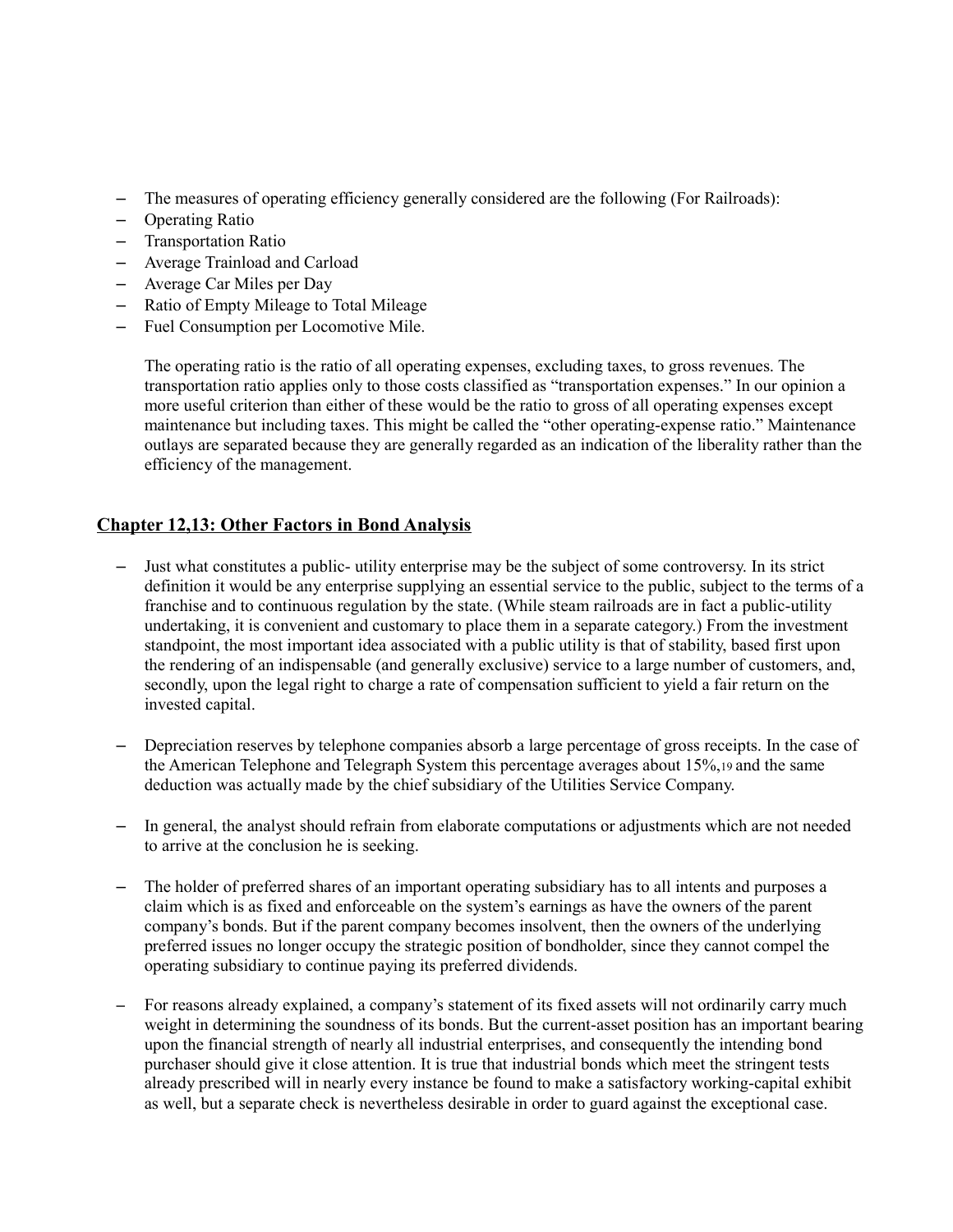- The measures of operating efficiency generally considered are the following (For Railroads):
- Operating Ratio
- Transportation Ratio
- Average Trainload and Carload
- Average Car Miles per Day
- Ratio of Empty Mileage to Total Mileage
- Fuel Consumption per Locomotive Mile.

  The operating ratio is the ratio of all operating expenses, excluding taxes, to gross revenues. The transportation ratio applies only to those costs classified as "transportation expenses." In our opinion a more useful criterion than either of these would be the ratio to gross of all operating expenses except maintenance but including taxes. This might be called the "other operating-expense ratio." Maintenance outlays are separated because they are generally regarded as an indication of the liberality rather than the efficiency of the management.

## Chapter 12,13: Other Factors in Bond Analysis

- Just what constitutes a public- utility enterprise may be the subject of some controversy. In its strict definition it would be any enterprise supplying an essential service to the public, subject to the terms of a franchise and to continuous regulation by the state. (While steam railroads are in fact a public-utility undertaking, it is convenient and customary to place them in a separate category.) From the investment standpoint, the most important idea associated with a public utility is that of stability, based first upon the rendering of an indispensable (and generally exclusive) service to a large number of customers, and, secondly, upon the legal right to charge a rate of compensation sufficient to yield a fair return on the invested capital.

- Depreciation reserves by telephone companies absorb a large percentage of gross receipts. In the case of the American Telephone and Telegraph System this percentage averages about 15%,[19] and the same deduction was actually made by the chief subsidiary of the Utilities Service Company.

- In general, the analyst should refrain from elaborate computations or adjustments which are not needed to arrive at the conclusion he is seeking.

- The holder of preferred shares of an important operating subsidiary has to all intents and purposes a claim which is as fixed and enforceable on the system's earnings as have the owners of the parent company's bonds. But if the parent company becomes insolvent, then the owners of the underlying preferred issues no longer occupy the strategic position of bondholder, since they cannot compel the operating subsidiary to continue paying its preferred dividends.

- For reasons already explained, a company's statement of its fixed assets will not ordinarily carry much weight in determining the soundness of its bonds. But the current-asset position has an important bearing upon the financial strength of nearly all industrial enterprises, and consequently the intending bond purchaser should give it close attention. It is true that industrial bonds which meet the stringent tests already prescribed will in nearly every instance be found to make a satisfactory working-capital exhibit as well, but a separate check is nevertheless desirable in order to guard against the exceptional case.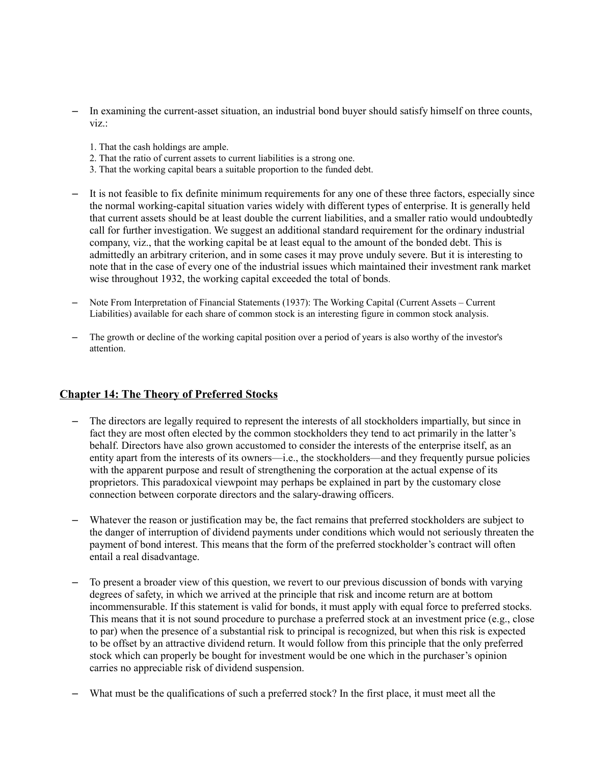- In examining the current-asset situation, an industrial bond buyer should satisfy himself on three counts, viz.:

  1. That the cash holdings are ample.
  2. That the ratio of current assets to current liabilities is a strong one.
  3. That the working capital bears a suitable proportion to the funded debt.

- It is not feasible to fix definite minimum requirements for any one of these three factors, especially since the normal working-capital situation varies widely with different types of enterprise. It is generally held that current assets should be at least double the current liabilities, and a smaller ratio would undoubtedly call for further investigation. We suggest an additional standard requirement for the ordinary industrial company, viz., that the working capital be at least equal to the amount of the bonded debt. This is admittedly an arbitrary criterion, and in some cases it may prove unduly severe. But it is interesting to note that in the case of every one of the industrial issues which maintained their investment rank market wise throughout 1932, the working capital exceeded the total of bonds.

- Note From Interpretation of Financial Statements (1937): The Working Capital (Current Assets – Current Liabilities) available for each share of common stock is an interesting figure in common stock analysis.

- The growth or decline of the working capital position over a period of years is also worthy of the investor's attention.

## Chapter 14: The Theory of Preferred Stocks

- The directors are legally required to represent the interests of all stockholders impartially, but since in fact they are most often elected by the common stockholders they tend to act primarily in the latter's behalf. Directors have also grown accustomed to consider the interests of the enterprise itself, as an entity apart from the interests of its owners—i.e., the stockholders—and they frequently pursue policies with the apparent purpose and result of strengthening the corporation at the actual expense of its proprietors. This paradoxical viewpoint may perhaps be explained in part by the customary close connection between corporate directors and the salary-drawing officers.

- Whatever the reason or justification may be, the fact remains that preferred stockholders are subject to the danger of interruption of dividend payments under conditions which would not seriously threaten the payment of bond interest. This means that the form of the preferred stockholder's contract will often entail a real disadvantage.

- To present a broader view of this question, we revert to our previous discussion of bonds with varying degrees of safety, in which we arrived at the principle that risk and income return are at bottom incommensurable. If this statement is valid for bonds, it must apply with equal force to preferred stocks. This means that it is not sound procedure to purchase a preferred stock at an investment price (e.g., close to par) when the presence of a substantial risk to principal is recognized, but when this risk is expected to be offset by an attractive dividend return. It would follow from this principle that the only preferred stock which can properly be bought for investment would be one which in the purchaser's opinion carries no appreciable risk of dividend suspension.

- What must be the qualifications of such a preferred stock? In the first place, it must meet all the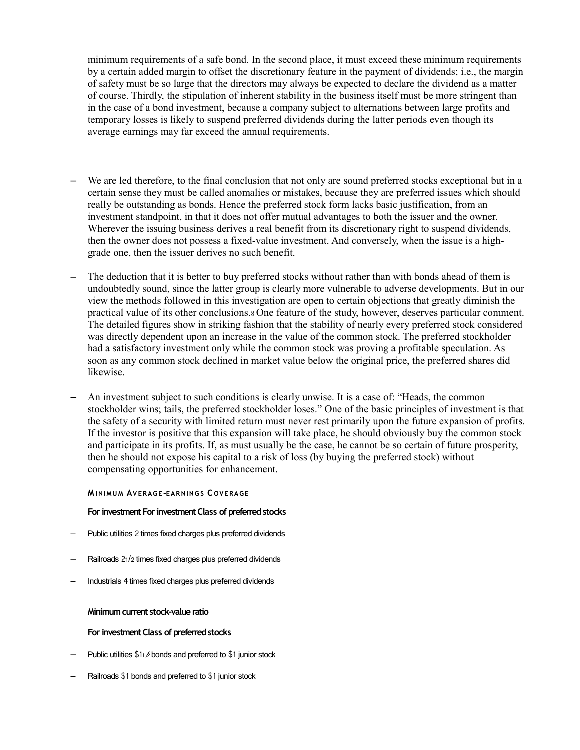minimum requirements of a safe bond. In the second place, it must exceed these minimum requirements by a certain added margin to offset the discretionary feature in the payment of dividends; i.e., the margin of safety must be so large that the directors may always be expected to declare the dividend as a matter of course. Thirdly, the stipulation of inherent stability in the business itself must be more stringent than in the case of a bond investment, because a company subject to alternations between large profits and temporary losses is likely to suspend preferred dividends during the latter periods even though its average earnings may far exceed the annual requirements.

- We are led therefore, to the final conclusion that not only are sound preferred stocks exceptional but in a certain sense they must be called anomalies or mistakes, because they are preferred issues which should really be outstanding as bonds. Hence the preferred stock form lacks basic justification, from an investment standpoint, in that it does not offer mutual advantages to both the issuer and the owner. Wherever the issuing business derives a real benefit from its discretionary right to suspend dividends, then the owner does not possess a fixed-value investment. And conversely, when the issue is a high-grade one, then the issuer derives no such benefit.

- The deduction that it is better to buy preferred stocks without rather than with bonds ahead of them is undoubtedly sound, since the latter group is clearly more vulnerable to adverse developments. But in our view the methods followed in this investigation are open to certain objections that greatly diminish the practical value of its other conclusions.[8] One feature of the study, however, deserves particular comment. The detailed figures show in striking fashion that the stability of nearly every preferred stock considered was directly dependent upon an increase in the value of the common stock. The preferred stockholder had a satisfactory investment only while the common stock was proving a profitable speculation. As soon as any common stock declined in market value below the original price, the preferred shares did likewise.

- An investment subject to such conditions is clearly unwise. It is a case of: "Heads, the common stockholder wins; tails, the preferred stockholder loses." One of the basic principles of investment is that the safety of a security with limited return must never rest primarily upon the future expansion of profits. If the investor is positive that this expansion will take place, he should obviously buy the common stock and participate in its profits. If, as must usually be the case, he cannot be so certain of future prosperity, then he should not expose his capital to a risk of loss (by buying the preferred stock) without compensating opportunities for enhancement.

#### MINIMUM AVERAGE-EARNINGS COVERAGE

**For investment For investment Class of preferred stocks**

- Public utilities 2 times fixed charges plus preferred dividends
- Railroads 2 1/2 times fixed charges plus preferred dividends
- Industrials 4 times fixed charges plus preferred dividends

**Minimum current stock-value ratio**

**For investment Class of preferred stocks**

- Public utilities $1 1/2 bonds and preferred to $1 junior stock
- Railroads $1 bonds and preferred to $1 junior stock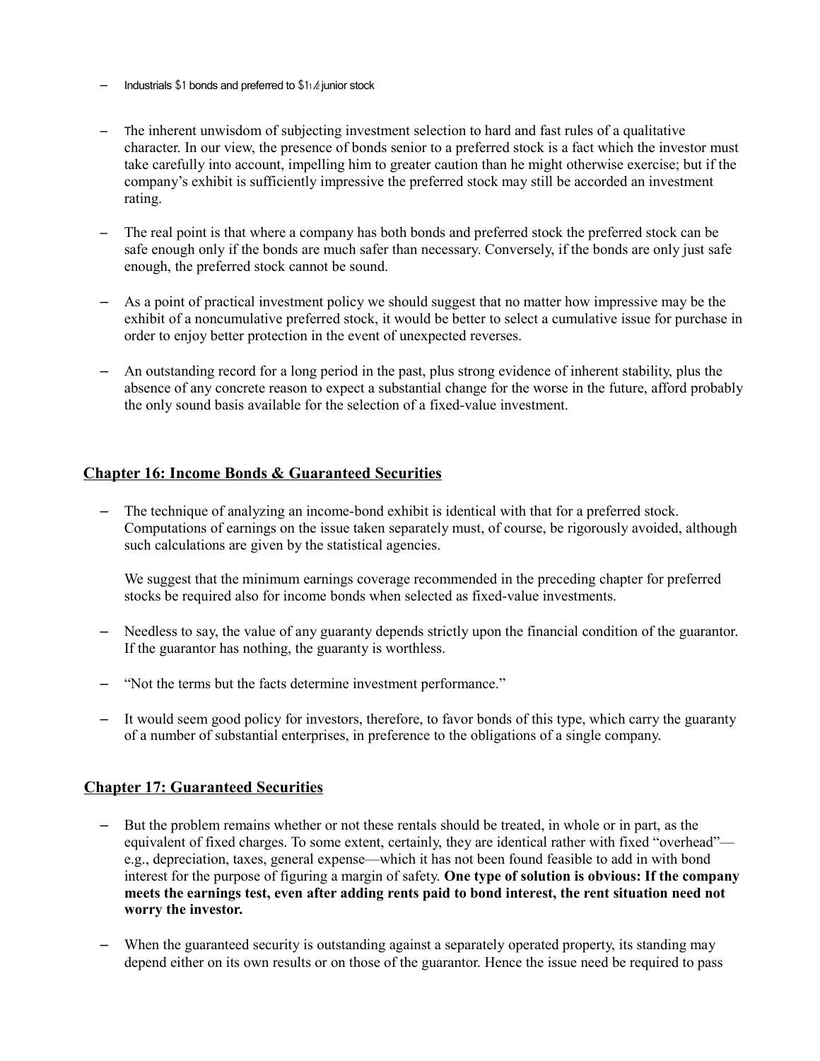- Industrials $1 bonds and preferred to $1½ junior stock

- The inherent unwisdom of subjecting investment selection to hard and fast rules of a qualitative character. In our view, the presence of bonds senior to a preferred stock is a fact which the investor must take carefully into account, impelling him to greater caution than he might otherwise exercise; but if the company's exhibit is sufficiently impressive the preferred stock may still be accorded an investment rating.

- The real point is that where a company has both bonds and preferred stock the preferred stock can be safe enough only if the bonds are much safer than necessary. Conversely, if the bonds are only just safe enough, the preferred stock cannot be sound.

- As a point of practical investment policy we should suggest that no matter how impressive may be the exhibit of a noncumulative preferred stock, it would be better to select a cumulative issue for purchase in order to enjoy better protection in the event of unexpected reverses.

- An outstanding record for a long period in the past, plus strong evidence of inherent stability, plus the absence of any concrete reason to expect a substantial change for the worse in the future, afford probably the only sound basis available for the selection of a fixed-value investment.

## Chapter 16: Income Bonds & Guaranteed Securities

- The technique of analyzing an income-bond exhibit is identical with that for a preferred stock. Computations of earnings on the issue taken separately must, of course, be rigorously avoided, although such calculations are given by the statistical agencies.

  We suggest that the minimum earnings coverage recommended in the preceding chapter for preferred stocks be required also for income bonds when selected as fixed-value investments.

- Needless to say, the value of any guaranty depends strictly upon the financial condition of the guarantor. If the guarantor has nothing, the guaranty is worthless.

- "Not the terms but the facts determine investment performance."

- It would seem good policy for investors, therefore, to favor bonds of this type, which carry the guaranty of a number of substantial enterprises, in preference to the obligations of a single company.

## Chapter 17: Guaranteed Securities

- But the problem remains whether or not these rentals should be treated, in whole or in part, as the equivalent of fixed charges. To some extent, certainly, they are identical rather with fixed "overhead"—e.g., depreciation, taxes, general expense—which it has not been found feasible to add in with bond interest for the purpose of figuring a margin of safety. **One type of solution is obvious: If the company meets the earnings test, even after adding rents paid to bond interest, the rent situation need not worry the investor.**

- When the guaranteed security is outstanding against a separately operated property, its standing may depend either on its own results or on those of the guarantor. Hence the issue need be required to pass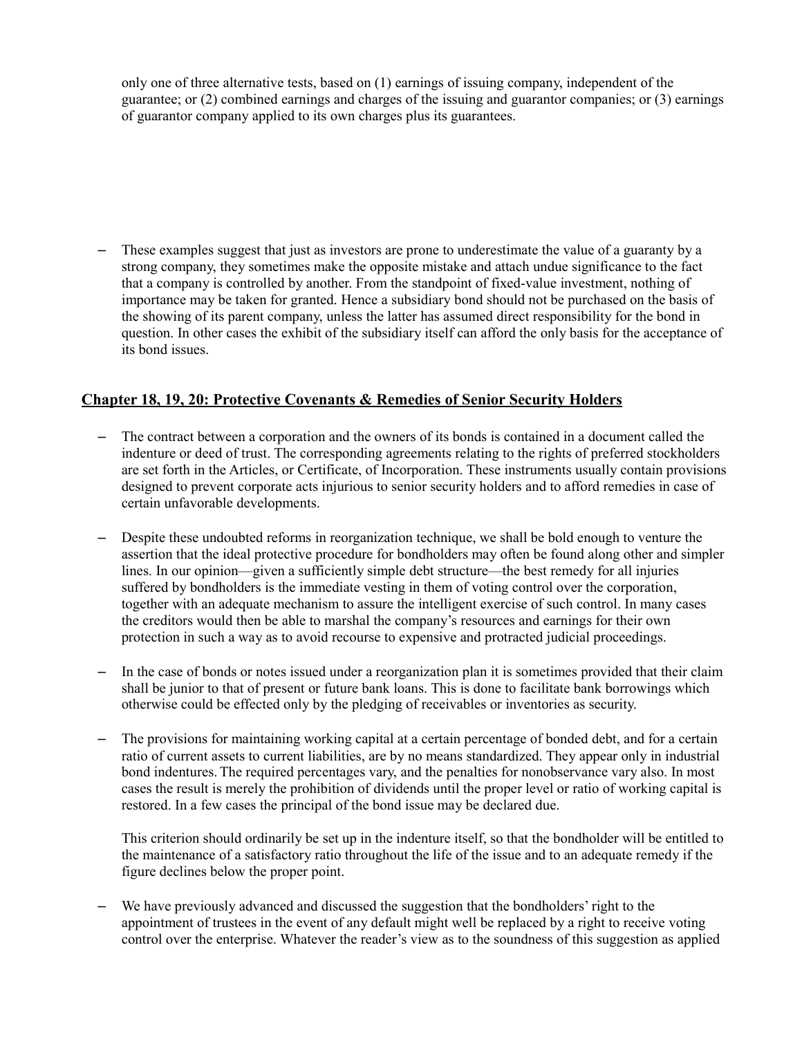only one of three alternative tests, based on (1) earnings of issuing company, independent of the guarantee; or (2) combined earnings and charges of the issuing and guarantor companies; or (3) earnings of guarantor company applied to its own charges plus its guarantees.

- These examples suggest that just as investors are prone to underestimate the value of a guaranty by a strong company, they sometimes make the opposite mistake and attach undue significance to the fact that a company is controlled by another. From the standpoint of fixed-value investment, nothing of importance may be taken for granted. Hence a subsidiary bond should not be purchased on the basis of the showing of its parent company, unless the latter has assumed direct responsibility for the bond in question. In other cases the exhibit of the subsidiary itself can afford the only basis for the acceptance of its bond issues.

## Chapter 18, 19, 20: Protective Covenants & Remedies of Senior Security Holders

- The contract between a corporation and the owners of its bonds is contained in a document called the indenture or deed of trust. The corresponding agreements relating to the rights of preferred stockholders are set forth in the Articles, or Certificate, of Incorporation. These instruments usually contain provisions designed to prevent corporate acts injurious to senior security holders and to afford remedies in case of certain unfavorable developments.

- Despite these undoubted reforms in reorganization technique, we shall be bold enough to venture the assertion that the ideal protective procedure for bondholders may often be found along other and simpler lines. In our opinion—given a sufficiently simple debt structure—the best remedy for all injuries suffered by bondholders is the immediate vesting in them of voting control over the corporation, together with an adequate mechanism to assure the intelligent exercise of such control. In many cases the creditors would then be able to marshal the company's resources and earnings for their own protection in such a way as to avoid recourse to expensive and protracted judicial proceedings.

- In the case of bonds or notes issued under a reorganization plan it is sometimes provided that their claim shall be junior to that of present or future bank loans. This is done to facilitate bank borrowings which otherwise could be effected only by the pledging of receivables or inventories as security.

- The provisions for maintaining working capital at a certain percentage of bonded debt, and for a certain ratio of current assets to current liabilities, are by no means standardized. They appear only in industrial bond indentures. The required percentages vary, and the penalties for nonobservance vary also. In most cases the result is merely the prohibition of dividends until the proper level or ratio of working capital is restored. In a few cases the principal of the bond issue may be declared due.

  This criterion should ordinarily be set up in the indenture itself, so that the bondholder will be entitled to the maintenance of a satisfactory ratio throughout the life of the issue and to an adequate remedy if the figure declines below the proper point.

- We have previously advanced and discussed the suggestion that the bondholders' right to the appointment of trustees in the event of any default might well be replaced by a right to receive voting control over the enterprise. Whatever the reader's view as to the soundness of this suggestion as applied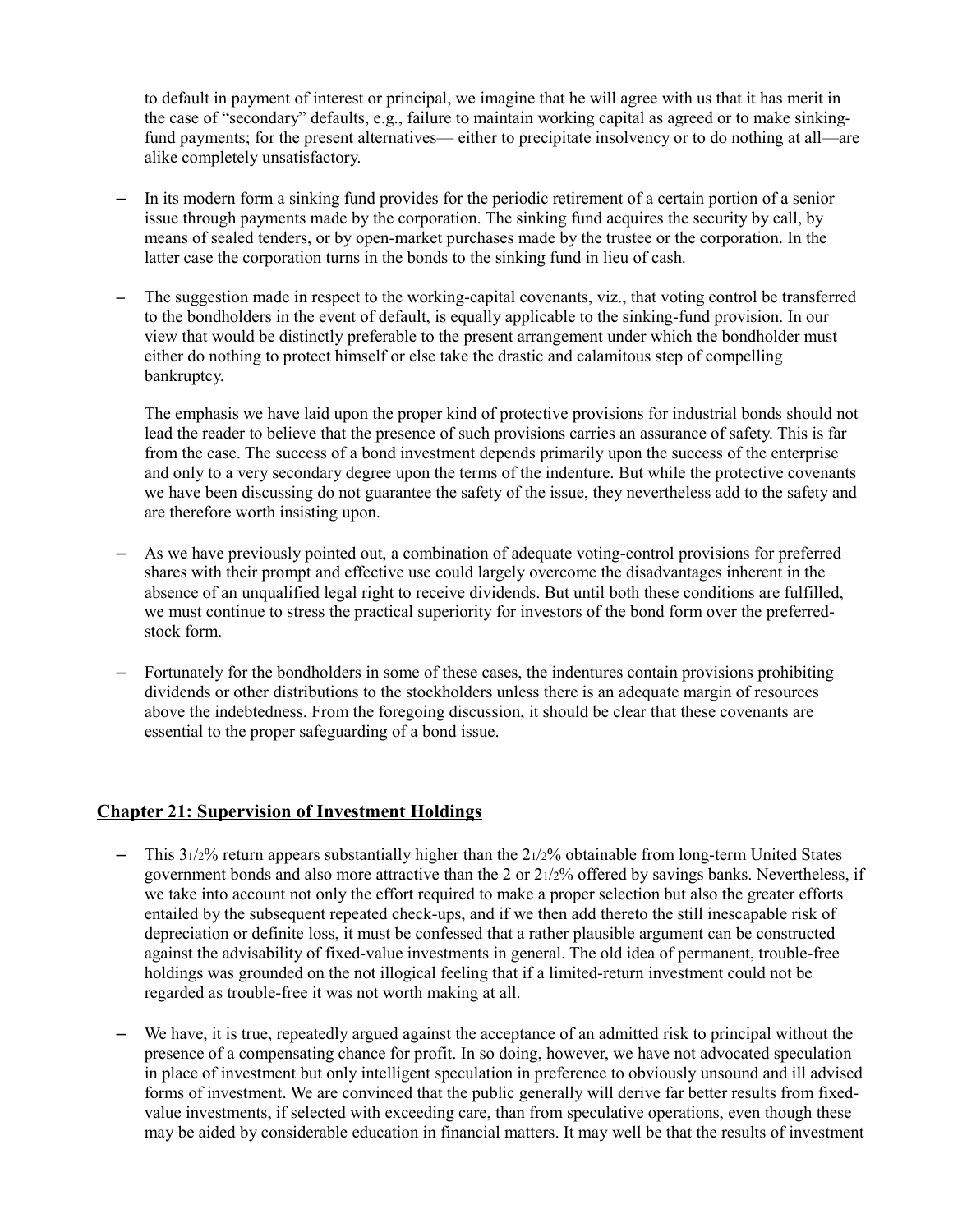to default in payment of interest or principal, we imagine that he will agree with us that it has merit in the case of "secondary" defaults, e.g., failure to maintain working capital as agreed or to make sinking-fund payments; for the present alternatives— either to precipitate insolvency or to do nothing at all—are alike completely unsatisfactory.

- In its modern form a sinking fund provides for the periodic retirement of a certain portion of a senior issue through payments made by the corporation. The sinking fund acquires the security by call, by means of sealed tenders, or by open-market purchases made by the trustee or the corporation. In the latter case the corporation turns in the bonds to the sinking fund in lieu of cash.

- The suggestion made in respect to the working-capital covenants, viz., that voting control be transferred to the bondholders in the event of default, is equally applicable to the sinking-fund provision. In our view that would be distinctly preferable to the present arrangement under which the bondholder must either do nothing to protect himself or else take the drastic and calamitous step of compelling bankruptcy.

  The emphasis we have laid upon the proper kind of protective provisions for industrial bonds should not lead the reader to believe that the presence of such provisions carries an assurance of safety. This is far from the case. The success of a bond investment depends primarily upon the success of the enterprise and only to a very secondary degree upon the terms of the indenture. But while the protective covenants we have been discussing do not guarantee the safety of the issue, they nevertheless add to the safety and are therefore worth insisting upon.

- As we have previously pointed out, a combination of adequate voting-control provisions for preferred shares with their prompt and effective use could largely overcome the disadvantages inherent in the absence of an unqualified legal right to receive dividends. But until both these conditions are fulfilled, we must continue to stress the practical superiority for investors of the bond form over the preferred-stock form.

- Fortunately for the bondholders in some of these cases, the indentures contain provisions prohibiting dividends or other distributions to the stockholders unless there is an adequate margin of resources above the indebtedness. From the foregoing discussion, it should be clear that these covenants are essential to the proper safeguarding of a bond issue.

## Chapter 21: Supervision of Investment Holdings

- This 3 1/2% return appears substantially higher than the 2 1/2% obtainable from long-term United States government bonds and also more attractive than the 2 or 2 1/2% offered by savings banks. Nevertheless, if we take into account not only the effort required to make a proper selection but also the greater efforts entailed by the subsequent repeated check-ups, and if we then add thereto the still inescapable risk of depreciation or definite loss, it must be confessed that a rather plausible argument can be constructed against the advisability of fixed-value investments in general. The old idea of permanent, trouble-free holdings was grounded on the not illogical feeling that if a limited-return investment could not be regarded as trouble-free it was not worth making at all.

- We have, it is true, repeatedly argued against the acceptance of an admitted risk to principal without the presence of a compensating chance for profit. In so doing, however, we have not advocated speculation in place of investment but only intelligent speculation in preference to obviously unsound and ill advised forms of investment. We are convinced that the public generally will derive far better results from fixed-value investments, if selected with exceeding care, than from speculative operations, even though these may be aided by considerable education in financial matters. It may well be that the results of investment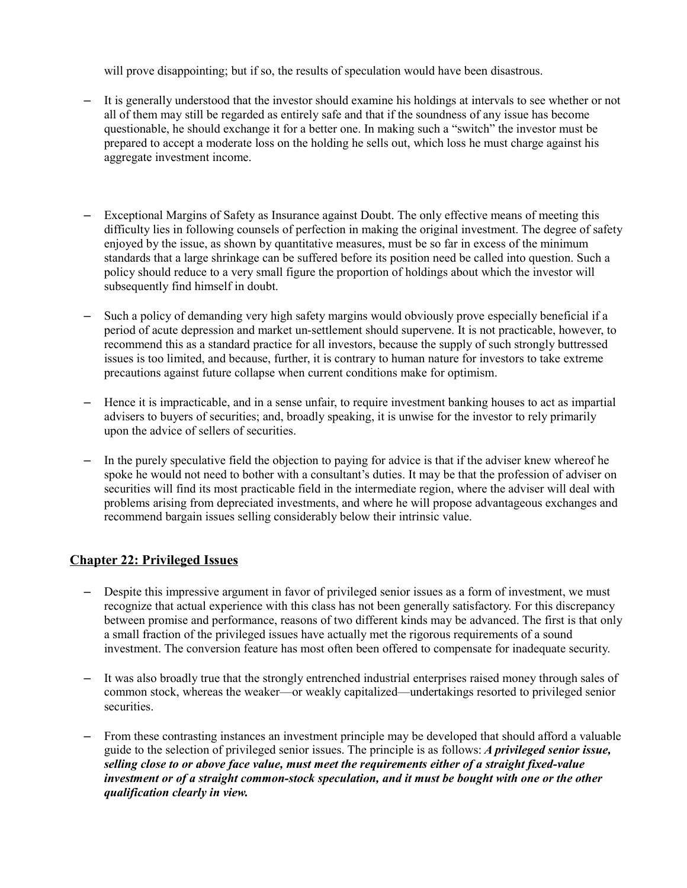will prove disappointing; but if so, the results of speculation would have been disastrous.

- It is generally understood that the investor should examine his holdings at intervals to see whether or not all of them may still be regarded as entirely safe and that if the soundness of any issue has become questionable, he should exchange it for a better one. In making such a "switch" the investor must be prepared to accept a moderate loss on the holding he sells out, which loss he must charge against his aggregate investment income.

- Exceptional Margins of Safety as Insurance against Doubt. The only effective means of meeting this difficulty lies in following counsels of perfection in making the original investment. The degree of safety enjoyed by the issue, as shown by quantitative measures, must be so far in excess of the minimum standards that a large shrinkage can be suffered before its position need be called into question. Such a policy should reduce to a very small figure the proportion of holdings about which the investor will subsequently find himself in doubt.

- Such a policy of demanding very high safety margins would obviously prove especially beneficial if a period of acute depression and market un-settlement should supervene. It is not practicable, however, to recommend this as a standard practice for all investors, because the supply of such strongly buttressed issues is too limited, and because, further, it is contrary to human nature for investors to take extreme precautions against future collapse when current conditions make for optimism.

- Hence it is impracticable, and in a sense unfair, to require investment banking houses to act as impartial advisers to buyers of securities; and, broadly speaking, it is unwise for the investor to rely primarily upon the advice of sellers of securities.

- In the purely speculative field the objection to paying for advice is that if the adviser knew whereof he spoke he would not need to bother with a consultant's duties. It may be that the profession of adviser on securities will find its most practicable field in the intermediate region, where the adviser will deal with problems arising from depreciated investments, and where he will propose advantageous exchanges and recommend bargain issues selling considerably below their intrinsic value.

## Chapter 22: Privileged Issues

- Despite this impressive argument in favor of privileged senior issues as a form of investment, we must recognize that actual experience with this class has not been generally satisfactory. For this discrepancy between promise and performance, reasons of two different kinds may be advanced. The first is that only a small fraction of the privileged issues have actually met the rigorous requirements of a sound investment. The conversion feature has most often been offered to compensate for inadequate security.

- It was also broadly true that the strongly entrenched industrial enterprises raised money through sales of common stock, whereas the weaker—or weakly capitalized—undertakings resorted to privileged senior securities.

- From these contrasting instances an investment principle may be developed that should afford a valuable guide to the selection of privileged senior issues. The principle is as follows: ***A privileged senior issue, selling close to or above face value, must meet the requirements either of a straight fixed-value investment or of a straight common-stock speculation, and it must be bought with one or the other qualification clearly in view.***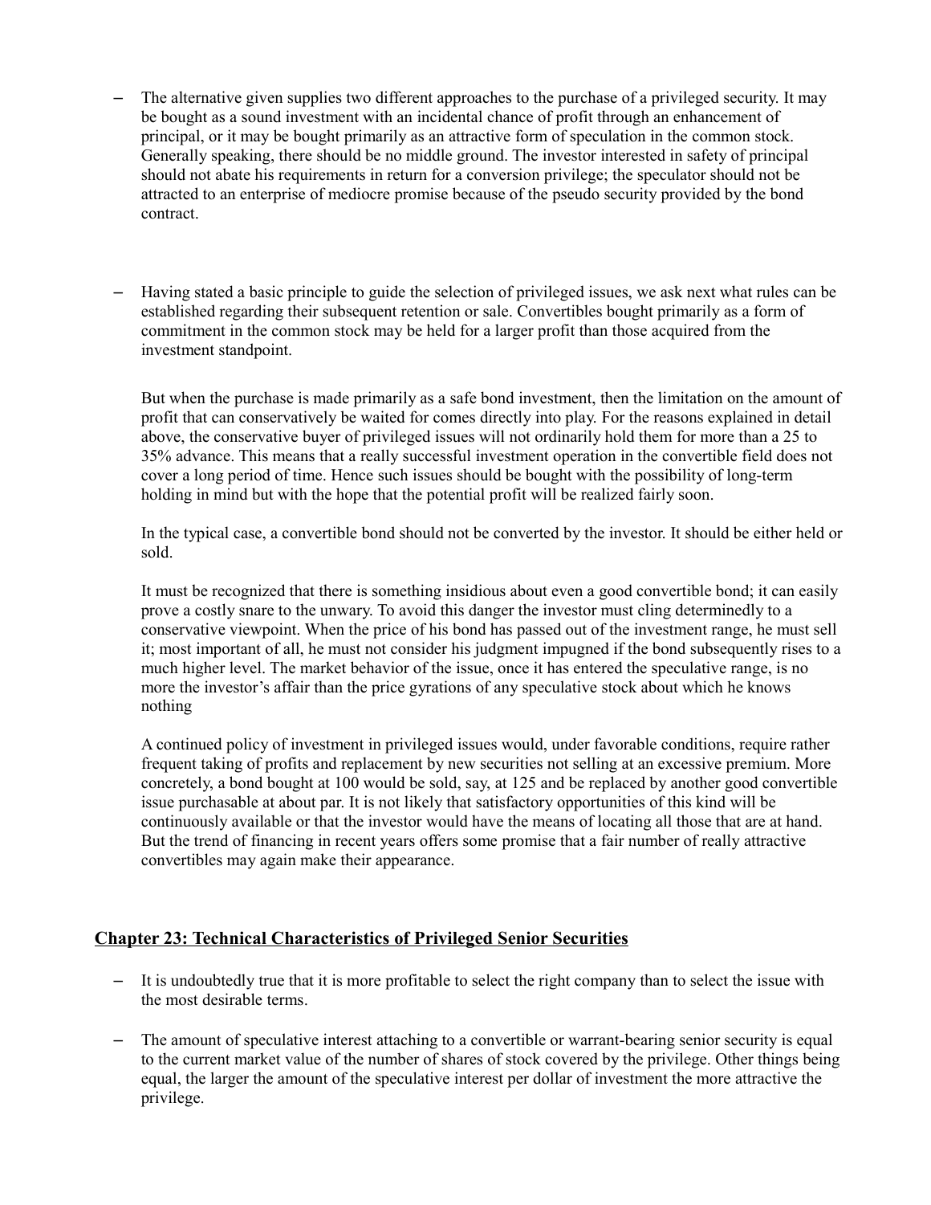- The alternative given supplies two different approaches to the purchase of a privileged security. It may be bought as a sound investment with an incidental chance of profit through an enhancement of principal, or it may be bought primarily as an attractive form of speculation in the common stock. Generally speaking, there should be no middle ground. The investor interested in safety of principal should not abate his requirements in return for a conversion privilege; the speculator should not be attracted to an enterprise of mediocre promise because of the pseudo security provided by the bond contract.

- Having stated a basic principle to guide the selection of privileged issues, we ask next what rules can be established regarding their subsequent retention or sale. Convertibles bought primarily as a form of commitment in the common stock may be held for a larger profit than those acquired from the investment standpoint.

  But when the purchase is made primarily as a safe bond investment, then the limitation on the amount of profit that can conservatively be waited for comes directly into play. For the reasons explained in detail above, the conservative buyer of privileged issues will not ordinarily hold them for more than a 25 to 35% advance. This means that a really successful investment operation in the convertible field does not cover a long period of time. Hence such issues should be bought with the possibility of long-term holding in mind but with the hope that the potential profit will be realized fairly soon.

  In the typical case, a convertible bond should not be converted by the investor. It should be either held or sold.

  It must be recognized that there is something insidious about even a good convertible bond; it can easily prove a costly snare to the unwary. To avoid this danger the investor must cling determinedly to a conservative viewpoint. When the price of his bond has passed out of the investment range, he must sell it; most important of all, he must not consider his judgment impugned if the bond subsequently rises to a much higher level. The market behavior of the issue, once it has entered the speculative range, is no more the investor's affair than the price gyrations of any speculative stock about which he knows nothing

  A continued policy of investment in privileged issues would, under favorable conditions, require rather frequent taking of profits and replacement by new securities not selling at an excessive premium. More concretely, a bond bought at 100 would be sold, say, at 125 and be replaced by another good convertible issue purchasable at about par. It is not likely that satisfactory opportunities of this kind will be continuously available or that the investor would have the means of locating all those that are at hand. But the trend of financing in recent years offers some promise that a fair number of really attractive convertibles may again make their appearance.

## Chapter 23: Technical Characteristics of Privileged Senior Securities

- It is undoubtedly true that it is more profitable to select the right company than to select the issue with the most desirable terms.

- The amount of speculative interest attaching to a convertible or warrant-bearing senior security is equal to the current market value of the number of shares of stock covered by the privilege. Other things being equal, the larger the amount of the speculative interest per dollar of investment the more attractive the privilege.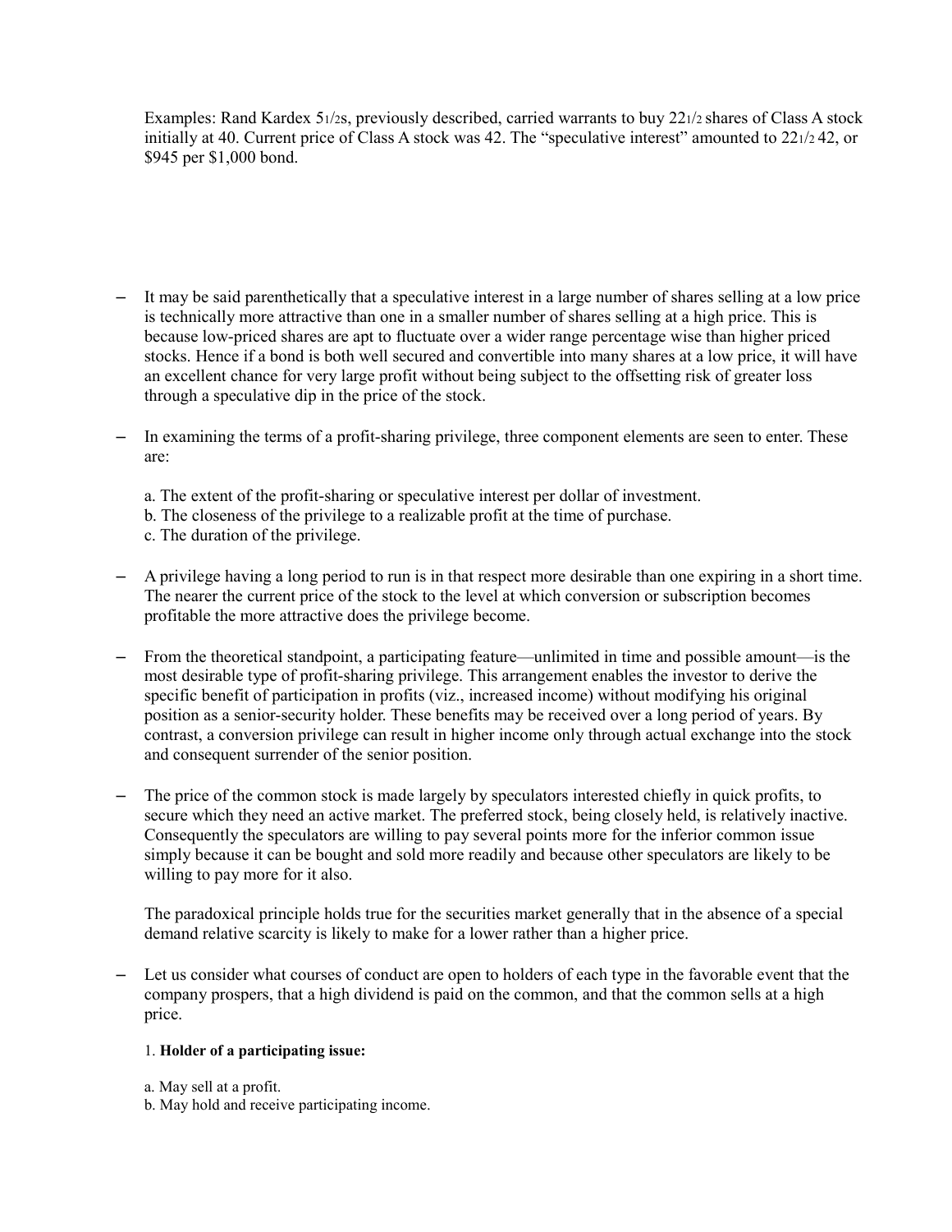Examples: Rand Kardex 51/2s, previously described, carried warrants to buy 221/2 shares of Class A stock initially at 40. Current price of Class A stock was 42. The "speculative interest" amounted to 221/2 42, or $945 per $1,000 bond.

- It may be said parenthetically that a speculative interest in a large number of shares selling at a low price is technically more attractive than one in a smaller number of shares selling at a high price. This is because low-priced shares are apt to fluctuate over a wider range percentage wise than higher priced stocks. Hence if a bond is both well secured and convertible into many shares at a low price, it will have an excellent chance for very large profit without being subject to the offsetting risk of greater loss through a speculative dip in the price of the stock.

- In examining the terms of a profit-sharing privilege, three component elements are seen to enter. These are:

  a. The extent of the profit-sharing or speculative interest per dollar of investment.
  b. The closeness of the privilege to a realizable profit at the time of purchase.
  c. The duration of the privilege.

- A privilege having a long period to run is in that respect more desirable than one expiring in a short time. The nearer the current price of the stock to the level at which conversion or subscription becomes profitable the more attractive does the privilege become.

- From the theoretical standpoint, a participating feature—unlimited in time and possible amount—is the most desirable type of profit-sharing privilege. This arrangement enables the investor to derive the specific benefit of participation in profits (viz., increased income) without modifying his original position as a senior-security holder. These benefits may be received over a long period of years. By contrast, a conversion privilege can result in higher income only through actual exchange into the stock and consequent surrender of the senior position.

- The price of the common stock is made largely by speculators interested chiefly in quick profits, to secure which they need an active market. The preferred stock, being closely held, is relatively inactive. Consequently the speculators are willing to pay several points more for the inferior common issue simply because it can be bought and sold more readily and because other speculators are likely to be willing to pay more for it also.

  The paradoxical principle holds true for the securities market generally that in the absence of a special demand relative scarcity is likely to make for a lower rather than a higher price.

- Let us consider what courses of conduct are open to holders of each type in the favorable event that the company prospers, that a high dividend is paid on the common, and that the common sells at a high price.

  1. **Holder of a participating issue:**

  a. May sell at a profit.
  b. May hold and receive participating income.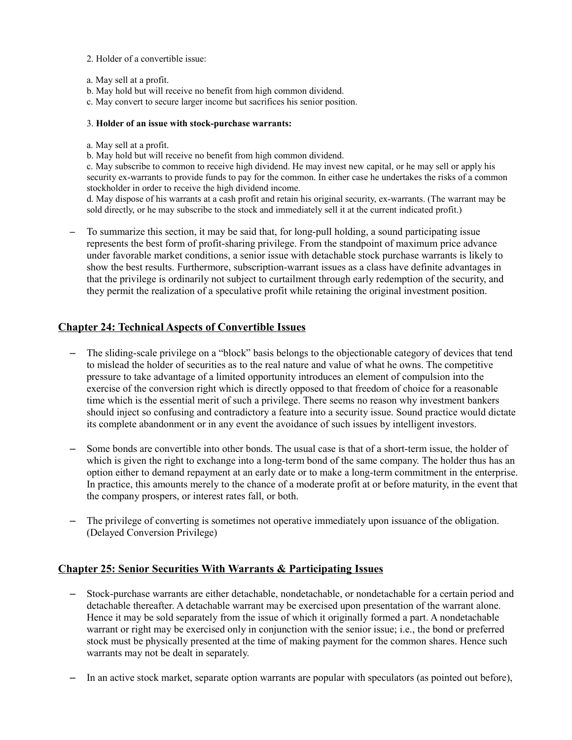2. Holder of a convertible issue:

a. May sell at a profit.
b. May hold but will receive no benefit from high common dividend.
c. May convert to secure larger income but sacrifices his senior position.

3. **Holder of an issue with stock-purchase warrants:**

a. May sell at a profit.
b. May hold but will receive no benefit from high common dividend.
c. May subscribe to common to receive high dividend. He may invest new capital, or he may sell or apply his security ex-warrants to provide funds to pay for the common. In either case he undertakes the risks of a common stockholder in order to receive the high dividend income.
d. May dispose of his warrants at a cash profit and retain his original security, ex-warrants. (The warrant may be sold directly, or he may subscribe to the stock and immediately sell it at the current indicated profit.)

– To summarize this section, it may be said that, for long-pull holding, a sound participating issue represents the best form of profit-sharing privilege. From the standpoint of maximum price advance under favorable market conditions, a senior issue with detachable stock purchase warrants is likely to show the best results. Furthermore, subscription-warrant issues as a class have definite advantages in that the privilege is ordinarily not subject to curtailment through early redemption of the security, and they permit the realization of a speculative profit while retaining the original investment position.

## Chapter 24: Technical Aspects of Convertible Issues

– The sliding-scale privilege on a "block" basis belongs to the objectionable category of devices that tend to mislead the holder of securities as to the real nature and value of what he owns. The competitive pressure to take advantage of a limited opportunity introduces an element of compulsion into the exercise of the conversion right which is directly opposed to that freedom of choice for a reasonable time which is the essential merit of such a privilege. There seems no reason why investment bankers should inject so confusing and contradictory a feature into a security issue. Sound practice would dictate its complete abandonment or in any event the avoidance of such issues by intelligent investors.

– Some bonds are convertible into other bonds. The usual case is that of a short-term issue, the holder of which is given the right to exchange into a long-term bond of the same company. The holder thus has an option either to demand repayment at an early date or to make a long-term commitment in the enterprise. In practice, this amounts merely to the chance of a moderate profit at or before maturity, in the event that the company prospers, or interest rates fall, or both.

– The privilege of converting is sometimes not operative immediately upon issuance of the obligation. (Delayed Conversion Privilege)

## Chapter 25: Senior Securities With Warrants & Participating Issues

– Stock-purchase warrants are either detachable, nondetachable, or nondetachable for a certain period and detachable thereafter. A detachable warrant may be exercised upon presentation of the warrant alone. Hence it may be sold separately from the issue of which it originally formed a part. A nondetachable warrant or right may be exercised only in conjunction with the senior issue; i.e., the bond or preferred stock must be physically presented at the time of making payment for the common shares. Hence such warrants may not be dealt in separately.

– In an active stock market, separate option warrants are popular with speculators (as pointed out before),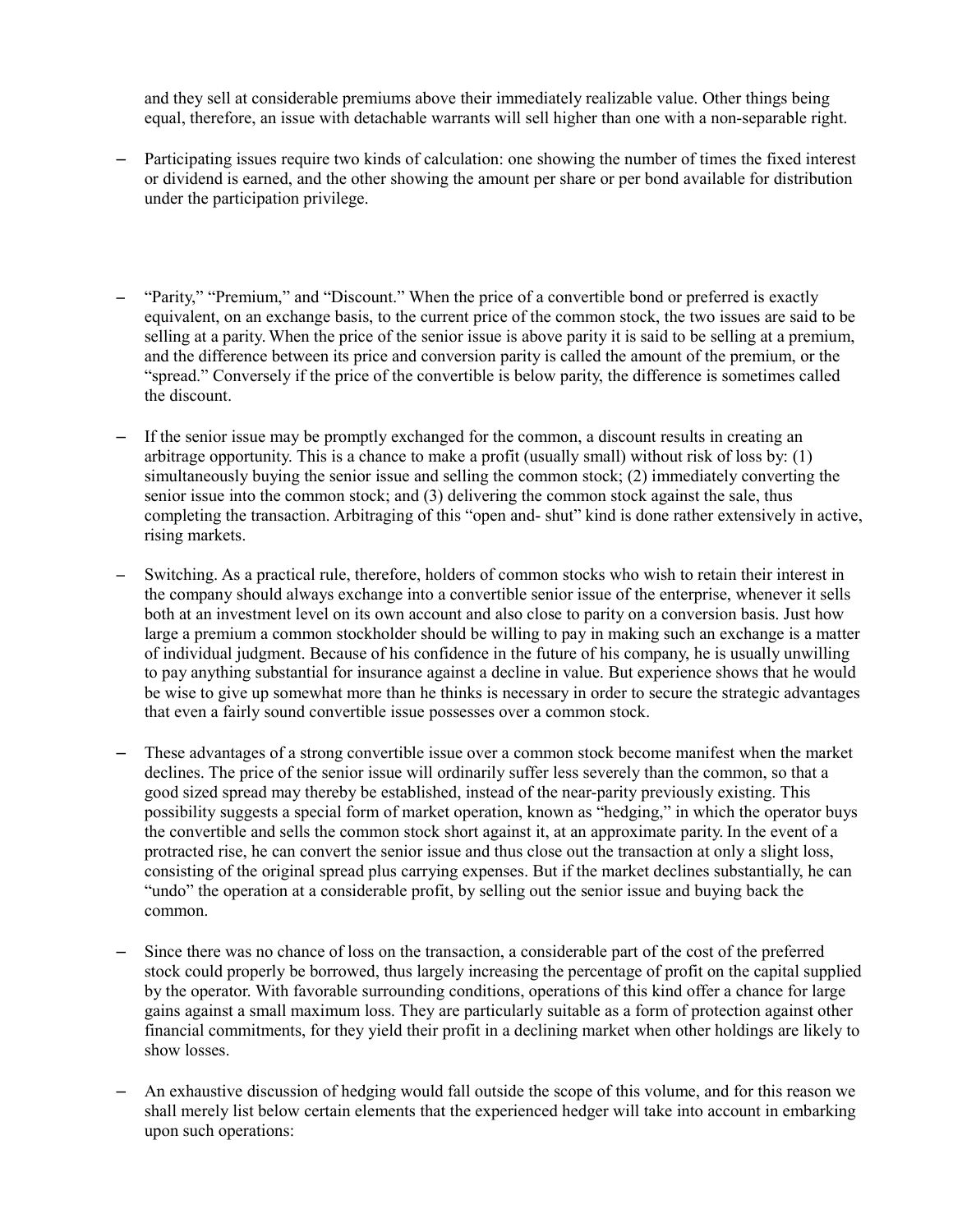and they sell at considerable premiums above their immediately realizable value. Other things being equal, therefore, an issue with detachable warrants will sell higher than one with a non-separable right.

- Participating issues require two kinds of calculation: one showing the number of times the fixed interest or dividend is earned, and the other showing the amount per share or per bond available for distribution under the participation privilege.

- "Parity," "Premium," and "Discount." When the price of a convertible bond or preferred is exactly equivalent, on an exchange basis, to the current price of the common stock, the two issues are said to be selling at a parity. When the price of the senior issue is above parity it is said to be selling at a premium, and the difference between its price and conversion parity is called the amount of the premium, or the "spread." Conversely if the price of the convertible is below parity, the difference is sometimes called the discount.

- If the senior issue may be promptly exchanged for the common, a discount results in creating an arbitrage opportunity. This is a chance to make a profit (usually small) without risk of loss by: (1) simultaneously buying the senior issue and selling the common stock; (2) immediately converting the senior issue into the common stock; and (3) delivering the common stock against the sale, thus completing the transaction. Arbitraging of this "open and- shut" kind is done rather extensively in active, rising markets.

- Switching. As a practical rule, therefore, holders of common stocks who wish to retain their interest in the company should always exchange into a convertible senior issue of the enterprise, whenever it sells both at an investment level on its own account and also close to parity on a conversion basis. Just how large a premium a common stockholder should be willing to pay in making such an exchange is a matter of individual judgment. Because of his confidence in the future of his company, he is usually unwilling to pay anything substantial for insurance against a decline in value. But experience shows that he would be wise to give up somewhat more than he thinks is necessary in order to secure the strategic advantages that even a fairly sound convertible issue possesses over a common stock.

- These advantages of a strong convertible issue over a common stock become manifest when the market declines. The price of the senior issue will ordinarily suffer less severely than the common, so that a good sized spread may thereby be established, instead of the near-parity previously existing. This possibility suggests a special form of market operation, known as "hedging," in which the operator buys the convertible and sells the common stock short against it, at an approximate parity. In the event of a protracted rise, he can convert the senior issue and thus close out the transaction at only a slight loss, consisting of the original spread plus carrying expenses. But if the market declines substantially, he can "undo" the operation at a considerable profit, by selling out the senior issue and buying back the common.

- Since there was no chance of loss on the transaction, a considerable part of the cost of the preferred stock could properly be borrowed, thus largely increasing the percentage of profit on the capital supplied by the operator. With favorable surrounding conditions, operations of this kind offer a chance for large gains against a small maximum loss. They are particularly suitable as a form of protection against other financial commitments, for they yield their profit in a declining market when other holdings are likely to show losses.

- An exhaustive discussion of hedging would fall outside the scope of this volume, and for this reason we shall merely list below certain elements that the experienced hedger will take into account in embarking upon such operations: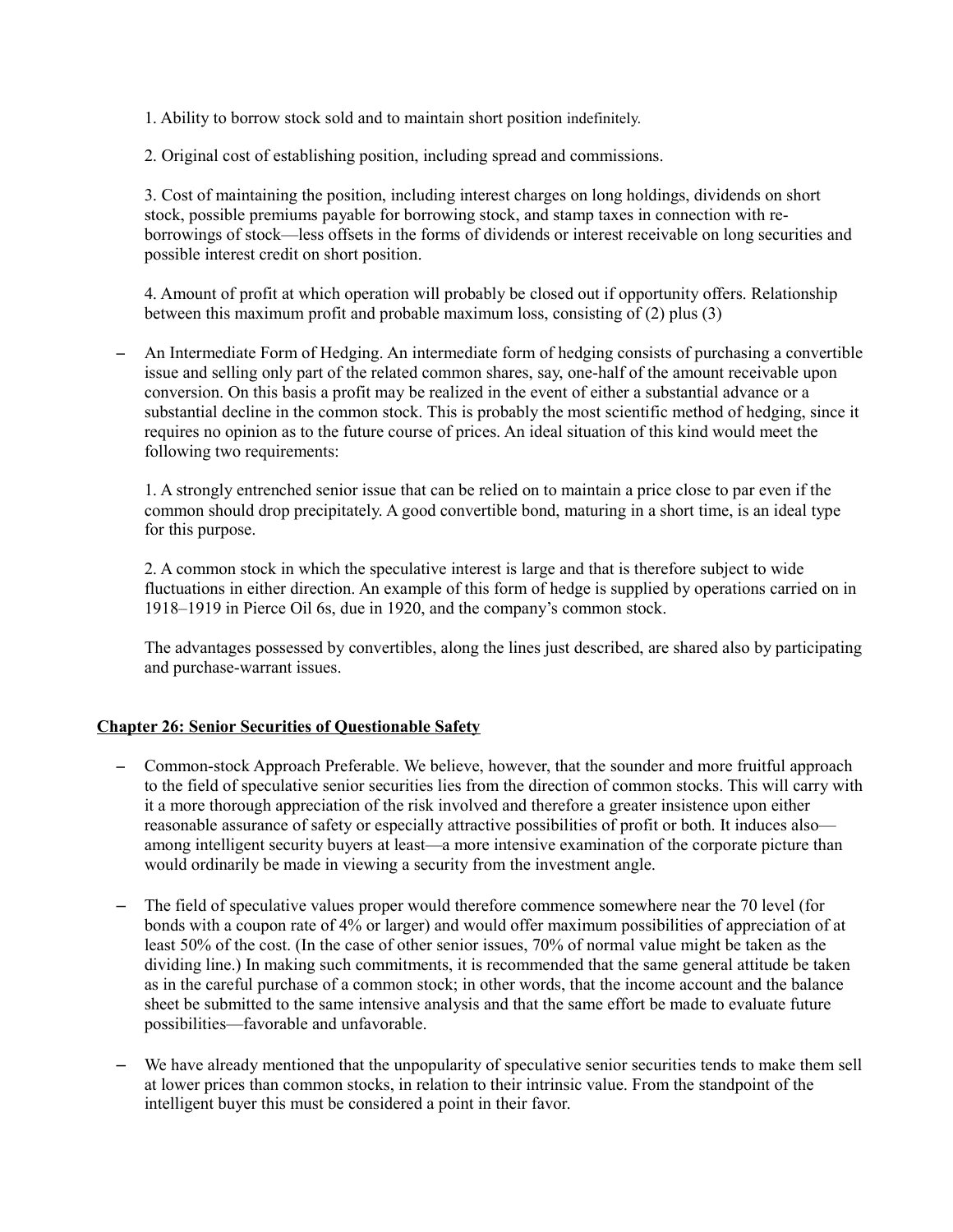1. Ability to borrow stock sold and to maintain short position indefinitely.

2. Original cost of establishing position, including spread and commissions.

3. Cost of maintaining the position, including interest charges on long holdings, dividends on short stock, possible premiums payable for borrowing stock, and stamp taxes in connection with re-borrowings of stock—less offsets in the forms of dividends or interest receivable on long securities and possible interest credit on short position.

4. Amount of profit at which operation will probably be closed out if opportunity offers. Relationship between this maximum profit and probable maximum loss, consisting of (2) plus (3)

– An Intermediate Form of Hedging. An intermediate form of hedging consists of purchasing a convertible issue and selling only part of the related common shares, say, one-half of the amount receivable upon conversion. On this basis a profit may be realized in the event of either a substantial advance or a substantial decline in the common stock. This is probably the most scientific method of hedging, since it requires no opinion as to the future course of prices. An ideal situation of this kind would meet the following two requirements:

  1. A strongly entrenched senior issue that can be relied on to maintain a price close to par even if the common should drop precipitately. A good convertible bond, maturing in a short time, is an ideal type for this purpose.

  2. A common stock in which the speculative interest is large and that is therefore subject to wide fluctuations in either direction. An example of this form of hedge is supplied by operations carried on in 1918–1919 in Pierce Oil 6s, due in 1920, and the company's common stock.

  The advantages possessed by convertibles, along the lines just described, are shared also by participating and purchase-warrant issues.

## Chapter 26: Senior Securities of Questionable Safety

– Common-stock Approach Preferable. We believe, however, that the sounder and more fruitful approach to the field of speculative senior securities lies from the direction of common stocks. This will carry with it a more thorough appreciation of the risk involved and therefore a greater insistence upon either reasonable assurance of safety or especially attractive possibilities of profit or both. It induces also—among intelligent security buyers at least—a more intensive examination of the corporate picture than would ordinarily be made in viewing a security from the investment angle.

– The field of speculative values proper would therefore commence somewhere near the 70 level (for bonds with a coupon rate of 4% or larger) and would offer maximum possibilities of appreciation of at least 50% of the cost. (In the case of other senior issues, 70% of normal value might be taken as the dividing line.) In making such commitments, it is recommended that the same general attitude be taken as in the careful purchase of a common stock; in other words, that the income account and the balance sheet be submitted to the same intensive analysis and that the same effort be made to evaluate future possibilities—favorable and unfavorable.

– We have already mentioned that the unpopularity of speculative senior securities tends to make them sell at lower prices than common stocks, in relation to their intrinsic value. From the standpoint of the intelligent buyer this must be considered a point in their favor.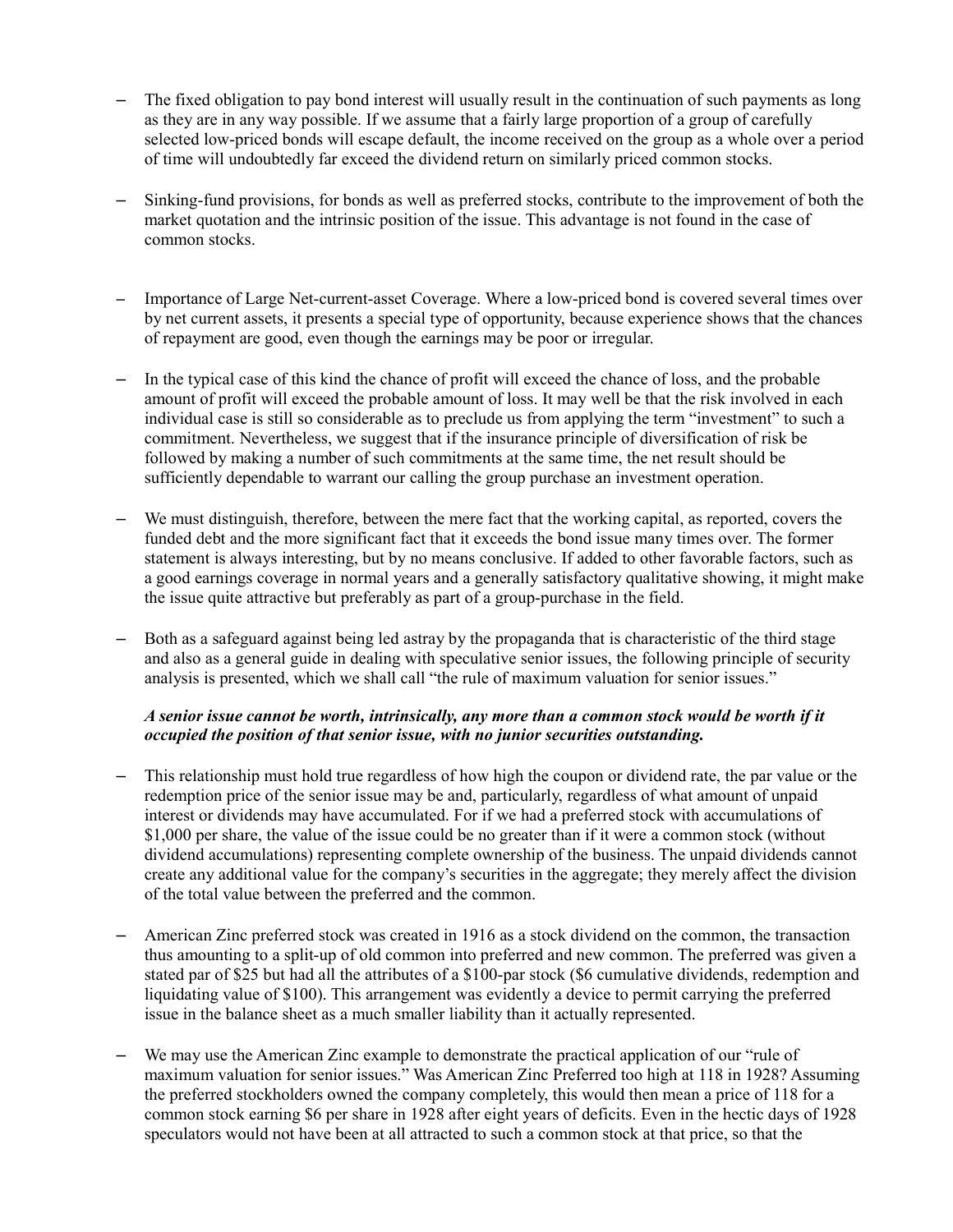- The fixed obligation to pay bond interest will usually result in the continuation of such payments as long as they are in any way possible. If we assume that a fairly large proportion of a group of carefully selected low-priced bonds will escape default, the income received on the group as a whole over a period of time will undoubtedly far exceed the dividend return on similarly priced common stocks.

- Sinking-fund provisions, for bonds as well as preferred stocks, contribute to the improvement of both the market quotation and the intrinsic position of the issue. This advantage is not found in the case of common stocks.

- Importance of Large Net-current-asset Coverage. Where a low-priced bond is covered several times over by net current assets, it presents a special type of opportunity, because experience shows that the chances of repayment are good, even though the earnings may be poor or irregular.

- In the typical case of this kind the chance of profit will exceed the chance of loss, and the probable amount of profit will exceed the probable amount of loss. It may well be that the risk involved in each individual case is still so considerable as to preclude us from applying the term "investment" to such a commitment. Nevertheless, we suggest that if the insurance principle of diversification of risk be followed by making a number of such commitments at the same time, the net result should be sufficiently dependable to warrant our calling the group purchase an investment operation.

- We must distinguish, therefore, between the mere fact that the working capital, as reported, covers the funded debt and the more significant fact that it exceeds the bond issue many times over. The former statement is always interesting, but by no means conclusive. If added to other favorable factors, such as a good earnings coverage in normal years and a generally satisfactory qualitative showing, it might make the issue quite attractive but preferably as part of a group-purchase in the field.

- Both as a safeguard against being led astray by the propaganda that is characteristic of the third stage and also as a general guide in dealing with speculative senior issues, the following principle of security analysis is presented, which we shall call "the rule of maximum valuation for senior issues."

  ***A senior issue cannot be worth, intrinsically, any more than a common stock would be worth if it occupied the position of that senior issue, with no junior securities outstanding.***

- This relationship must hold true regardless of how high the coupon or dividend rate, the par value or the redemption price of the senior issue may be and, particularly, regardless of what amount of unpaid interest or dividends may have accumulated. For if we had a preferred stock with accumulations of $1,000 per share, the value of the issue could be no greater than if it were a common stock (without dividend accumulations) representing complete ownership of the business. The unpaid dividends cannot create any additional value for the company's securities in the aggregate; they merely affect the division of the total value between the preferred and the common.

- American Zinc preferred stock was created in 1916 as a stock dividend on the common, the transaction thus amounting to a split-up of old common into preferred and new common. The preferred was given a stated par of $25 but had all the attributes of a $100-par stock ($6 cumulative dividends, redemption and liquidating value of $100). This arrangement was evidently a device to permit carrying the preferred issue in the balance sheet as a much smaller liability than it actually represented.

- We may use the American Zinc example to demonstrate the practical application of our "rule of maximum valuation for senior issues." Was American Zinc Preferred too high at 118 in 1928? Assuming the preferred stockholders owned the company completely, this would then mean a price of 118 for a common stock earning $6 per share in 1928 after eight years of deficits. Even in the hectic days of 1928 speculators would not have been at all attracted to such a common stock at that price, so that the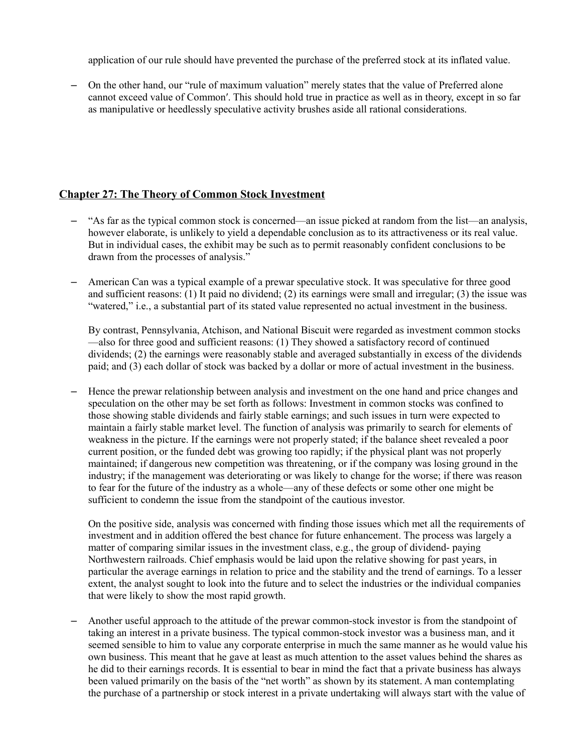application of our rule should have prevented the purchase of the preferred stock at its inflated value.

- On the other hand, our "rule of maximum valuation" merely states that the value of Preferred alone cannot exceed value of Common′. This should hold true in practice as well as in theory, except in so far as manipulative or heedlessly speculative activity brushes aside all rational considerations.

## Chapter 27: The Theory of Common Stock Investment

- "As far as the typical common stock is concerned—an issue picked at random from the list—an analysis, however elaborate, is unlikely to yield a dependable conclusion as to its attractiveness or its real value. But in individual cases, the exhibit may be such as to permit reasonably confident conclusions to be drawn from the processes of analysis."

- American Can was a typical example of a prewar speculative stock. It was speculative for three good and sufficient reasons: (1) It paid no dividend; (2) its earnings were small and irregular; (3) the issue was "watered," i.e., a substantial part of its stated value represented no actual investment in the business.

  By contrast, Pennsylvania, Atchison, and National Biscuit were regarded as investment common stocks—also for three good and sufficient reasons: (1) They showed a satisfactory record of continued dividends; (2) the earnings were reasonably stable and averaged substantially in excess of the dividends paid; and (3) each dollar of stock was backed by a dollar or more of actual investment in the business.

- Hence the prewar relationship between analysis and investment on the one hand and price changes and speculation on the other may be set forth as follows: Investment in common stocks was confined to those showing stable dividends and fairly stable earnings; and such issues in turn were expected to maintain a fairly stable market level. The function of analysis was primarily to search for elements of weakness in the picture. If the earnings were not properly stated; if the balance sheet revealed a poor current position, or the funded debt was growing too rapidly; if the physical plant was not properly maintained; if dangerous new competition was threatening, or if the company was losing ground in the industry; if the management was deteriorating or was likely to change for the worse; if there was reason to fear for the future of the industry as a whole—any of these defects or some other one might be sufficient to condemn the issue from the standpoint of the cautious investor.

  On the positive side, analysis was concerned with finding those issues which met all the requirements of investment and in addition offered the best chance for future enhancement. The process was largely a matter of comparing similar issues in the investment class, e.g., the group of dividend- paying Northwestern railroads. Chief emphasis would be laid upon the relative showing for past years, in particular the average earnings in relation to price and the stability and the trend of earnings. To a lesser extent, the analyst sought to look into the future and to select the industries or the individual companies that were likely to show the most rapid growth.

- Another useful approach to the attitude of the prewar common-stock investor is from the standpoint of taking an interest in a private business. The typical common-stock investor was a business man, and it seemed sensible to him to value any corporate enterprise in much the same manner as he would value his own business. This meant that he gave at least as much attention to the asset values behind the shares as he did to their earnings records. It is essential to bear in mind the fact that a private business has always been valued primarily on the basis of the "net worth" as shown by its statement. A man contemplating the purchase of a partnership or stock interest in a private undertaking will always start with the value of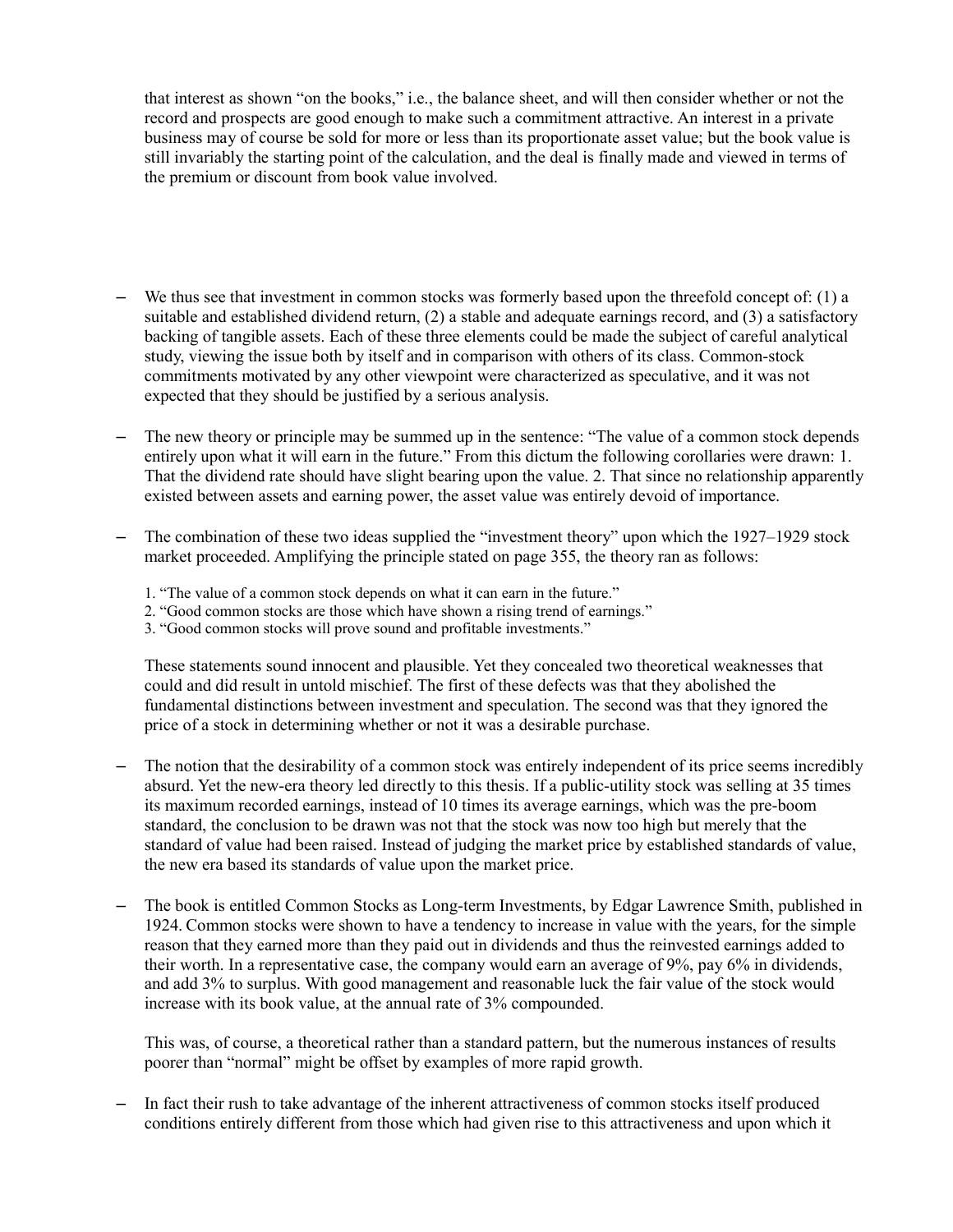that interest as shown "on the books," i.e., the balance sheet, and will then consider whether or not the record and prospects are good enough to make such a commitment attractive. An interest in a private business may of course be sold for more or less than its proportionate asset value; but the book value is still invariably the starting point of the calculation, and the deal is finally made and viewed in terms of the premium or discount from book value involved.

- We thus see that investment in common stocks was formerly based upon the threefold concept of: (1) a suitable and established dividend return, (2) a stable and adequate earnings record, and (3) a satisfactory backing of tangible assets. Each of these three elements could be made the subject of careful analytical study, viewing the issue both by itself and in comparison with others of its class. Common-stock commitments motivated by any other viewpoint were characterized as speculative, and it was not expected that they should be justified by a serious analysis.

- The new theory or principle may be summed up in the sentence: "The value of a common stock depends entirely upon what it will earn in the future." From this dictum the following corollaries were drawn: 1. That the dividend rate should have slight bearing upon the value. 2. That since no relationship apparently existed between assets and earning power, the asset value was entirely devoid of importance.

- The combination of these two ideas supplied the "investment theory" upon which the 1927–1929 stock market proceeded. Amplifying the principle stated on page 355, the theory ran as follows:

  1. "The value of a common stock depends on what it can earn in the future."
  2. "Good common stocks are those which have shown a rising trend of earnings."
  3. "Good common stocks will prove sound and profitable investments."

  These statements sound innocent and plausible. Yet they concealed two theoretical weaknesses that could and did result in untold mischief. The first of these defects was that they abolished the fundamental distinctions between investment and speculation. The second was that they ignored the price of a stock in determining whether or not it was a desirable purchase.

- The notion that the desirability of a common stock was entirely independent of its price seems incredibly absurd. Yet the new-era theory led directly to this thesis. If a public-utility stock was selling at 35 times its maximum recorded earnings, instead of 10 times its average earnings, which was the pre-boom standard, the conclusion to be drawn was not that the stock was now too high but merely that the standard of value had been raised. Instead of judging the market price by established standards of value, the new era based its standards of value upon the market price.

- The book is entitled Common Stocks as Long-term Investments, by Edgar Lawrence Smith, published in 1924. Common stocks were shown to have a tendency to increase in value with the years, for the simple reason that they earned more than they paid out in dividends and thus the reinvested earnings added to their worth. In a representative case, the company would earn an average of 9%, pay 6% in dividends, and add 3% to surplus. With good management and reasonable luck the fair value of the stock would increase with its book value, at the annual rate of 3% compounded.

  This was, of course, a theoretical rather than a standard pattern, but the numerous instances of results poorer than "normal" might be offset by examples of more rapid growth.

- In fact their rush to take advantage of the inherent attractiveness of common stocks itself produced conditions entirely different from those which had given rise to this attractiveness and upon which it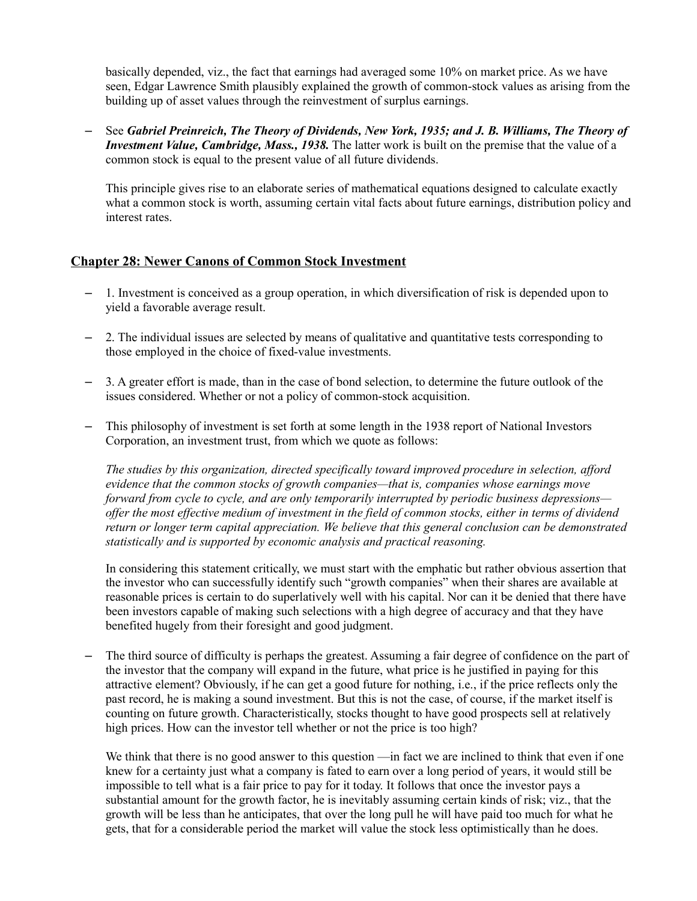basically depended, viz., the fact that earnings had averaged some 10% on market price. As we have seen, Edgar Lawrence Smith plausibly explained the growth of common-stock values as arising from the building up of asset values through the reinvestment of surplus earnings.

– See ***Gabriel Preinreich, The Theory of Dividends, New York, 1935; and J. B. Williams, The Theory of Investment Value, Cambridge, Mass., 1938.*** The latter work is built on the premise that the value of a common stock is equal to the present value of all future dividends.

This principle gives rise to an elaborate series of mathematical equations designed to calculate exactly what a common stock is worth, assuming certain vital facts about future earnings, distribution policy and interest rates.

## Chapter 28: Newer Canons of Common Stock Investment

– 1. Investment is conceived as a group operation, in which diversification of risk is depended upon to yield a favorable average result.

– 2. The individual issues are selected by means of qualitative and quantitative tests corresponding to those employed in the choice of fixed-value investments.

– 3. A greater effort is made, than in the case of bond selection, to determine the future outlook of the issues considered. Whether or not a policy of common-stock acquisition.

– This philosophy of investment is set forth at some length in the 1938 report of National Investors Corporation, an investment trust, from which we quote as follows:

*The studies by this organization, directed specifically toward improved procedure in selection, afford evidence that the common stocks of growth companies—that is, companies whose earnings move forward from cycle to cycle, and are only temporarily interrupted by periodic business depressions—offer the most effective medium of investment in the field of common stocks, either in terms of dividend return or longer term capital appreciation. We believe that this general conclusion can be demonstrated statistically and is supported by economic analysis and practical reasoning.*

In considering this statement critically, we must start with the emphatic but rather obvious assertion that the investor who can successfully identify such "growth companies" when their shares are available at reasonable prices is certain to do superlatively well with his capital. Nor can it be denied that there have been investors capable of making such selections with a high degree of accuracy and that they have benefited hugely from their foresight and good judgment.

– The third source of difficulty is perhaps the greatest. Assuming a fair degree of confidence on the part of the investor that the company will expand in the future, what price is he justified in paying for this attractive element? Obviously, if he can get a good future for nothing, i.e., if the price reflects only the past record, he is making a sound investment. But this is not the case, of course, if the market itself is counting on future growth. Characteristically, stocks thought to have good prospects sell at relatively high prices. How can the investor tell whether or not the price is too high?

We think that there is no good answer to this question —in fact we are inclined to think that even if one knew for a certainty just what a company is fated to earn over a long period of years, it would still be impossible to tell what is a fair price to pay for it today. It follows that once the investor pays a substantial amount for the growth factor, he is inevitably assuming certain kinds of risk; viz., that the growth will be less than he anticipates, that over the long pull he will have paid too much for what he gets, that for a considerable period the market will value the stock less optimistically than he does.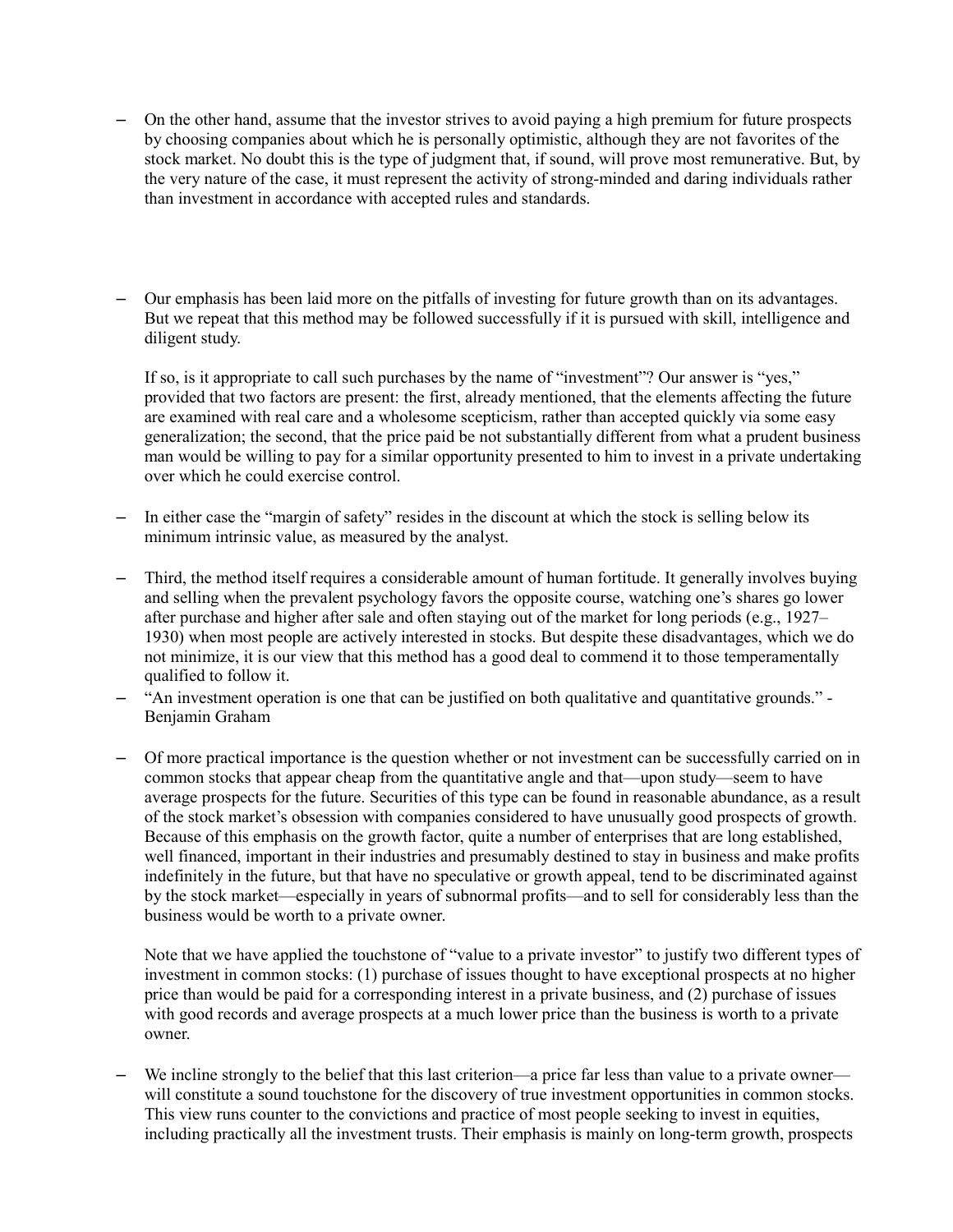- On the other hand, assume that the investor strives to avoid paying a high premium for future prospects by choosing companies about which he is personally optimistic, although they are not favorites of the stock market. No doubt this is the type of judgment that, if sound, will prove most remunerative. But, by the very nature of the case, it must represent the activity of strong-minded and daring individuals rather than investment in accordance with accepted rules and standards.

- Our emphasis has been laid more on the pitfalls of investing for future growth than on its advantages. But we repeat that this method may be followed successfully if it is pursued with skill, intelligence and diligent study.

  If so, is it appropriate to call such purchases by the name of "investment"? Our answer is "yes," provided that two factors are present: the first, already mentioned, that the elements affecting the future are examined with real care and a wholesome scepticism, rather than accepted quickly via some easy generalization; the second, that the price paid be not substantially different from what a prudent business man would be willing to pay for a similar opportunity presented to him to invest in a private undertaking over which he could exercise control.

- In either case the "margin of safety" resides in the discount at which the stock is selling below its minimum intrinsic value, as measured by the analyst.

- Third, the method itself requires a considerable amount of human fortitude. It generally involves buying and selling when the prevalent psychology favors the opposite course, watching one's shares go lower after purchase and higher after sale and often staying out of the market for long periods (e.g., 1927–1930) when most people are actively interested in stocks. But despite these disadvantages, which we do not minimize, it is our view that this method has a good deal to commend it to those temperamentally qualified to follow it.
- "An investment operation is one that can be justified on both qualitative and quantitative grounds." - Benjamin Graham

- Of more practical importance is the question whether or not investment can be successfully carried on in common stocks that appear cheap from the quantitative angle and that—upon study—seem to have average prospects for the future. Securities of this type can be found in reasonable abundance, as a result of the stock market's obsession with companies considered to have unusually good prospects of growth. Because of this emphasis on the growth factor, quite a number of enterprises that are long established, well financed, important in their industries and presumably destined to stay in business and make profits indefinitely in the future, but that have no speculative or growth appeal, tend to be discriminated against by the stock market—especially in years of subnormal profits—and to sell for considerably less than the business would be worth to a private owner.

  Note that we have applied the touchstone of "value to a private investor" to justify two different types of investment in common stocks: (1) purchase of issues thought to have exceptional prospects at no higher price than would be paid for a corresponding interest in a private business, and (2) purchase of issues with good records and average prospects at a much lower price than the business is worth to a private owner.

- We incline strongly to the belief that this last criterion—a price far less than value to a private owner—will constitute a sound touchstone for the discovery of true investment opportunities in common stocks. This view runs counter to the convictions and practice of most people seeking to invest in equities, including practically all the investment trusts. Their emphasis is mainly on long-term growth, prospects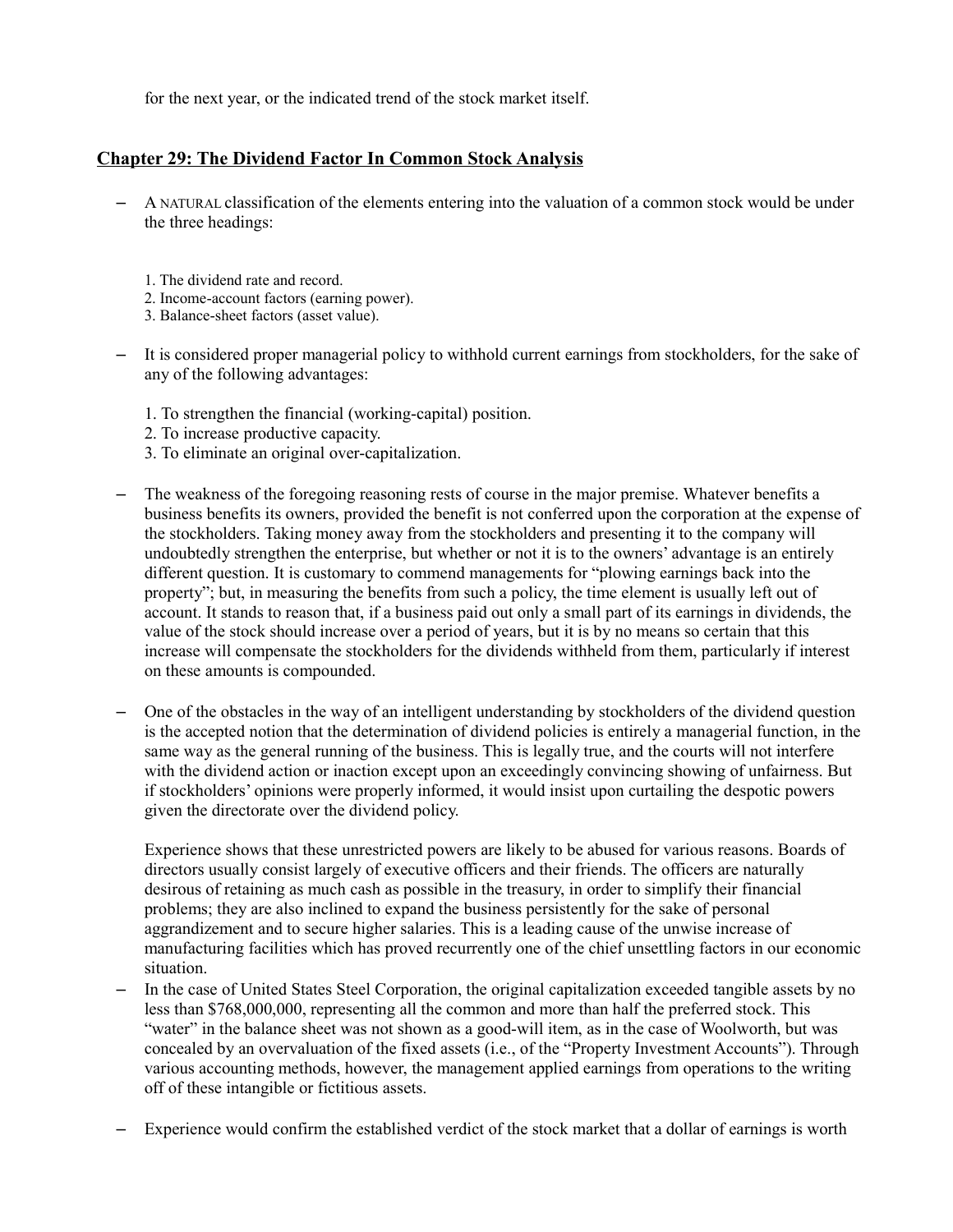for the next year, or the indicated trend of the stock market itself.

## Chapter 29: The Dividend Factor In Common Stock Analysis

- A NATURAL classification of the elements entering into the valuation of a common stock would be under the three headings:

  1. The dividend rate and record.
  2. Income-account factors (earning power).
  3. Balance-sheet factors (asset value).

- It is considered proper managerial policy to withhold current earnings from stockholders, for the sake of any of the following advantages:

  1. To strengthen the financial (working-capital) position.
  2. To increase productive capacity.
  3. To eliminate an original over-capitalization.

- The weakness of the foregoing reasoning rests of course in the major premise. Whatever benefits a business benefits its owners, provided the benefit is not conferred upon the corporation at the expense of the stockholders. Taking money away from the stockholders and presenting it to the company will undoubtedly strengthen the enterprise, but whether or not it is to the owners' advantage is an entirely different question. It is customary to commend managements for "plowing earnings back into the property"; but, in measuring the benefits from such a policy, the time element is usually left out of account. It stands to reason that, if a business paid out only a small part of its earnings in dividends, the value of the stock should increase over a period of years, but it is by no means so certain that this increase will compensate the stockholders for the dividends withheld from them, particularly if interest on these amounts is compounded.

- One of the obstacles in the way of an intelligent understanding by stockholders of the dividend question is the accepted notion that the determination of dividend policies is entirely a managerial function, in the same way as the general running of the business. This is legally true, and the courts will not interfere with the dividend action or inaction except upon an exceedingly convincing showing of unfairness. But if stockholders' opinions were properly informed, it would insist upon curtailing the despotic powers given the directorate over the dividend policy.

  Experience shows that these unrestricted powers are likely to be abused for various reasons. Boards of directors usually consist largely of executive officers and their friends. The officers are naturally desirous of retaining as much cash as possible in the treasury, in order to simplify their financial problems; they are also inclined to expand the business persistently for the sake of personal aggrandizement and to secure higher salaries. This is a leading cause of the unwise increase of manufacturing facilities which has proved recurrently one of the chief unsettling factors in our economic situation.

- In the case of United States Steel Corporation, the original capitalization exceeded tangible assets by no less than $768,000,000, representing all the common and more than half the preferred stock. This "water" in the balance sheet was not shown as a good-will item, as in the case of Woolworth, but was concealed by an overvaluation of the fixed assets (i.e., of the "Property Investment Accounts"). Through various accounting methods, however, the management applied earnings from operations to the writing off of these intangible or fictitious assets.

- Experience would confirm the established verdict of the stock market that a dollar of earnings is worth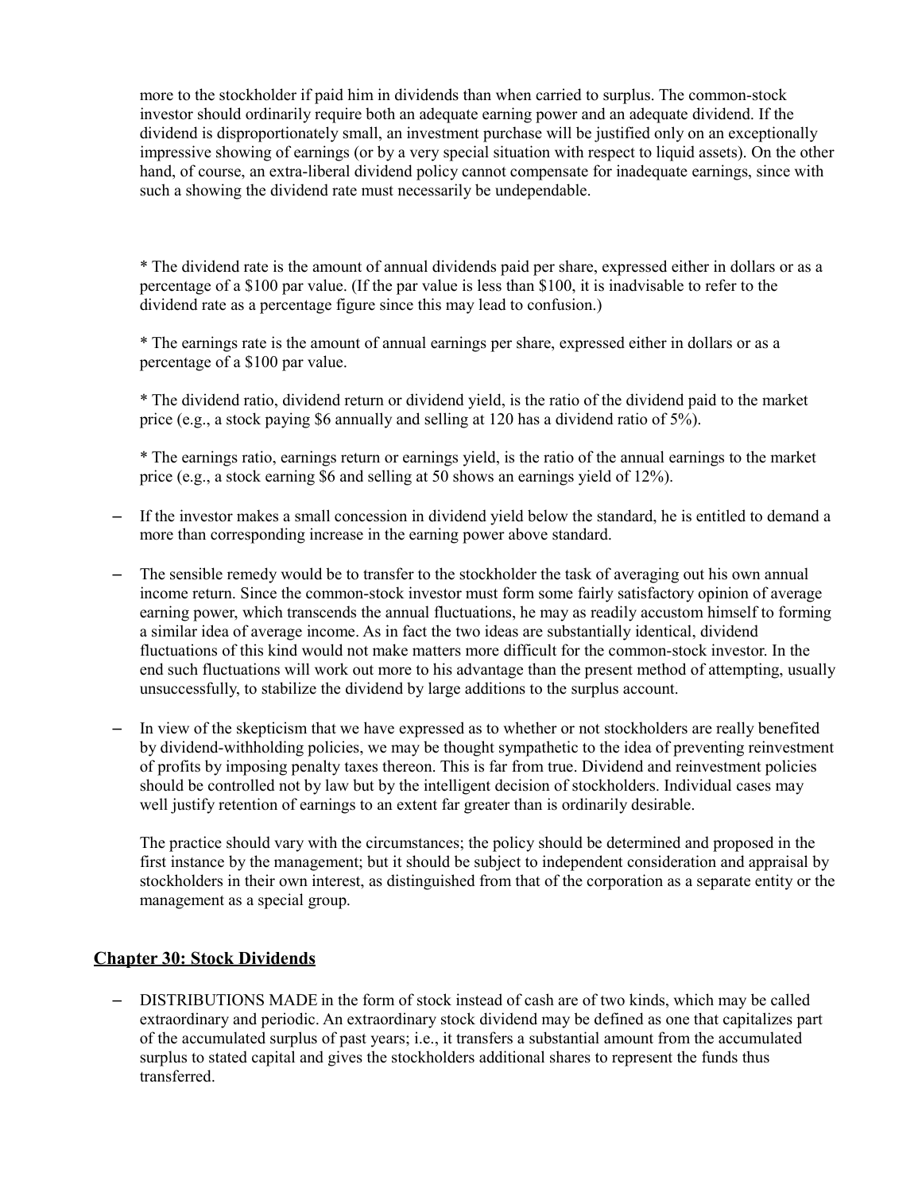more to the stockholder if paid him in dividends than when carried to surplus. The common-stock investor should ordinarily require both an adequate earning power and an adequate dividend. If the dividend is disproportionately small, an investment purchase will be justified only on an exceptionally impressive showing of earnings (or by a very special situation with respect to liquid assets). On the other hand, of course, an extra-liberal dividend policy cannot compensate for inadequate earnings, since with such a showing the dividend rate must necessarily be undependable.

* The dividend rate is the amount of annual dividends paid per share, expressed either in dollars or as a percentage of a $100 par value. (If the par value is less than $100, it is inadvisable to refer to the dividend rate as a percentage figure since this may lead to confusion.)

* The earnings rate is the amount of annual earnings per share, expressed either in dollars or as a percentage of a $100 par value.

* The dividend ratio, dividend return or dividend yield, is the ratio of the dividend paid to the market price (e.g., a stock paying $6 annually and selling at 120 has a dividend ratio of 5%).

* The earnings ratio, earnings return or earnings yield, is the ratio of the annual earnings to the market price (e.g., a stock earning $6 and selling at 50 shows an earnings yield of 12%).

- If the investor makes a small concession in dividend yield below the standard, he is entitled to demand a more than corresponding increase in the earning power above standard.
- The sensible remedy would be to transfer to the stockholder the task of averaging out his own annual income return. Since the common-stock investor must form some fairly satisfactory opinion of average earning power, which transcends the annual fluctuations, he may as readily accustom himself to forming a similar idea of average income. As in fact the two ideas are substantially identical, dividend fluctuations of this kind would not make matters more difficult for the common-stock investor. In the end such fluctuations will work out more to his advantage than the present method of attempting, usually unsuccessfully, to stabilize the dividend by large additions to the surplus account.
- In view of the skepticism that we have expressed as to whether or not stockholders are really benefited by dividend-withholding policies, we may be thought sympathetic to the idea of preventing reinvestment of profits by imposing penalty taxes thereon. This is far from true. Dividend and reinvestment policies should be controlled not by law but by the intelligent decision of stockholders. Individual cases may well justify retention of earnings to an extent far greater than is ordinarily desirable.

  The practice should vary with the circumstances; the policy should be determined and proposed in the first instance by the management; but it should be subject to independent consideration and appraisal by stockholders in their own interest, as distinguished from that of the corporation as a separate entity or the management as a special group.

## Chapter 30: Stock Dividends

- DISTRIBUTIONS MADE in the form of stock instead of cash are of two kinds, which may be called extraordinary and periodic. An extraordinary stock dividend may be defined as one that capitalizes part of the accumulated surplus of past years; i.e., it transfers a substantial amount from the accumulated surplus to stated capital and gives the stockholders additional shares to represent the funds thus transferred.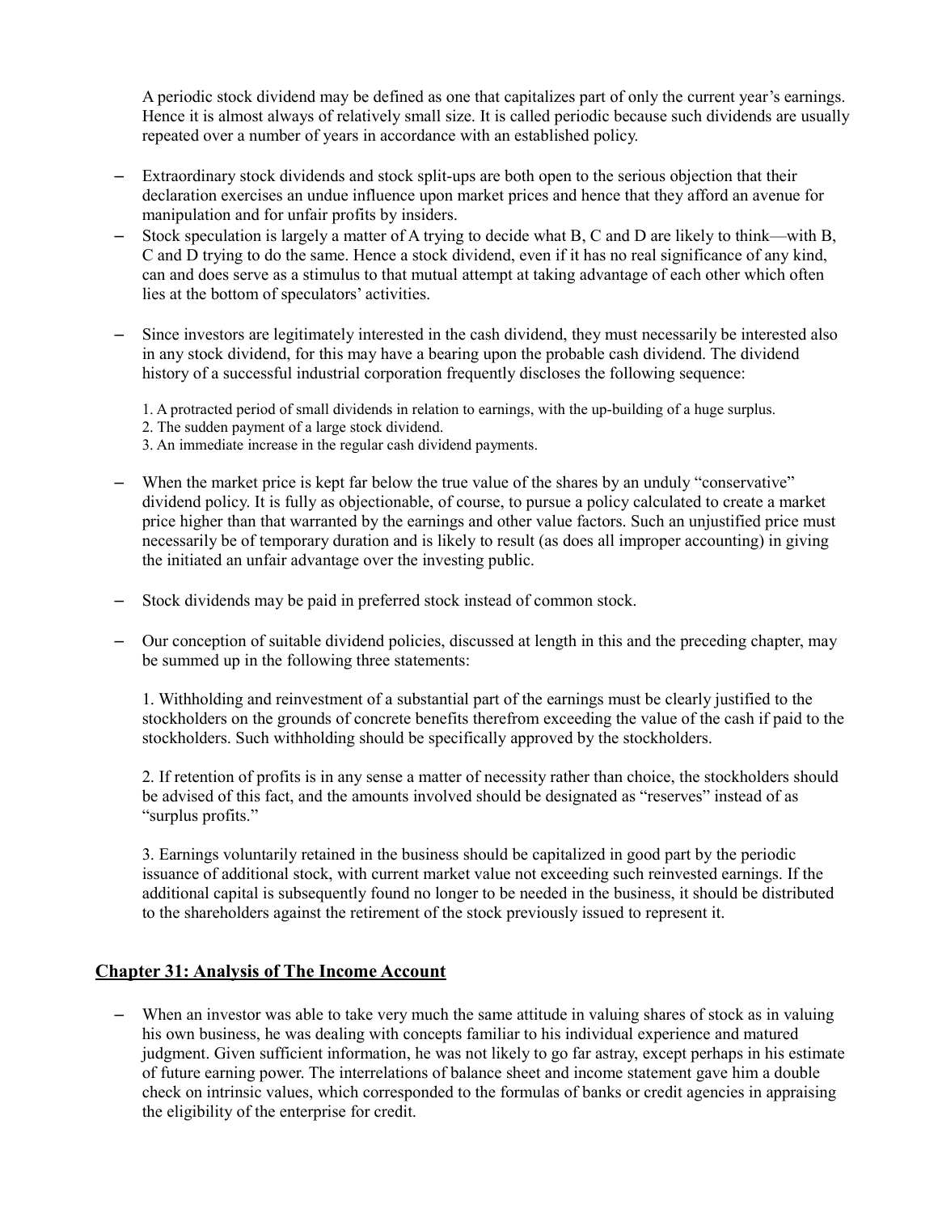A periodic stock dividend may be defined as one that capitalizes part of only the current year's earnings. Hence it is almost always of relatively small size. It is called periodic because such dividends are usually repeated over a number of years in accordance with an established policy.

- Extraordinary stock dividends and stock split-ups are both open to the serious objection that their declaration exercises an undue influence upon market prices and hence that they afford an avenue for manipulation and for unfair profits by insiders.
- Stock speculation is largely a matter of A trying to decide what B, C and D are likely to think—with B, C and D trying to do the same. Hence a stock dividend, even if it has no real significance of any kind, can and does serve as a stimulus to that mutual attempt at taking advantage of each other which often lies at the bottom of speculators' activities.

- Since investors are legitimately interested in the cash dividend, they must necessarily be interested also in any stock dividend, for this may have a bearing upon the probable cash dividend. The dividend history of a successful industrial corporation frequently discloses the following sequence:

  1. A protracted period of small dividends in relation to earnings, with the up-building of a huge surplus.
  2. The sudden payment of a large stock dividend.
  3. An immediate increase in the regular cash dividend payments.

- When the market price is kept far below the true value of the shares by an unduly "conservative" dividend policy. It is fully as objectionable, of course, to pursue a policy calculated to create a market price higher than that warranted by the earnings and other value factors. Such an unjustified price must necessarily be of temporary duration and is likely to result (as does all improper accounting) in giving the initiated an unfair advantage over the investing public.

- Stock dividends may be paid in preferred stock instead of common stock.

- Our conception of suitable dividend policies, discussed at length in this and the preceding chapter, may be summed up in the following three statements:

  1. Withholding and reinvestment of a substantial part of the earnings must be clearly justified to the stockholders on the grounds of concrete benefits therefrom exceeding the value of the cash if paid to the stockholders. Such withholding should be specifically approved by the stockholders.

  2. If retention of profits is in any sense a matter of necessity rather than choice, the stockholders should be advised of this fact, and the amounts involved should be designated as "reserves" instead of as "surplus profits."

  3. Earnings voluntarily retained in the business should be capitalized in good part by the periodic issuance of additional stock, with current market value not exceeding such reinvested earnings. If the additional capital is subsequently found no longer to be needed in the business, it should be distributed to the shareholders against the retirement of the stock previously issued to represent it.

## Chapter 31: Analysis of The Income Account

- When an investor was able to take very much the same attitude in valuing shares of stock as in valuing his own business, he was dealing with concepts familiar to his individual experience and matured judgment. Given sufficient information, he was not likely to go far astray, except perhaps in his estimate of future earning power. The interrelations of balance sheet and income statement gave him a double check on intrinsic values, which corresponded to the formulas of banks or credit agencies in appraising the eligibility of the enterprise for credit.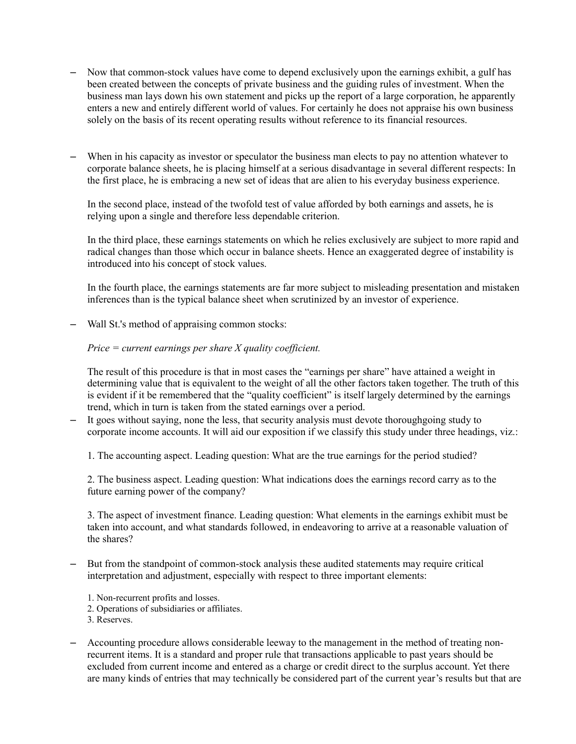- Now that common-stock values have come to depend exclusively upon the earnings exhibit, a gulf has been created between the concepts of private business and the guiding rules of investment. When the business man lays down his own statement and picks up the report of a large corporation, he apparently enters a new and entirely different world of values. For certainly he does not appraise his own business solely on the basis of its recent operating results without reference to its financial resources.

- When in his capacity as investor or speculator the business man elects to pay no attention whatever to corporate balance sheets, he is placing himself at a serious disadvantage in several different respects: In the first place, he is embracing a new set of ideas that are alien to his everyday business experience.

  In the second place, instead of the twofold test of value afforded by both earnings and assets, he is relying upon a single and therefore less dependable criterion.

  In the third place, these earnings statements on which he relies exclusively are subject to more rapid and radical changes than those which occur in balance sheets. Hence an exaggerated degree of instability is introduced into his concept of stock values.

  In the fourth place, the earnings statements are far more subject to misleading presentation and mistaken inferences than is the typical balance sheet when scrutinized by an investor of experience.

- Wall St.'s method of appraising common stocks:

  *Price = current earnings per share X quality coefficient.*

  The result of this procedure is that in most cases the "earnings per share" have attained a weight in determining value that is equivalent to the weight of all the other factors taken together. The truth of this is evident if it be remembered that the "quality coefficient" is itself largely determined by the earnings trend, which in turn is taken from the stated earnings over a period.
- It goes without saying, none the less, that security analysis must devote thoroughgoing study to corporate income accounts. It will aid our exposition if we classify this study under three headings, viz.:

  1. The accounting aspect. Leading question: What are the true earnings for the period studied?

  2. The business aspect. Leading question: What indications does the earnings record carry as to the future earning power of the company?

  3. The aspect of investment finance. Leading question: What elements in the earnings exhibit must be taken into account, and what standards followed, in endeavoring to arrive at a reasonable valuation of the shares?

- But from the standpoint of common-stock analysis these audited statements may require critical interpretation and adjustment, especially with respect to three important elements:

  1. Non-recurrent profits and losses.
  2. Operations of subsidiaries or affiliates.
  3. Reserves.

- Accounting procedure allows considerable leeway to the management in the method of treating non-recurrent items. It is a standard and proper rule that transactions applicable to past years should be excluded from current income and entered as a charge or credit direct to the surplus account. Yet there are many kinds of entries that may technically be considered part of the current year's results but that are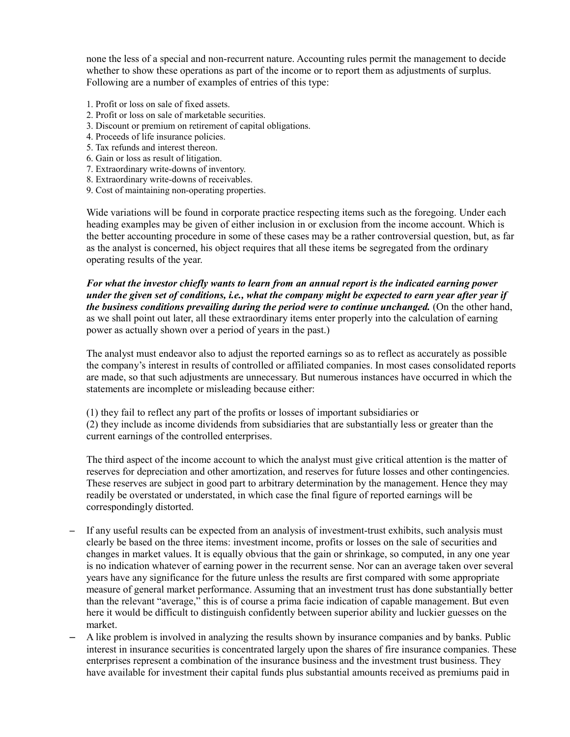none the less of a special and non-recurrent nature. Accounting rules permit the management to decide whether to show these operations as part of the income or to report them as adjustments of surplus. Following are a number of examples of entries of this type:

1. Profit or loss on sale of fixed assets.
2. Profit or loss on sale of marketable securities.
3. Discount or premium on retirement of capital obligations.
4. Proceeds of life insurance policies.
5. Tax refunds and interest thereon.
6. Gain or loss as result of litigation.
7. Extraordinary write-downs of inventory.
8. Extraordinary write-downs of receivables.
9. Cost of maintaining non-operating properties.

Wide variations will be found in corporate practice respecting items such as the foregoing. Under each heading examples may be given of either inclusion in or exclusion from the income account. Which is the better accounting procedure in some of these cases may be a rather controversial question, but, as far as the analyst is concerned, his object requires that all these items be segregated from the ordinary operating results of the year.

***For what the investor chiefly wants to learn from an annual report is the indicated earning power under the given set of conditions, i.e., what the company might be expected to earn year after year if the business conditions prevailing during the period were to continue unchanged.*** (On the other hand, as we shall point out later, all these extraordinary items enter properly into the calculation of earning power as actually shown over a period of years in the past.)

The analyst must endeavor also to adjust the reported earnings so as to reflect as accurately as possible the company's interest in results of controlled or affiliated companies. In most cases consolidated reports are made, so that such adjustments are unnecessary. But numerous instances have occurred in which the statements are incomplete or misleading because either:

(1) they fail to reflect any part of the profits or losses of important subsidiaries or
(2) they include as income dividends from subsidiaries that are substantially less or greater than the current earnings of the controlled enterprises.

The third aspect of the income account to which the analyst must give critical attention is the matter of reserves for depreciation and other amortization, and reserves for future losses and other contingencies. These reserves are subject in good part to arbitrary determination by the management. Hence they may readily be overstated or understated, in which case the final figure of reported earnings will be correspondingly distorted.

- If any useful results can be expected from an analysis of investment-trust exhibits, such analysis must clearly be based on the three items: investment income, profits or losses on the sale of securities and changes in market values. It is equally obvious that the gain or shrinkage, so computed, in any one year is no indication whatever of earning power in the recurrent sense. Nor can an average taken over several years have any significance for the future unless the results are first compared with some appropriate measure of general market performance. Assuming that an investment trust has done substantially better than the relevant "average," this is of course a prima facie indication of capable management. But even here it would be difficult to distinguish confidently between superior ability and luckier guesses on the market.
- A like problem is involved in analyzing the results shown by insurance companies and by banks. Public interest in insurance securities is concentrated largely upon the shares of fire insurance companies. These enterprises represent a combination of the insurance business and the investment trust business. They have available for investment their capital funds plus substantial amounts received as premiums paid in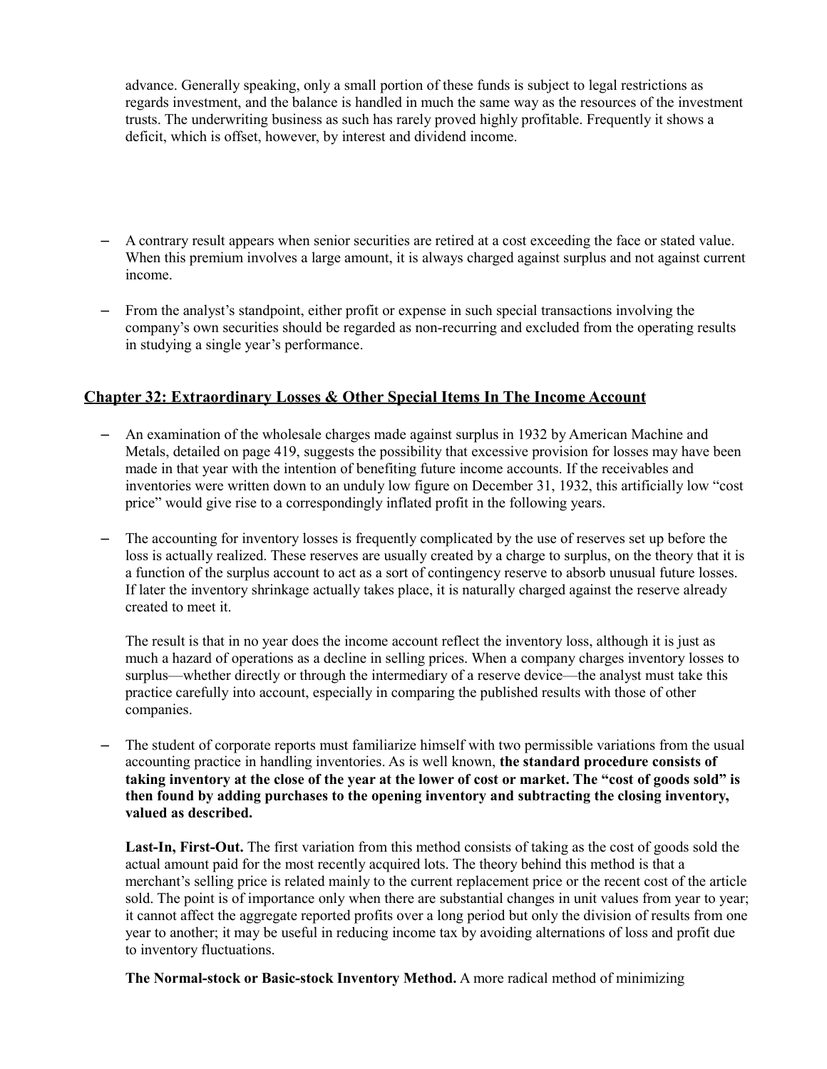advance. Generally speaking, only a small portion of these funds is subject to legal restrictions as regards investment, and the balance is handled in much the same way as the resources of the investment trusts. The underwriting business as such has rarely proved highly profitable. Frequently it shows a deficit, which is offset, however, by interest and dividend income.

- A contrary result appears when senior securities are retired at a cost exceeding the face or stated value. When this premium involves a large amount, it is always charged against surplus and not against current income.
- From the analyst's standpoint, either profit or expense in such special transactions involving the company's own securities should be regarded as non-recurring and excluded from the operating results in studying a single year's performance.

## Chapter 32: Extraordinary Losses & Other Special Items In The Income Account

- An examination of the wholesale charges made against surplus in 1932 by American Machine and Metals, detailed on page 419, suggests the possibility that excessive provision for losses may have been made in that year with the intention of benefiting future income accounts. If the receivables and inventories were written down to an unduly low figure on December 31, 1932, this artificially low "cost price" would give rise to a correspondingly inflated profit in the following years.
- The accounting for inventory losses is frequently complicated by the use of reserves set up before the loss is actually realized. These reserves are usually created by a charge to surplus, on the theory that it is a function of the surplus account to act as a sort of contingency reserve to absorb unusual future losses. If later the inventory shrinkage actually takes place, it is naturally charged against the reserve already created to meet it.

  The result is that in no year does the income account reflect the inventory loss, although it is just as much a hazard of operations as a decline in selling prices. When a company charges inventory losses to surplus—whether directly or through the intermediary of a reserve device—the analyst must take this practice carefully into account, especially in comparing the published results with those of other companies.

- The student of corporate reports must familiarize himself with two permissible variations from the usual accounting practice in handling inventories. As is well known, **the standard procedure consists of taking inventory at the close of the year at the lower of cost or market. The "cost of goods sold" is then found by adding purchases to the opening inventory and subtracting the closing inventory, valued as described.**

  **Last-In, First-Out.** The first variation from this method consists of taking as the cost of goods sold the actual amount paid for the most recently acquired lots. The theory behind this method is that a merchant's selling price is related mainly to the current replacement price or the recent cost of the article sold. The point is of importance only when there are substantial changes in unit values from year to year; it cannot affect the aggregate reported profits over a long period but only the division of results from one year to another; it may be useful in reducing income tax by avoiding alternations of loss and profit due to inventory fluctuations.

  **The Normal-stock or Basic-stock Inventory Method.** A more radical method of minimizing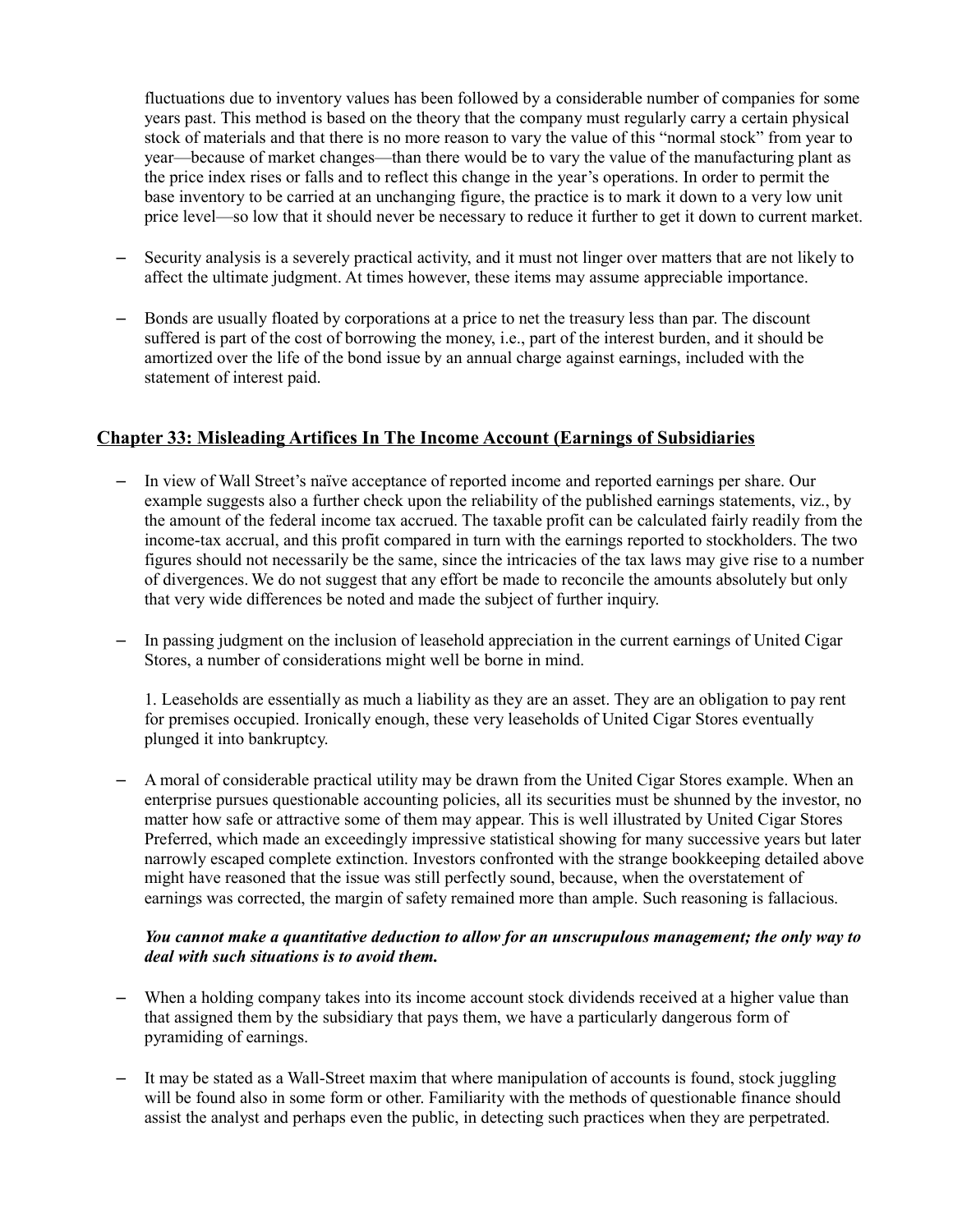fluctuations due to inventory values has been followed by a considerable number of companies for some years past. This method is based on the theory that the company must regularly carry a certain physical stock of materials and that there is no more reason to vary the value of this "normal stock" from year to year—because of market changes—than there would be to vary the value of the manufacturing plant as the price index rises or falls and to reflect this change in the year's operations. In order to permit the base inventory to be carried at an unchanging figure, the practice is to mark it down to a very low unit price level—so low that it should never be necessary to reduce it further to get it down to current market.

- Security analysis is a severely practical activity, and it must not linger over matters that are not likely to affect the ultimate judgment. At times however, these items may assume appreciable importance.

- Bonds are usually floated by corporations at a price to net the treasury less than par. The discount suffered is part of the cost of borrowing the money, i.e., part of the interest burden, and it should be amortized over the life of the bond issue by an annual charge against earnings, included with the statement of interest paid.

## Chapter 33: Misleading Artifices In The Income Account (Earnings of Subsidiaries

- In view of Wall Street's naïve acceptance of reported income and reported earnings per share. Our example suggests also a further check upon the reliability of the published earnings statements, viz., by the amount of the federal income tax accrued. The taxable profit can be calculated fairly readily from the income-tax accrual, and this profit compared in turn with the earnings reported to stockholders. The two figures should not necessarily be the same, since the intricacies of the tax laws may give rise to a number of divergences. We do not suggest that any effort be made to reconcile the amounts absolutely but only that very wide differences be noted and made the subject of further inquiry.

- In passing judgment on the inclusion of leasehold appreciation in the current earnings of United Cigar Stores, a number of considerations might well be borne in mind.

  1. Leaseholds are essentially as much a liability as they are an asset. They are an obligation to pay rent for premises occupied. Ironically enough, these very leaseholds of United Cigar Stores eventually plunged it into bankruptcy.

- A moral of considerable practical utility may be drawn from the United Cigar Stores example. When an enterprise pursues questionable accounting policies, all its securities must be shunned by the investor, no matter how safe or attractive some of them may appear. This is well illustrated by United Cigar Stores Preferred, which made an exceedingly impressive statistical showing for many successive years but later narrowly escaped complete extinction. Investors confronted with the strange bookkeeping detailed above might have reasoned that the issue was still perfectly sound, because, when the overstatement of earnings was corrected, the margin of safety remained more than ample. Such reasoning is fallacious.

  ***You cannot make a quantitative deduction to allow for an unscrupulous management; the only way to deal with such situations is to avoid them.***

- When a holding company takes into its income account stock dividends received at a higher value than that assigned them by the subsidiary that pays them, we have a particularly dangerous form of pyramiding of earnings.

- It may be stated as a Wall-Street maxim that where manipulation of accounts is found, stock juggling will be found also in some form or other. Familiarity with the methods of questionable finance should assist the analyst and perhaps even the public, in detecting such practices when they are perpetrated.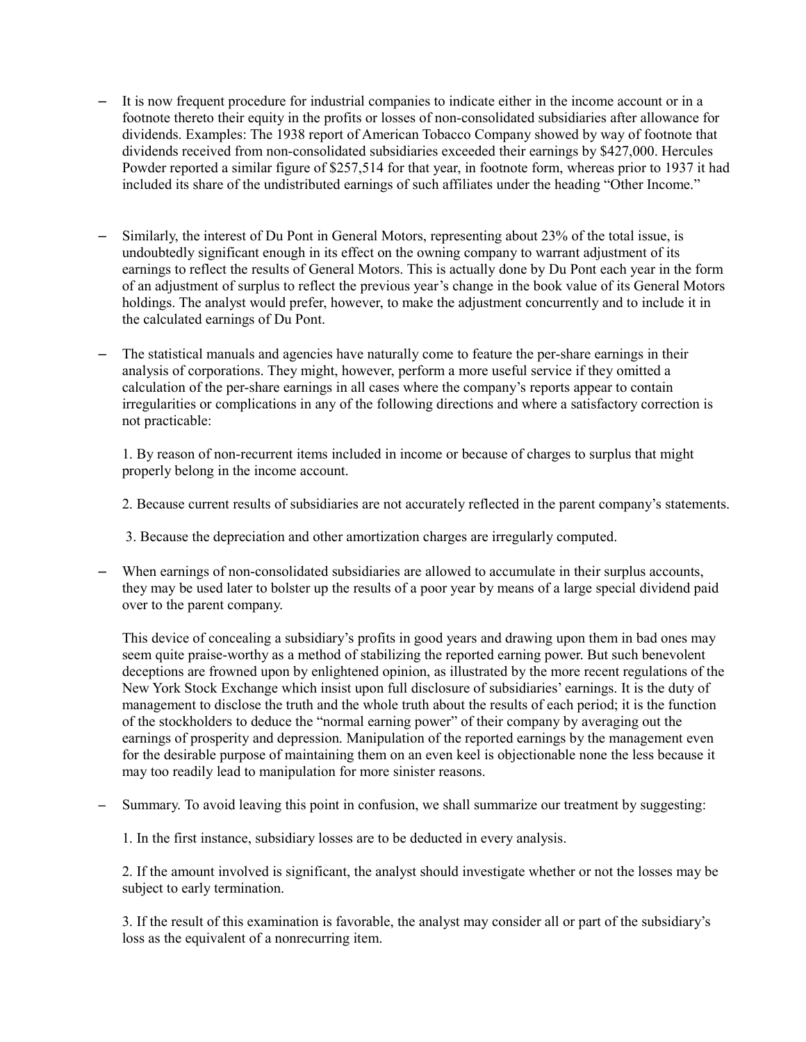- It is now frequent procedure for industrial companies to indicate either in the income account or in a footnote thereto their equity in the profits or losses of non-consolidated subsidiaries after allowance for dividends. Examples: The 1938 report of American Tobacco Company showed by way of footnote that dividends received from non-consolidated subsidiaries exceeded their earnings by $427,000. Hercules Powder reported a similar figure of $257,514 for that year, in footnote form, whereas prior to 1937 it had included its share of the undistributed earnings of such affiliates under the heading "Other Income."

- Similarly, the interest of Du Pont in General Motors, representing about 23% of the total issue, is undoubtedly significant enough in its effect on the owning company to warrant adjustment of its earnings to reflect the results of General Motors. This is actually done by Du Pont each year in the form of an adjustment of surplus to reflect the previous year's change in the book value of its General Motors holdings. The analyst would prefer, however, to make the adjustment concurrently and to include it in the calculated earnings of Du Pont.

- The statistical manuals and agencies have naturally come to feature the per-share earnings in their analysis of corporations. They might, however, perform a more useful service if they omitted a calculation of the per-share earnings in all cases where the company's reports appear to contain irregularities or complications in any of the following directions and where a satisfactory correction is not practicable:

  1. By reason of non-recurrent items included in income or because of charges to surplus that might properly belong in the income account.

  2. Because current results of subsidiaries are not accurately reflected in the parent company's statements.

  3. Because the depreciation and other amortization charges are irregularly computed.

- When earnings of non-consolidated subsidiaries are allowed to accumulate in their surplus accounts, they may be used later to bolster up the results of a poor year by means of a large special dividend paid over to the parent company.

  This device of concealing a subsidiary's profits in good years and drawing upon them in bad ones may seem quite praise-worthy as a method of stabilizing the reported earning power. But such benevolent deceptions are frowned upon by enlightened opinion, as illustrated by the more recent regulations of the New York Stock Exchange which insist upon full disclosure of subsidiaries' earnings. It is the duty of management to disclose the truth and the whole truth about the results of each period; it is the function of the stockholders to deduce the "normal earning power" of their company by averaging out the earnings of prosperity and depression. Manipulation of the reported earnings by the management even for the desirable purpose of maintaining them on an even keel is objectionable none the less because it may too readily lead to manipulation for more sinister reasons.

- Summary. To avoid leaving this point in confusion, we shall summarize our treatment by suggesting:

  1. In the first instance, subsidiary losses are to be deducted in every analysis.

  2. If the amount involved is significant, the analyst should investigate whether or not the losses may be subject to early termination.

  3. If the result of this examination is favorable, the analyst may consider all or part of the subsidiary's loss as the equivalent of a nonrecurring item.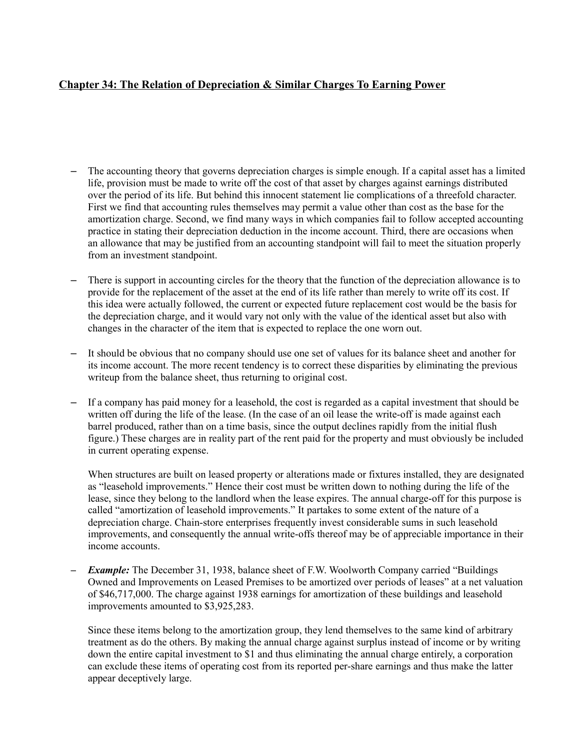## Chapter 34: The Relation of Depreciation & Similar Charges To Earning Power

- The accounting theory that governs depreciation charges is simple enough. If a capital asset has a limited life, provision must be made to write off the cost of that asset by charges against earnings distributed over the period of its life. But behind this innocent statement lie complications of a threefold character. First we find that accounting rules themselves may permit a value other than cost as the base for the amortization charge. Second, we find many ways in which companies fail to follow accepted accounting practice in stating their depreciation deduction in the income account. Third, there are occasions when an allowance that may be justified from an accounting standpoint will fail to meet the situation properly from an investment standpoint.

- There is support in accounting circles for the theory that the function of the depreciation allowance is to provide for the replacement of the asset at the end of its life rather than merely to write off its cost. If this idea were actually followed, the current or expected future replacement cost would be the basis for the depreciation charge, and it would vary not only with the value of the identical asset but also with changes in the character of the item that is expected to replace the one worn out.

- It should be obvious that no company should use one set of values for its balance sheet and another for its income account. The more recent tendency is to correct these disparities by eliminating the previous writeup from the balance sheet, thus returning to original cost.

- If a company has paid money for a leasehold, the cost is regarded as a capital investment that should be written off during the life of the lease. (In the case of an oil lease the write-off is made against each barrel produced, rather than on a time basis, since the output declines rapidly from the initial flush figure.) These charges are in reality part of the rent paid for the property and must obviously be included in current operating expense.

  When structures are built on leased property or alterations made or fixtures installed, they are designated as "leasehold improvements." Hence their cost must be written down to nothing during the life of the lease, since they belong to the landlord when the lease expires. The annual charge-off for this purpose is called "amortization of leasehold improvements." It partakes to some extent of the nature of a depreciation charge. Chain-store enterprises frequently invest considerable sums in such leasehold improvements, and consequently the annual write-offs thereof may be of appreciable importance in their income accounts.

- ***Example:*** The December 31, 1938, balance sheet of F.W. Woolworth Company carried "Buildings Owned and Improvements on Leased Premises to be amortized over periods of leases" at a net valuation of $46,717,000. The charge against 1938 earnings for amortization of these buildings and leasehold improvements amounted to $3,925,283.

  Since these items belong to the amortization group, they lend themselves to the same kind of arbitrary treatment as do the others. By making the annual charge against surplus instead of income or by writing down the entire capital investment to $1 and thus eliminating the annual charge entirely, a corporation can exclude these items of operating cost from its reported per-share earnings and thus make the latter appear deceptively large.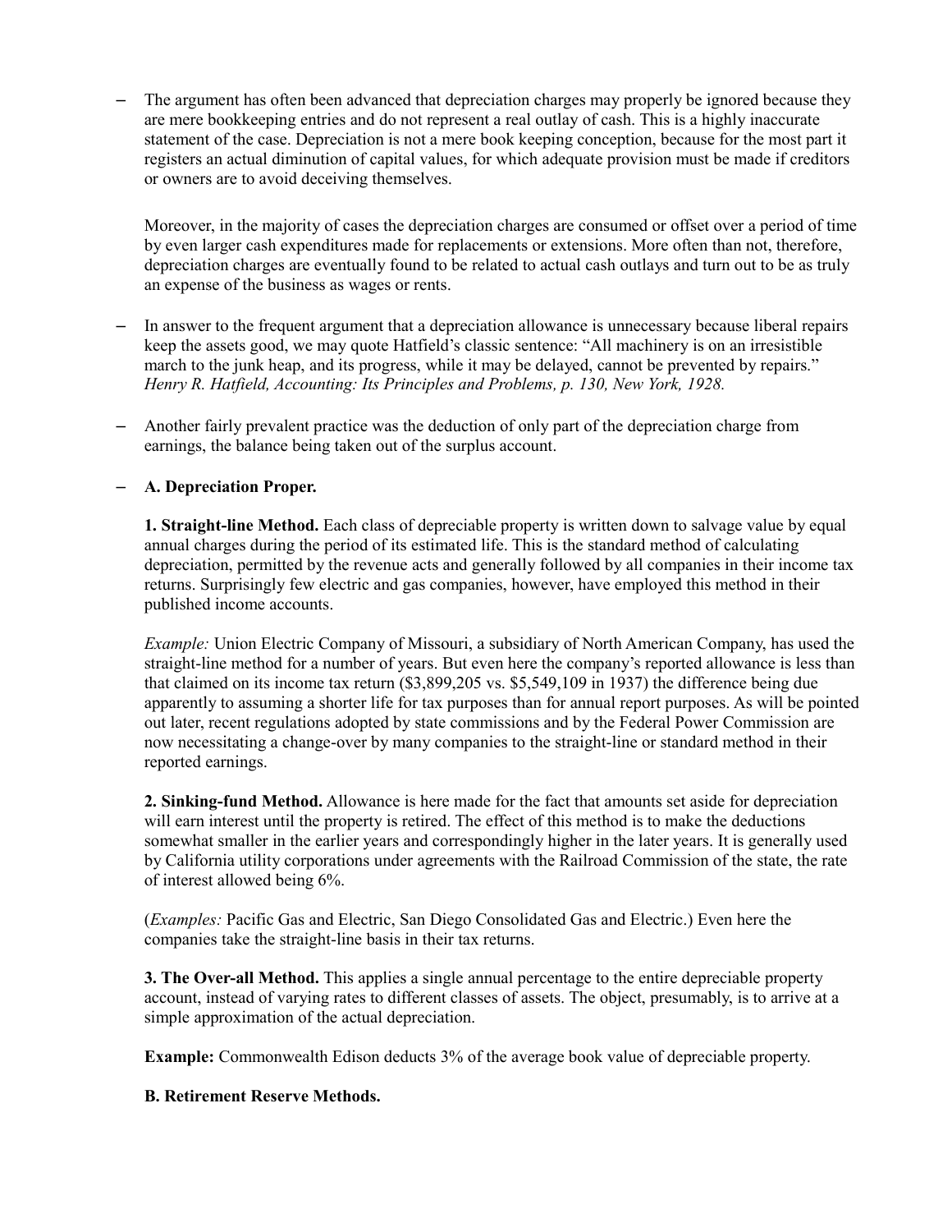- The argument has often been advanced that depreciation charges may properly be ignored because they are mere bookkeeping entries and do not represent a real outlay of cash. This is a highly inaccurate statement of the case. Depreciation is not a mere book keeping conception, because for the most part it registers an actual diminution of capital values, for which adequate provision must be made if creditors or owners are to avoid deceiving themselves.

  Moreover, in the majority of cases the depreciation charges are consumed or offset over a period of time by even larger cash expenditures made for replacements or extensions. More often than not, therefore, depreciation charges are eventually found to be related to actual cash outlays and turn out to be as truly an expense of the business as wages or rents.

- In answer to the frequent argument that a depreciation allowance is unnecessary because liberal repairs keep the assets good, we may quote Hatfield's classic sentence: "All machinery is on an irresistible march to the junk heap, and its progress, while it may be delayed, cannot be prevented by repairs." *Henry R. Hatfield, Accounting: Its Principles and Problems, p. 130, New York, 1928.*

- Another fairly prevalent practice was the deduction of only part of the depreciation charge from earnings, the balance being taken out of the surplus account.

- **A. Depreciation Proper.**

  **1. Straight-line Method.** Each class of depreciable property is written down to salvage value by equal annual charges during the period of its estimated life. This is the standard method of calculating depreciation, permitted by the revenue acts and generally followed by all companies in their income tax returns. Surprisingly few electric and gas companies, however, have employed this method in their published income accounts.

  *Example:* Union Electric Company of Missouri, a subsidiary of North American Company, has used the straight-line method for a number of years. But even here the company's reported allowance is less than that claimed on its income tax return ($3,899,205 vs. $5,549,109 in 1937) the difference being due apparently to assuming a shorter life for tax purposes than for annual report purposes. As will be pointed out later, recent regulations adopted by state commissions and by the Federal Power Commission are now necessitating a change-over by many companies to the straight-line or standard method in their reported earnings.

  **2. Sinking-fund Method.** Allowance is here made for the fact that amounts set aside for depreciation will earn interest until the property is retired. The effect of this method is to make the deductions somewhat smaller in the earlier years and correspondingly higher in the later years. It is generally used by California utility corporations under agreements with the Railroad Commission of the state, the rate of interest allowed being 6%.

  (*Examples:* Pacific Gas and Electric, San Diego Consolidated Gas and Electric.) Even here the companies take the straight-line basis in their tax returns.

  **3. The Over-all Method.** This applies a single annual percentage to the entire depreciable property account, instead of varying rates to different classes of assets. The object, presumably, is to arrive at a simple approximation of the actual depreciation.

  **Example:** Commonwealth Edison deducts 3% of the average book value of depreciable property.

  **B. Retirement Reserve Methods.**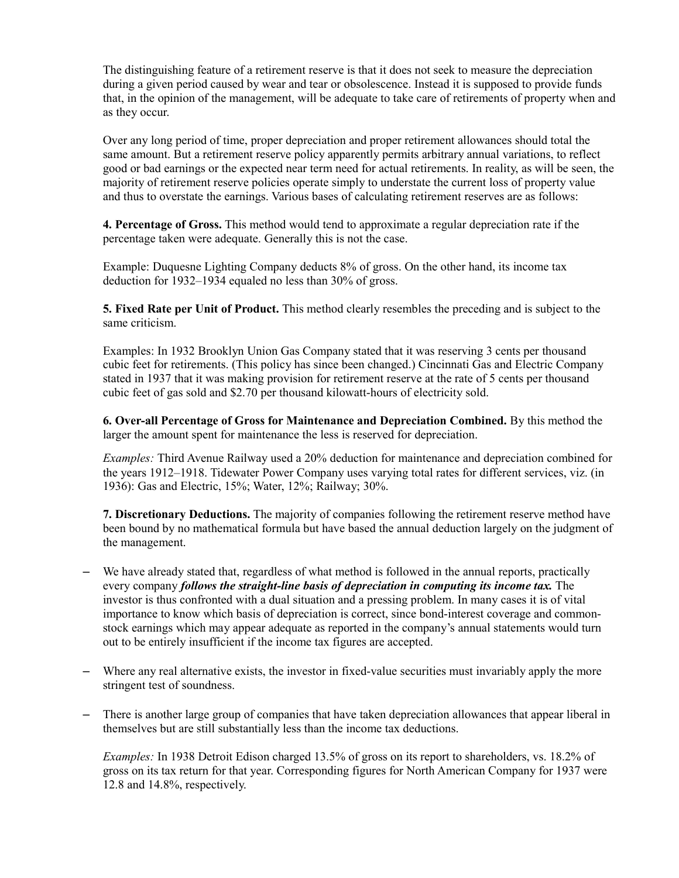The distinguishing feature of a retirement reserve is that it does not seek to measure the depreciation during a given period caused by wear and tear or obsolescence. Instead it is supposed to provide funds that, in the opinion of the management, will be adequate to take care of retirements of property when and as they occur.

Over any long period of time, proper depreciation and proper retirement allowances should total the same amount. But a retirement reserve policy apparently permits arbitrary annual variations, to reflect good or bad earnings or the expected near term need for actual retirements. In reality, as will be seen, the majority of retirement reserve policies operate simply to understate the current loss of property value and thus to overstate the earnings. Various bases of calculating retirement reserves are as follows:

**4. Percentage of Gross.** This method would tend to approximate a regular depreciation rate if the percentage taken were adequate. Generally this is not the case.

Example: Duquesne Lighting Company deducts 8% of gross. On the other hand, its income tax deduction for 1932–1934 equaled no less than 30% of gross.

**5. Fixed Rate per Unit of Product.** This method clearly resembles the preceding and is subject to the same criticism.

Examples: In 1932 Brooklyn Union Gas Company stated that it was reserving 3 cents per thousand cubic feet for retirements. (This policy has since been changed.) Cincinnati Gas and Electric Company stated in 1937 that it was making provision for retirement reserve at the rate of 5 cents per thousand cubic feet of gas sold and $2.70 per thousand kilowatt-hours of electricity sold.

**6. Over-all Percentage of Gross for Maintenance and Depreciation Combined.** By this method the larger the amount spent for maintenance the less is reserved for depreciation.

*Examples:* Third Avenue Railway used a 20% deduction for maintenance and depreciation combined for the years 1912–1918. Tidewater Power Company uses varying total rates for different services, viz. (in 1936): Gas and Electric, 15%; Water, 12%; Railway; 30%.

**7. Discretionary Deductions.** The majority of companies following the retirement reserve method have been bound by no mathematical formula but have based the annual deduction largely on the judgment of the management.

- We have already stated that, regardless of what method is followed in the annual reports, practically every company ***follows the straight-line basis of depreciation in computing its income tax.*** The investor is thus confronted with a dual situation and a pressing problem. In many cases it is of vital importance to know which basis of depreciation is correct, since bond-interest coverage and common-stock earnings which may appear adequate as reported in the company's annual statements would turn out to be entirely insufficient if the income tax figures are accepted.

- Where any real alternative exists, the investor in fixed-value securities must invariably apply the more stringent test of soundness.

- There is another large group of companies that have taken depreciation allowances that appear liberal in themselves but are still substantially less than the income tax deductions.

*Examples:* In 1938 Detroit Edison charged 13.5% of gross on its report to shareholders, vs. 18.2% of gross on its tax return for that year. Corresponding figures for North American Company for 1937 were 12.8 and 14.8%, respectively.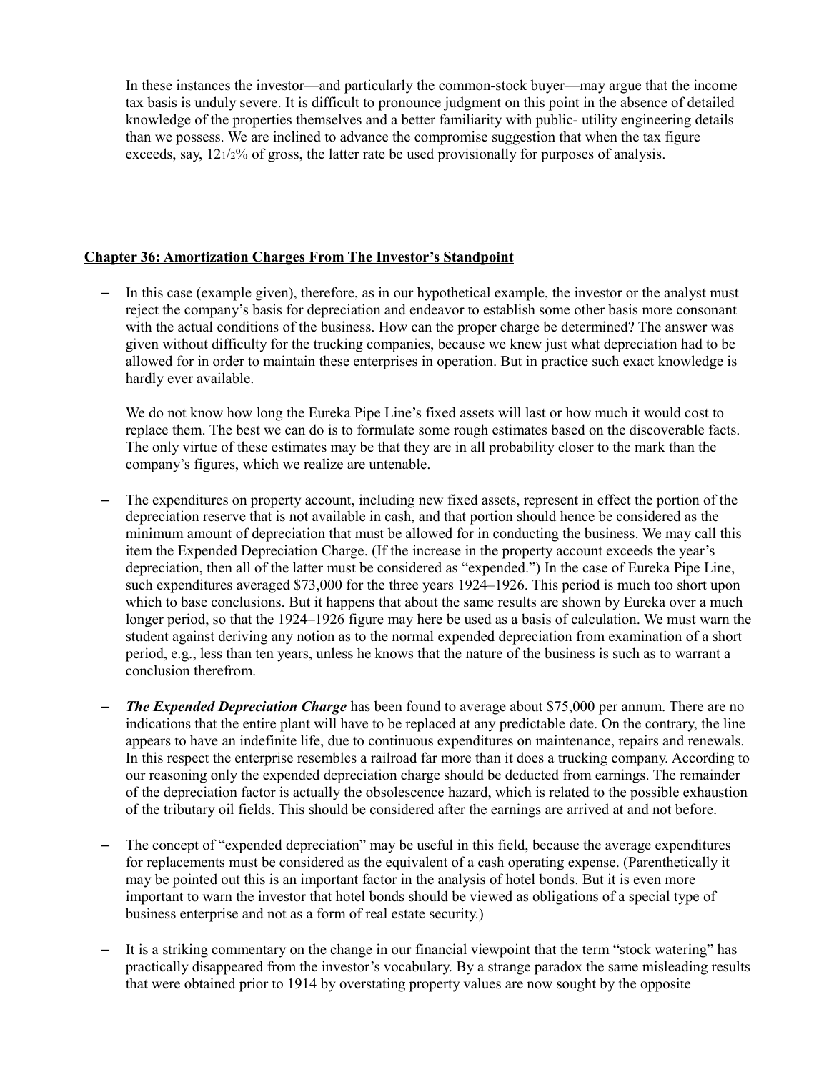In these instances the investor—and particularly the common-stock buyer—may argue that the income tax basis is unduly severe. It is difficult to pronounce judgment on this point in the absence of detailed knowledge of the properties themselves and a better familiarity with public- utility engineering details than we possess. We are inclined to advance the compromise suggestion that when the tax figure exceeds, say, 12 1/2% of gross, the latter rate be used provisionally for purposes of analysis.

## Chapter 36: Amortization Charges From The Investor's Standpoint

- In this case (example given), therefore, as in our hypothetical example, the investor or the analyst must reject the company's basis for depreciation and endeavor to establish some other basis more consonant with the actual conditions of the business. How can the proper charge be determined? The answer was given without difficulty for the trucking companies, because we knew just what depreciation had to be allowed for in order to maintain these enterprises in operation. But in practice such exact knowledge is hardly ever available.

  We do not know how long the Eureka Pipe Line's fixed assets will last or how much it would cost to replace them. The best we can do is to formulate some rough estimates based on the discoverable facts. The only virtue of these estimates may be that they are in all probability closer to the mark than the company's figures, which we realize are untenable.

- The expenditures on property account, including new fixed assets, represent in effect the portion of the depreciation reserve that is not available in cash, and that portion should hence be considered as the minimum amount of depreciation that must be allowed for in conducting the business. We may call this item the Expended Depreciation Charge. (If the increase in the property account exceeds the year's depreciation, then all of the latter must be considered as "expended.") In the case of Eureka Pipe Line, such expenditures averaged $73,000 for the three years 1924–1926. This period is much too short upon which to base conclusions. But it happens that about the same results are shown by Eureka over a much longer period, so that the 1924–1926 figure may here be used as a basis of calculation. We must warn the student against deriving any notion as to the normal expended depreciation from examination of a short period, e.g., less than ten years, unless he knows that the nature of the business is such as to warrant a conclusion therefrom.

- ***The Expended Depreciation Charge*** has been found to average about $75,000 per annum. There are no indications that the entire plant will have to be replaced at any predictable date. On the contrary, the line appears to have an indefinite life, due to continuous expenditures on maintenance, repairs and renewals. In this respect the enterprise resembles a railroad far more than it does a trucking company. According to our reasoning only the expended depreciation charge should be deducted from earnings. The remainder of the depreciation factor is actually the obsolescence hazard, which is related to the possible exhaustion of the tributary oil fields. This should be considered after the earnings are arrived at and not before.

- The concept of "expended depreciation" may be useful in this field, because the average expenditures for replacements must be considered as the equivalent of a cash operating expense. (Parenthetically it may be pointed out this is an important factor in the analysis of hotel bonds. But it is even more important to warn the investor that hotel bonds should be viewed as obligations of a special type of business enterprise and not as a form of real estate security.)

- It is a striking commentary on the change in our financial viewpoint that the term "stock watering" has practically disappeared from the investor's vocabulary. By a strange paradox the same misleading results that were obtained prior to 1914 by overstating property values are now sought by the opposite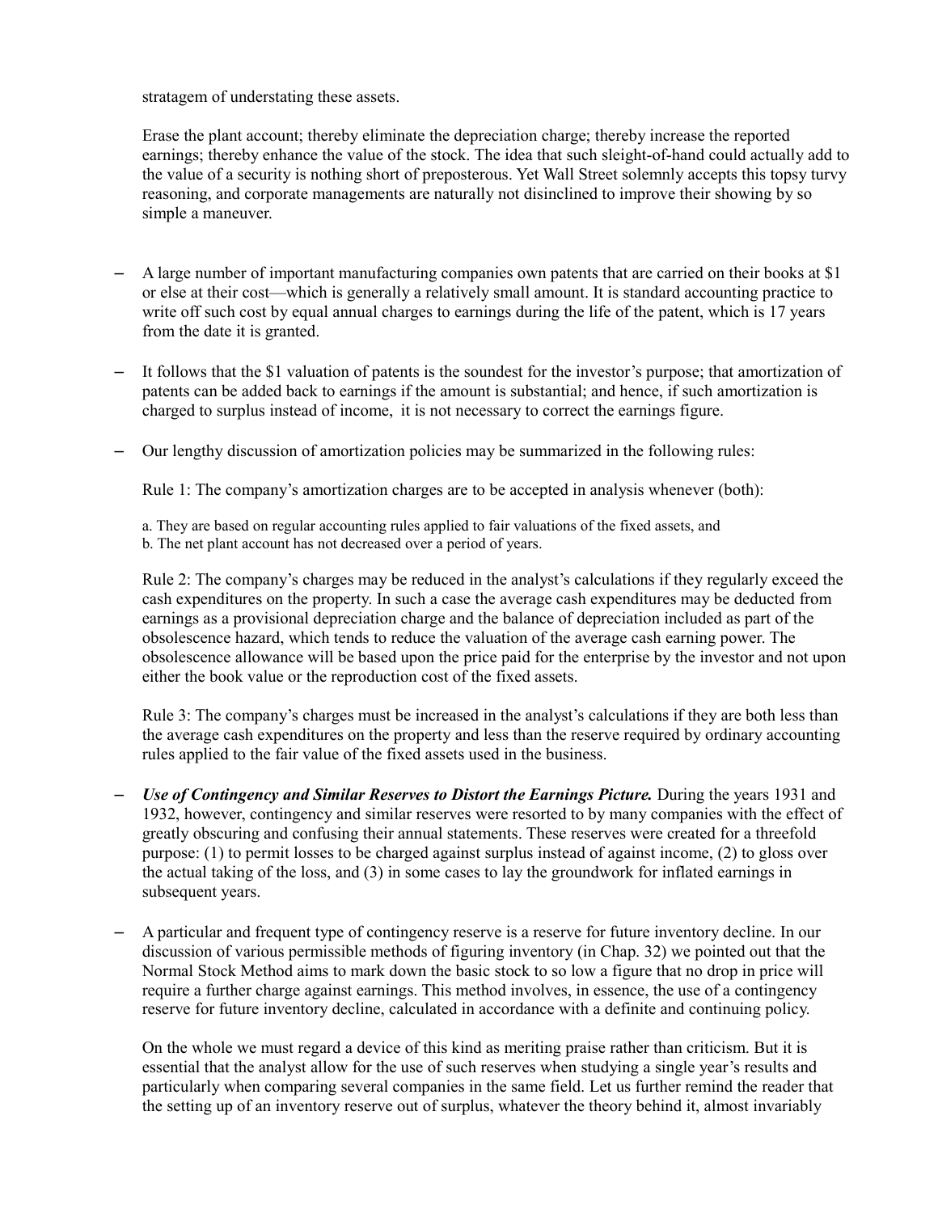stratagem of understating these assets.

Erase the plant account; thereby eliminate the depreciation charge; thereby increase the reported earnings; thereby enhance the value of the stock. The idea that such sleight-of-hand could actually add to the value of a security is nothing short of preposterous. Yet Wall Street solemnly accepts this topsy turvy reasoning, and corporate managements are naturally not disinclined to improve their showing by so simple a maneuver.

- A large number of important manufacturing companies own patents that are carried on their books at $1 or else at their cost—which is generally a relatively small amount. It is standard accounting practice to write off such cost by equal annual charges to earnings during the life of the patent, which is 17 years from the date it is granted.

- It follows that the $1 valuation of patents is the soundest for the investor's purpose; that amortization of patents can be added back to earnings if the amount is substantial; and hence, if such amortization is charged to surplus instead of income, it is not necessary to correct the earnings figure.

- Our lengthy discussion of amortization policies may be summarized in the following rules:

  Rule 1: The company's amortization charges are to be accepted in analysis whenever (both):

  a. They are based on regular accounting rules applied to fair valuations of the fixed assets, and
  b. The net plant account has not decreased over a period of years.

  Rule 2: The company's charges may be reduced in the analyst's calculations if they regularly exceed the cash expenditures on the property. In such a case the average cash expenditures may be deducted from earnings as a provisional depreciation charge and the balance of depreciation included as part of the obsolescence hazard, which tends to reduce the valuation of the average cash earning power. The obsolescence allowance will be based upon the price paid for the enterprise by the investor and not upon either the book value or the reproduction cost of the fixed assets.

  Rule 3: The company's charges must be increased in the analyst's calculations if they are both less than the average cash expenditures on the property and less than the reserve required by ordinary accounting rules applied to the fair value of the fixed assets used in the business.

- ***Use of Contingency and Similar Reserves to Distort the Earnings Picture.*** During the years 1931 and 1932, however, contingency and similar reserves were resorted to by many companies with the effect of greatly obscuring and confusing their annual statements. These reserves were created for a threefold purpose: (1) to permit losses to be charged against surplus instead of against income, (2) to gloss over the actual taking of the loss, and (3) in some cases to lay the groundwork for inflated earnings in subsequent years.

- A particular and frequent type of contingency reserve is a reserve for future inventory decline. In our discussion of various permissible methods of figuring inventory (in Chap. 32) we pointed out that the Normal Stock Method aims to mark down the basic stock to so low a figure that no drop in price will require a further charge against earnings. This method involves, in essence, the use of a contingency reserve for future inventory decline, calculated in accordance with a definite and continuing policy.

  On the whole we must regard a device of this kind as meriting praise rather than criticism. But it is essential that the analyst allow for the use of such reserves when studying a single year's results and particularly when comparing several companies in the same field. Let us further remind the reader that the setting up of an inventory reserve out of surplus, whatever the theory behind it, almost invariably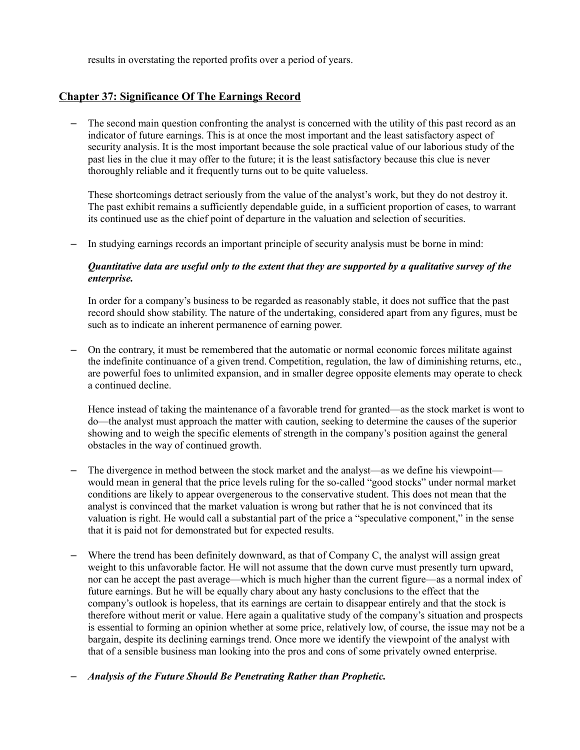results in overstating the reported profits over a period of years.

## Chapter 37: Significance Of The Earnings Record

- The second main question confronting the analyst is concerned with the utility of this past record as an indicator of future earnings. This is at once the most important and the least satisfactory aspect of security analysis. It is the most important because the sole practical value of our laborious study of the past lies in the clue it may offer to the future; it is the least satisfactory because this clue is never thoroughly reliable and it frequently turns out to be quite valueless.

  These shortcomings detract seriously from the value of the analyst's work, but they do not destroy it. The past exhibit remains a sufficiently dependable guide, in a sufficient proportion of cases, to warrant its continued use as the chief point of departure in the valuation and selection of securities.

- In studying earnings records an important principle of security analysis must be borne in mind:

  ***Quantitative data are useful only to the extent that they are supported by a qualitative survey of the enterprise.***

  In order for a company's business to be regarded as reasonably stable, it does not suffice that the past record should show stability. The nature of the undertaking, considered apart from any figures, must be such as to indicate an inherent permanence of earning power.

- On the contrary, it must be remembered that the automatic or normal economic forces militate against the indefinite continuance of a given trend. Competition, regulation, the law of diminishing returns, etc., are powerful foes to unlimited expansion, and in smaller degree opposite elements may operate to check a continued decline.

  Hence instead of taking the maintenance of a favorable trend for granted—as the stock market is wont to do—the analyst must approach the matter with caution, seeking to determine the causes of the superior showing and to weigh the specific elements of strength in the company's position against the general obstacles in the way of continued growth.

- The divergence in method between the stock market and the analyst—as we define his viewpoint—would mean in general that the price levels ruling for the so-called "good stocks" under normal market conditions are likely to appear overgenerous to the conservative student. This does not mean that the analyst is convinced that the market valuation is wrong but rather that he is not convinced that its valuation is right. He would call a substantial part of the price a "speculative component," in the sense that it is paid not for demonstrated but for expected results.

- Where the trend has been definitely downward, as that of Company C, the analyst will assign great weight to this unfavorable factor. He will not assume that the down curve must presently turn upward, nor can he accept the past average—which is much higher than the current figure—as a normal index of future earnings. But he will be equally chary about any hasty conclusions to the effect that the company's outlook is hopeless, that its earnings are certain to disappear entirely and that the stock is therefore without merit or value. Here again a qualitative study of the company's situation and prospects is essential to forming an opinion whether at some price, relatively low, of course, the issue may not be a bargain, despite its declining earnings trend. Once more we identify the viewpoint of the analyst with that of a sensible business man looking into the pros and cons of some privately owned enterprise.

- ***Analysis of the Future Should Be Penetrating Rather than Prophetic.***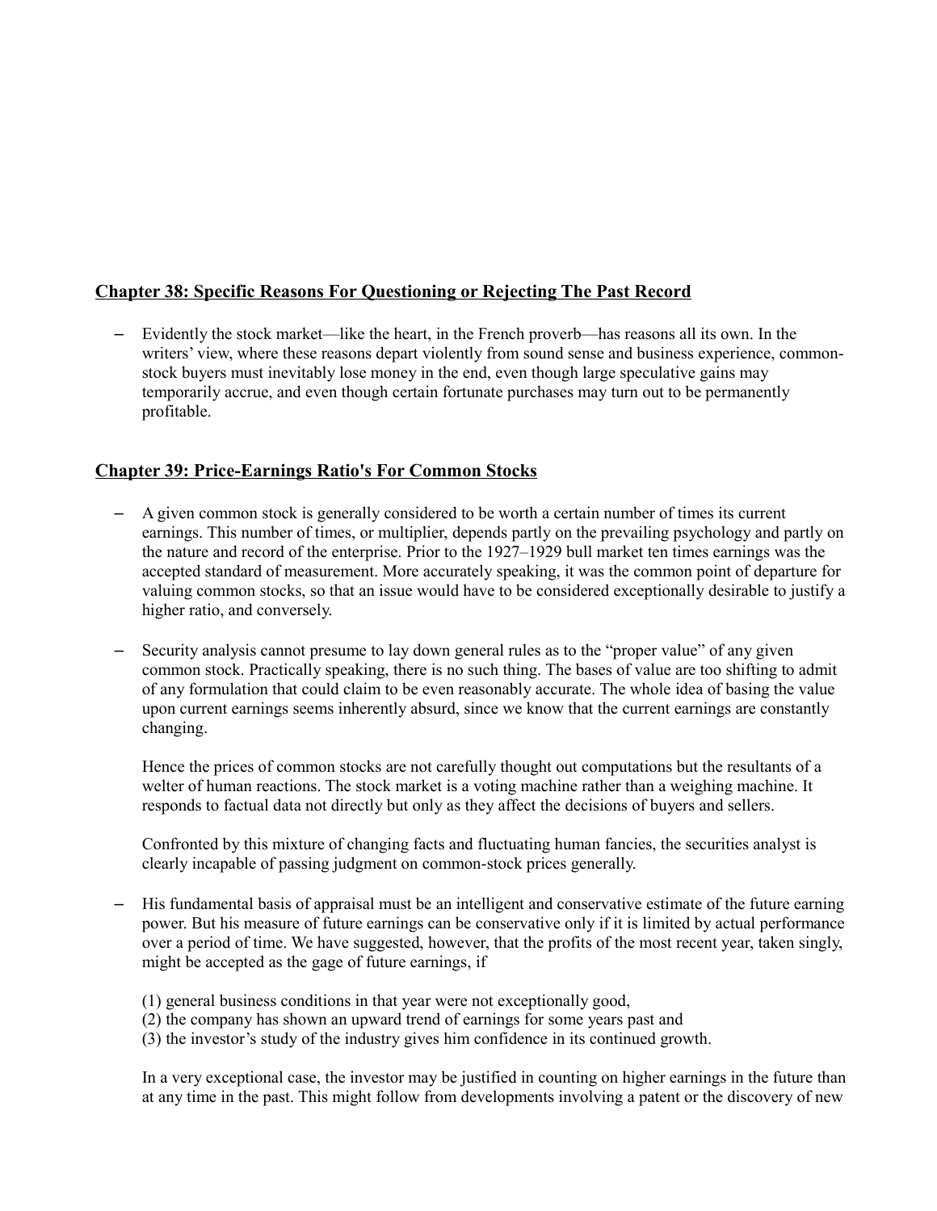## Chapter 38: Specific Reasons For Questioning or Rejecting The Past Record

- Evidently the stock market—like the heart, in the French proverb—has reasons all its own. In the writers' view, where these reasons depart violently from sound sense and business experience, common-stock buyers must inevitably lose money in the end, even though large speculative gains may temporarily accrue, and even though certain fortunate purchases may turn out to be permanently profitable.

## Chapter 39: Price-Earnings Ratio's For Common Stocks

- A given common stock is generally considered to be worth a certain number of times its current earnings. This number of times, or multiplier, depends partly on the prevailing psychology and partly on the nature and record of the enterprise. Prior to the 1927–1929 bull market ten times earnings was the accepted standard of measurement. More accurately speaking, it was the common point of departure for valuing common stocks, so that an issue would have to be considered exceptionally desirable to justify a higher ratio, and conversely.

- Security analysis cannot presume to lay down general rules as to the "proper value" of any given common stock. Practically speaking, there is no such thing. The bases of value are too shifting to admit of any formulation that could claim to be even reasonably accurate. The whole idea of basing the value upon current earnings seems inherently absurd, since we know that the current earnings are constantly changing.

  Hence the prices of common stocks are not carefully thought out computations but the resultants of a welter of human reactions. The stock market is a voting machine rather than a weighing machine. It responds to factual data not directly but only as they affect the decisions of buyers and sellers.

  Confronted by this mixture of changing facts and fluctuating human fancies, the securities analyst is clearly incapable of passing judgment on common-stock prices generally.

- His fundamental basis of appraisal must be an intelligent and conservative estimate of the future earning power. But his measure of future earnings can be conservative only if it is limited by actual performance over a period of time. We have suggested, however, that the profits of the most recent year, taken singly, might be accepted as the gage of future earnings, if

  (1) general business conditions in that year were not exceptionally good,
  (2) the company has shown an upward trend of earnings for some years past and
  (3) the investor's study of the industry gives him confidence in its continued growth.

  In a very exceptional case, the investor may be justified in counting on higher earnings in the future than at any time in the past. This might follow from developments involving a patent or the discovery of new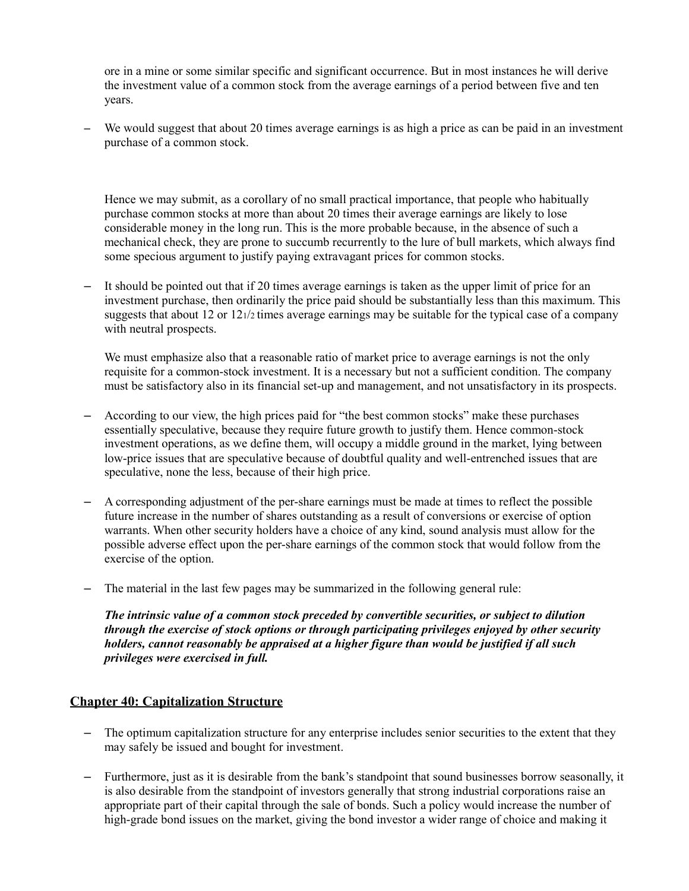ore in a mine or some similar specific and significant occurrence. But in most instances he will derive the investment value of a common stock from the average earnings of a period between five and ten years.

- We would suggest that about 20 times average earnings is as high a price as can be paid in an investment purchase of a common stock.

Hence we may submit, as a corollary of no small practical importance, that people who habitually purchase common stocks at more than about 20 times their average earnings are likely to lose considerable money in the long run. This is the more probable because, in the absence of such a mechanical check, they are prone to succumb recurrently to the lure of bull markets, which always find some specious argument to justify paying extravagant prices for common stocks.

- It should be pointed out that if 20 times average earnings is taken as the upper limit of price for an investment purchase, then ordinarily the price paid should be substantially less than this maximum. This suggests that about 12 or 12 1/2 times average earnings may be suitable for the typical case of a company with neutral prospects.

  We must emphasize also that a reasonable ratio of market price to average earnings is not the only requisite for a common-stock investment. It is a necessary but not a sufficient condition. The company must be satisfactory also in its financial set-up and management, and not unsatisfactory in its prospects.

- According to our view, the high prices paid for "the best common stocks" make these purchases essentially speculative, because they require future growth to justify them. Hence common-stock investment operations, as we define them, will occupy a middle ground in the market, lying between low-price issues that are speculative because of doubtful quality and well-entrenched issues that are speculative, none the less, because of their high price.

- A corresponding adjustment of the per-share earnings must be made at times to reflect the possible future increase in the number of shares outstanding as a result of conversions or exercise of option warrants. When other security holders have a choice of any kind, sound analysis must allow for the possible adverse effect upon the per-share earnings of the common stock that would follow from the exercise of the option.

- The material in the last few pages may be summarized in the following general rule:

  ***The intrinsic value of a common stock preceded by convertible securities, or subject to dilution through the exercise of stock options or through participating privileges enjoyed by other security holders, cannot reasonably be appraised at a higher figure than would be justified if all such privileges were exercised in full.***

## Chapter 40: Capitalization Structure

- The optimum capitalization structure for any enterprise includes senior securities to the extent that they may safely be issued and bought for investment.

- Furthermore, just as it is desirable from the bank's standpoint that sound businesses borrow seasonally, it is also desirable from the standpoint of investors generally that strong industrial corporations raise an appropriate part of their capital through the sale of bonds. Such a policy would increase the number of high-grade bond issues on the market, giving the bond investor a wider range of choice and making it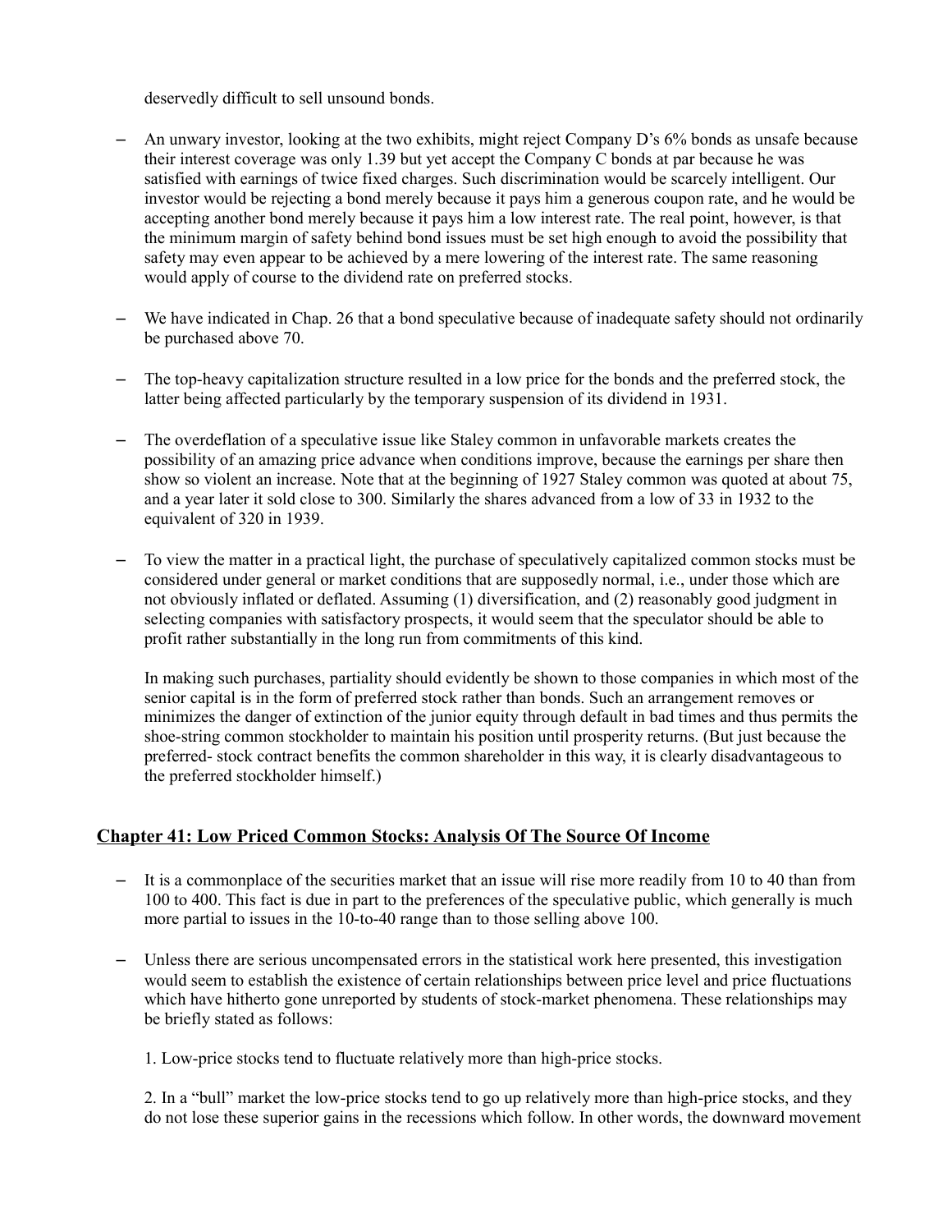deservedly difficult to sell unsound bonds.

- An unwary investor, looking at the two exhibits, might reject Company D's 6% bonds as unsafe because their interest coverage was only 1.39 but yet accept the Company C bonds at par because he was satisfied with earnings of twice fixed charges. Such discrimination would be scarcely intelligent. Our investor would be rejecting a bond merely because it pays him a generous coupon rate, and he would be accepting another bond merely because it pays him a low interest rate. The real point, however, is that the minimum margin of safety behind bond issues must be set high enough to avoid the possibility that safety may even appear to be achieved by a mere lowering of the interest rate. The same reasoning would apply of course to the dividend rate on preferred stocks.

- We have indicated in Chap. 26 that a bond speculative because of inadequate safety should not ordinarily be purchased above 70.

- The top-heavy capitalization structure resulted in a low price for the bonds and the preferred stock, the latter being affected particularly by the temporary suspension of its dividend in 1931.

- The overdeflation of a speculative issue like Staley common in unfavorable markets creates the possibility of an amazing price advance when conditions improve, because the earnings per share then show so violent an increase. Note that at the beginning of 1927 Staley common was quoted at about 75, and a year later it sold close to 300. Similarly the shares advanced from a low of 33 in 1932 to the equivalent of 320 in 1939.

- To view the matter in a practical light, the purchase of speculatively capitalized common stocks must be considered under general or market conditions that are supposedly normal, i.e., under those which are not obviously inflated or deflated. Assuming (1) diversification, and (2) reasonably good judgment in selecting companies with satisfactory prospects, it would seem that the speculator should be able to profit rather substantially in the long run from commitments of this kind.

  In making such purchases, partiality should evidently be shown to those companies in which most of the senior capital is in the form of preferred stock rather than bonds. Such an arrangement removes or minimizes the danger of extinction of the junior equity through default in bad times and thus permits the shoe-string common stockholder to maintain his position until prosperity returns. (But just because the preferred- stock contract benefits the common shareholder in this way, it is clearly disadvantageous to the preferred stockholder himself.)

## Chapter 41: Low Priced Common Stocks: Analysis Of The Source Of Income

- It is a commonplace of the securities market that an issue will rise more readily from 10 to 40 than from 100 to 400. This fact is due in part to the preferences of the speculative public, which generally is much more partial to issues in the 10-to-40 range than to those selling above 100.

- Unless there are serious uncompensated errors in the statistical work here presented, this investigation would seem to establish the existence of certain relationships between price level and price fluctuations which have hitherto gone unreported by students of stock-market phenomena. These relationships may be briefly stated as follows:

  1. Low-price stocks tend to fluctuate relatively more than high-price stocks.

  2. In a "bull" market the low-price stocks tend to go up relatively more than high-price stocks, and they do not lose these superior gains in the recessions which follow. In other words, the downward movement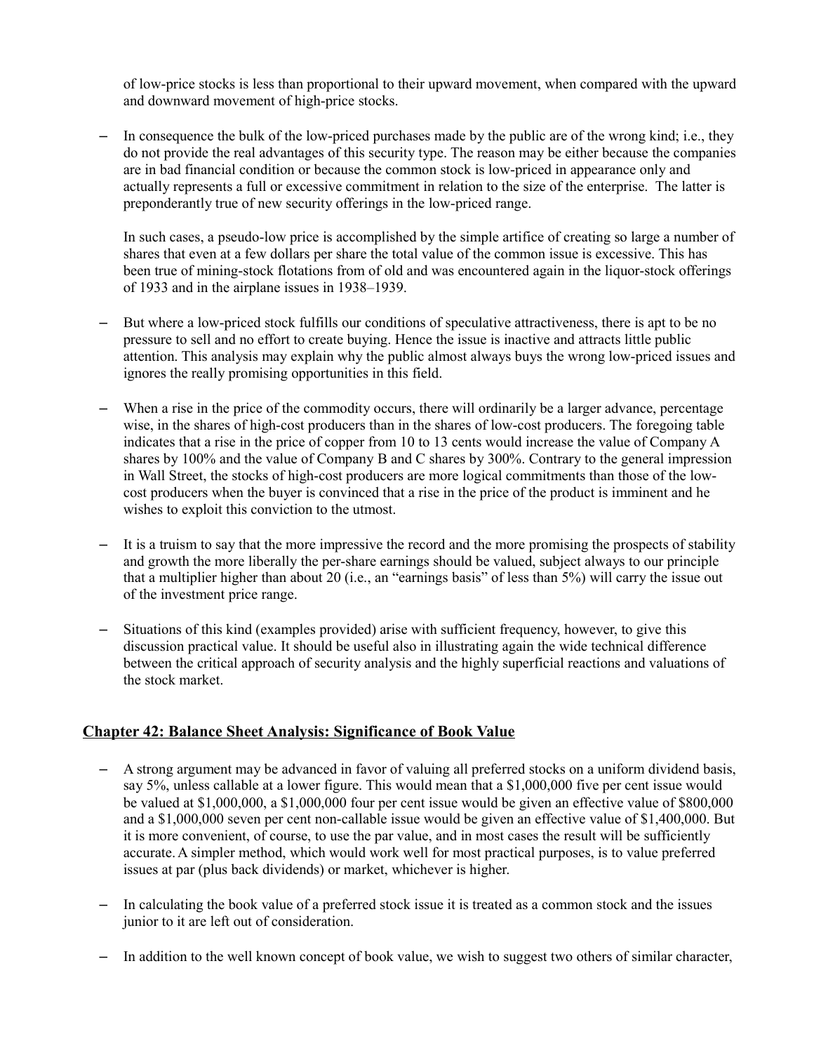of low-price stocks is less than proportional to their upward movement, when compared with the upward and downward movement of high-price stocks.

- In consequence the bulk of the low-priced purchases made by the public are of the wrong kind; i.e., they do not provide the real advantages of this security type. The reason may be either because the companies are in bad financial condition or because the common stock is low-priced in appearance only and actually represents a full or excessive commitment in relation to the size of the enterprise. The latter is preponderantly true of new security offerings in the low-priced range.

  In such cases, a pseudo-low price is accomplished by the simple artifice of creating so large a number of shares that even at a few dollars per share the total value of the common issue is excessive. This has been true of mining-stock flotations from of old and was encountered again in the liquor-stock offerings of 1933 and in the airplane issues in 1938–1939.

- But where a low-priced stock fulfills our conditions of speculative attractiveness, there is apt to be no pressure to sell and no effort to create buying. Hence the issue is inactive and attracts little public attention. This analysis may explain why the public almost always buys the wrong low-priced issues and ignores the really promising opportunities in this field.

- When a rise in the price of the commodity occurs, there will ordinarily be a larger advance, percentage wise, in the shares of high-cost producers than in the shares of low-cost producers. The foregoing table indicates that a rise in the price of copper from 10 to 13 cents would increase the value of Company A shares by 100% and the value of Company B and C shares by 300%. Contrary to the general impression in Wall Street, the stocks of high-cost producers are more logical commitments than those of the low-cost producers when the buyer is convinced that a rise in the price of the product is imminent and he wishes to exploit this conviction to the utmost.

- It is a truism to say that the more impressive the record and the more promising the prospects of stability and growth the more liberally the per-share earnings should be valued, subject always to our principle that a multiplier higher than about 20 (i.e., an "earnings basis" of less than 5%) will carry the issue out of the investment price range.

- Situations of this kind (examples provided) arise with sufficient frequency, however, to give this discussion practical value. It should be useful also in illustrating again the wide technical difference between the critical approach of security analysis and the highly superficial reactions and valuations of the stock market.

## Chapter 42: Balance Sheet Analysis: Significance of Book Value

- A strong argument may be advanced in favor of valuing all preferred stocks on a uniform dividend basis, say 5%, unless callable at a lower figure. This would mean that a $1,000,000 five per cent issue would be valued at $1,000,000, a $1,000,000 four per cent issue would be given an effective value of $800,000 and a $1,000,000 seven per cent non-callable issue would be given an effective value of $1,400,000. But it is more convenient, of course, to use the par value, and in most cases the result will be sufficiently accurate. A simpler method, which would work well for most practical purposes, is to value preferred issues at par (plus back dividends) or market, whichever is higher.

- In calculating the book value of a preferred stock issue it is treated as a common stock and the issues junior to it are left out of consideration.

- In addition to the well known concept of book value, we wish to suggest two others of similar character,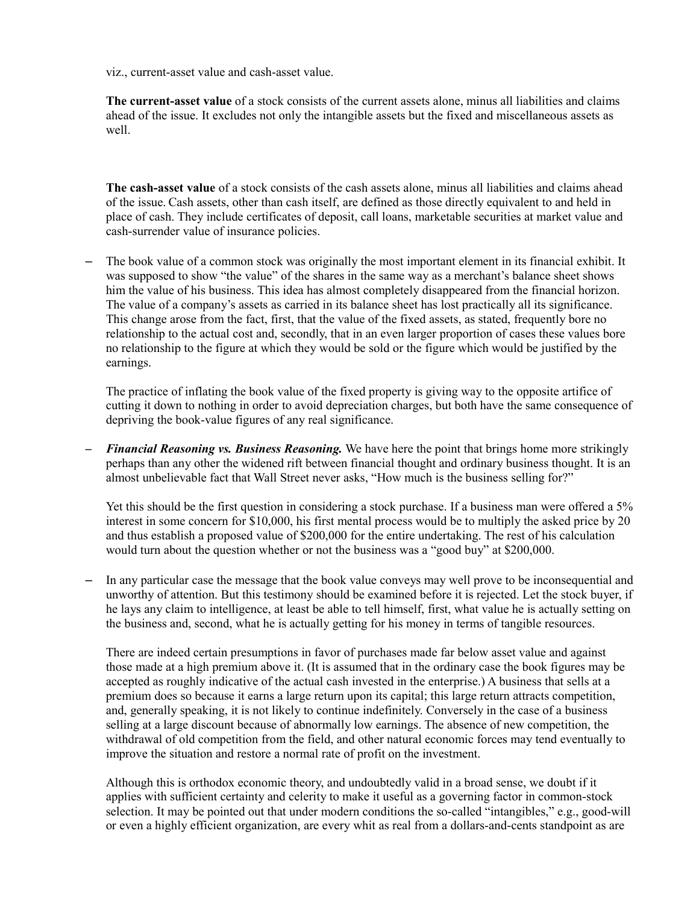viz., current-asset value and cash-asset value.

**The current-asset value** of a stock consists of the current assets alone, minus all liabilities and claims ahead of the issue. It excludes not only the intangible assets but the fixed and miscellaneous assets as well.

**The cash-asset value** of a stock consists of the cash assets alone, minus all liabilities and claims ahead of the issue. Cash assets, other than cash itself, are defined as those directly equivalent to and held in place of cash. They include certificates of deposit, call loans, marketable securities at market value and cash-surrender value of insurance policies.

- The book value of a common stock was originally the most important element in its financial exhibit. It was supposed to show "the value" of the shares in the same way as a merchant's balance sheet shows him the value of his business. This idea has almost completely disappeared from the financial horizon. The value of a company's assets as carried in its balance sheet has lost practically all its significance. This change arose from the fact, first, that the value of the fixed assets, as stated, frequently bore no relationship to the actual cost and, secondly, that in an even larger proportion of cases these values bore no relationship to the figure at which they would be sold or the figure which would be justified by the earnings.

  The practice of inflating the book value of the fixed property is giving way to the opposite artifice of cutting it down to nothing in order to avoid depreciation charges, but both have the same consequence of depriving the book-value figures of any real significance.

- ***Financial Reasoning vs. Business Reasoning.*** We have here the point that brings home more strikingly perhaps than any other the widened rift between financial thought and ordinary business thought. It is an almost unbelievable fact that Wall Street never asks, "How much is the business selling for?"

  Yet this should be the first question in considering a stock purchase. If a business man were offered a 5% interest in some concern for $10,000, his first mental process would be to multiply the asked price by 20 and thus establish a proposed value of $200,000 for the entire undertaking. The rest of his calculation would turn about the question whether or not the business was a "good buy" at $200,000.

- In any particular case the message that the book value conveys may well prove to be inconsequential and unworthy of attention. But this testimony should be examined before it is rejected. Let the stock buyer, if he lays any claim to intelligence, at least be able to tell himself, first, what value he is actually setting on the business and, second, what he is actually getting for his money in terms of tangible resources.

  There are indeed certain presumptions in favor of purchases made far below asset value and against those made at a high premium above it. (It is assumed that in the ordinary case the book figures may be accepted as roughly indicative of the actual cash invested in the enterprise.) A business that sells at a premium does so because it earns a large return upon its capital; this large return attracts competition, and, generally speaking, it is not likely to continue indefinitely. Conversely in the case of a business selling at a large discount because of abnormally low earnings. The absence of new competition, the withdrawal of old competition from the field, and other natural economic forces may tend eventually to improve the situation and restore a normal rate of profit on the investment.

  Although this is orthodox economic theory, and undoubtedly valid in a broad sense, we doubt if it applies with sufficient certainty and celerity to make it useful as a governing factor in common-stock selection. It may be pointed out that under modern conditions the so-called "intangibles," e.g., good-will or even a highly efficient organization, are every whit as real from a dollars-and-cents standpoint as are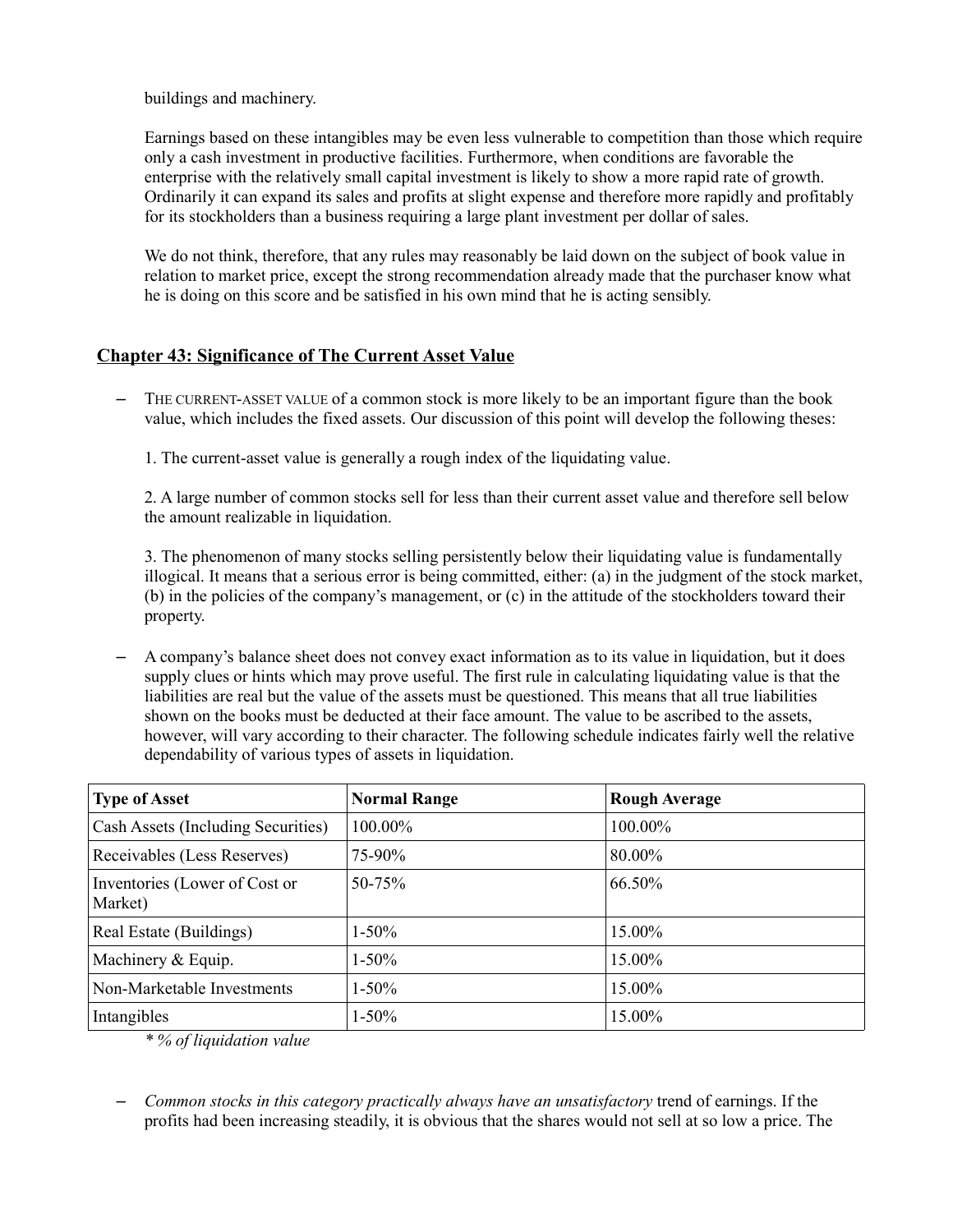buildings and machinery.

Earnings based on these intangibles may be even less vulnerable to competition than those which require only a cash investment in productive facilities. Furthermore, when conditions are favorable the enterprise with the relatively small capital investment is likely to show a more rapid rate of growth. Ordinarily it can expand its sales and profits at slight expense and therefore more rapidly and profitably for its stockholders than a business requiring a large plant investment per dollar of sales.

We do not think, therefore, that any rules may reasonably be laid down on the subject of book value in relation to market price, except the strong recommendation already made that the purchaser know what he is doing on this score and be satisfied in his own mind that he is acting sensibly.

## Chapter 43: Significance of The Current Asset Value

– THE CURRENT-ASSET VALUE of a common stock is more likely to be an important figure than the book value, which includes the fixed assets. Our discussion of this point will develop the following theses:

  1. The current-asset value is generally a rough index of the liquidating value.

  2. A large number of common stocks sell for less than their current asset value and therefore sell below the amount realizable in liquidation.

  3. The phenomenon of many stocks selling persistently below their liquidating value is fundamentally illogical. It means that a serious error is being committed, either: (a) in the judgment of the stock market, (b) in the policies of the company's management, or (c) in the attitude of the stockholders toward their property.

– A company's balance sheet does not convey exact information as to its value in liquidation, but it does supply clues or hints which may prove useful. The first rule in calculating liquidating value is that the liabilities are real but the value of the assets must be questioned. This means that all true liabilities shown on the books must be deducted at their face amount. The value to be ascribed to the assets, however, will vary according to their character. The following schedule indicates fairly well the relative dependability of various types of assets in liquidation.

| Type of Asset | Normal Range | Rough Average |
|---|---|---|
| Cash Assets (Including Securities) | 100.00% | 100.00% |
| Receivables (Less Reserves) | 75-90% | 80.00% |
| Inventories (Lower of Cost or Market) | 50-75% | 66.50% |
| Real Estate (Buildings) | 1-50% | 15.00% |
| Machinery & Equip. | 1-50% | 15.00% |
| Non-Marketable Investments | 1-50% | 15.00% |
| Intangibles | 1-50% | 15.00% |

*\* % of liquidation value*

– *Common stocks in this category practically always have an unsatisfactory* trend of earnings. If the profits had been increasing steadily, it is obvious that the shares would not sell at so low a price. The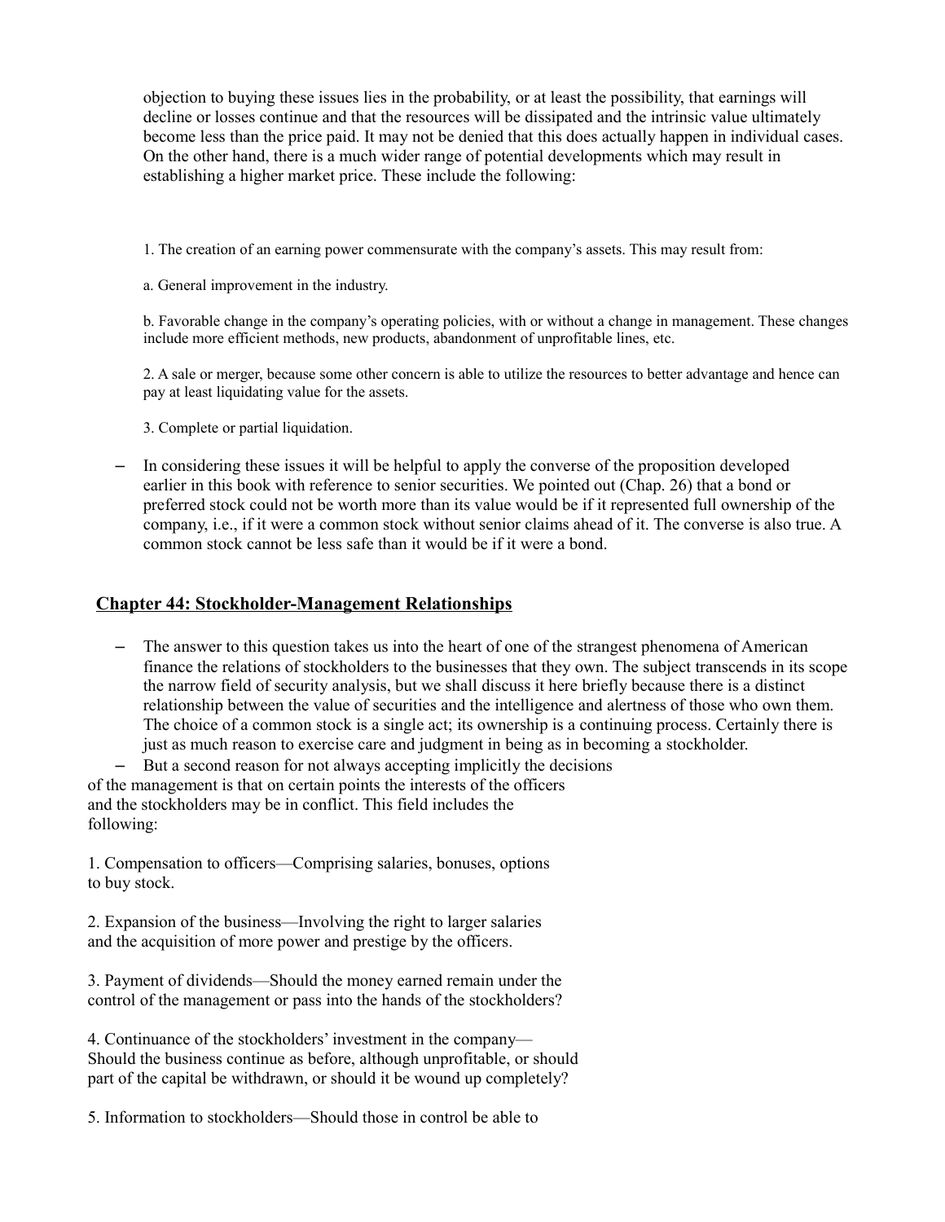objection to buying these issues lies in the probability, or at least the possibility, that earnings will decline or losses continue and that the resources will be dissipated and the intrinsic value ultimately become less than the price paid. It may not be denied that this does actually happen in individual cases. On the other hand, there is a much wider range of potential developments which may result in establishing a higher market price. These include the following:

1. The creation of an earning power commensurate with the company's assets. This may result from:

a. General improvement in the industry.

b. Favorable change in the company's operating policies, with or without a change in management. These changes include more efficient methods, new products, abandonment of unprofitable lines, etc.

2. A sale or merger, because some other concern is able to utilize the resources to better advantage and hence can pay at least liquidating value for the assets.

3. Complete or partial liquidation.

- In considering these issues it will be helpful to apply the converse of the proposition developed earlier in this book with reference to senior securities. We pointed out (Chap. 26) that a bond or preferred stock could not be worth more than its value would be if it represented full ownership of the company, i.e., if it were a common stock without senior claims ahead of it. The converse is also true. A common stock cannot be less safe than it would be if it were a bond.

## Chapter 44: Stockholder-Management Relationships

- The answer to this question takes us into the heart of one of the strangest phenomena of American finance the relations of stockholders to the businesses that they own. The subject transcends in its scope the narrow field of security analysis, but we shall discuss it here briefly because there is a distinct relationship between the value of securities and the intelligence and alertness of those who own them. The choice of a common stock is a single act; its ownership is a continuing process. Certainly there is just as much reason to exercise care and judgment in being as in becoming a stockholder.
- But a second reason for not always accepting implicitly the decisions of the management is that on certain points the interests of the officers and the stockholders may be in conflict. This field includes the following:

1. Compensation to officers—Comprising salaries, bonuses, options to buy stock.

2. Expansion of the business—Involving the right to larger salaries and the acquisition of more power and prestige by the officers.

3. Payment of dividends—Should the money earned remain under the control of the management or pass into the hands of the stockholders?

4. Continuance of the stockholders' investment in the company—Should the business continue as before, although unprofitable, or should part of the capital be withdrawn, or should it be wound up completely?

5. Information to stockholders—Should those in control be able to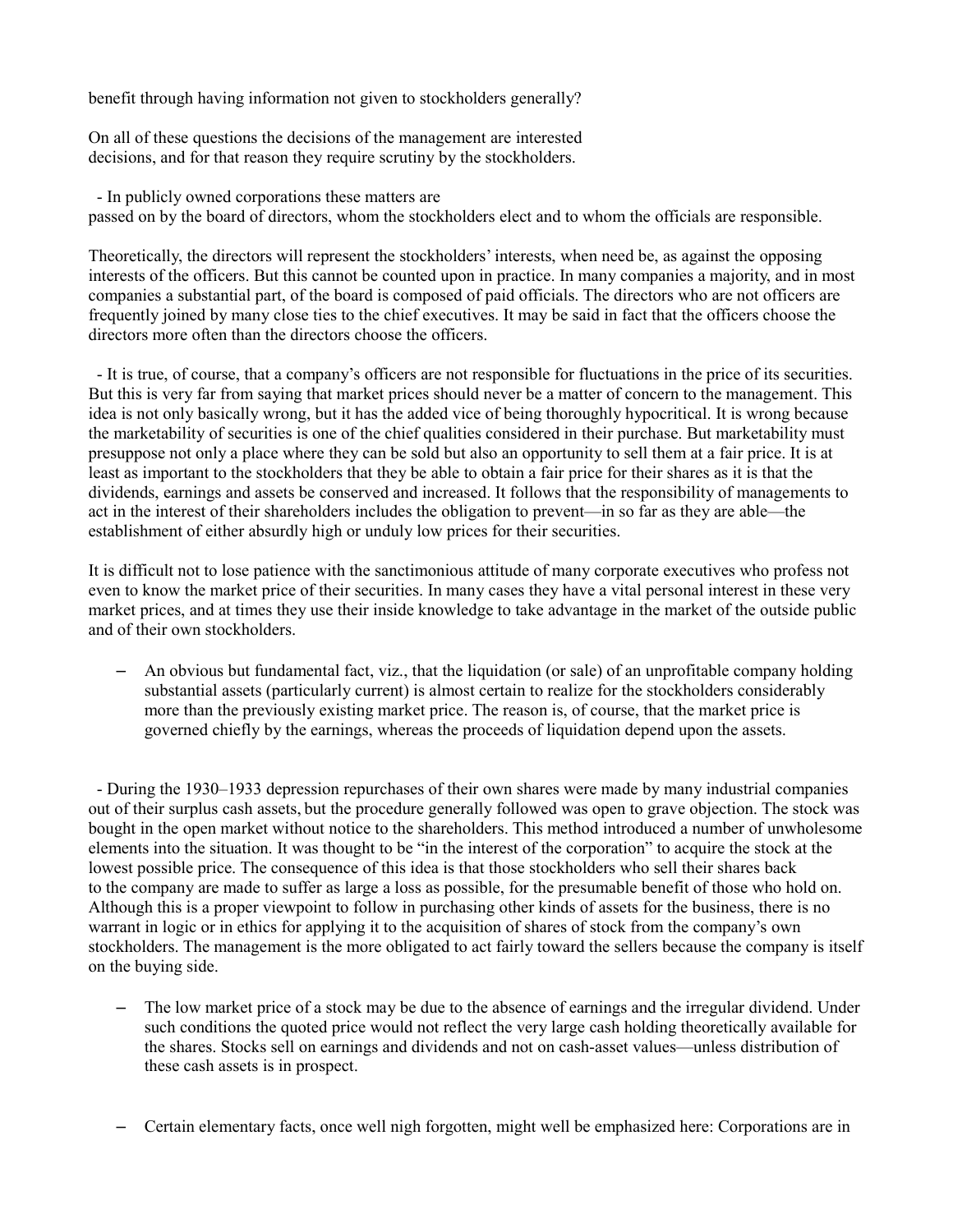benefit through having information not given to stockholders generally?

On all of these questions the decisions of the management are interested decisions, and for that reason they require scrutiny by the stockholders.

- In publicly owned corporations these matters are passed on by the board of directors, whom the stockholders elect and to whom the officials are responsible.

Theoretically, the directors will represent the stockholders' interests, when need be, as against the opposing interests of the officers. But this cannot be counted upon in practice. In many companies a majority, and in most companies a substantial part, of the board is composed of paid officials. The directors who are not officers are frequently joined by many close ties to the chief executives. It may be said in fact that the officers choose the directors more often than the directors choose the officers.

- It is true, of course, that a company's officers are not responsible for fluctuations in the price of its securities. But this is very far from saying that market prices should never be a matter of concern to the management. This idea is not only basically wrong, but it has the added vice of being thoroughly hypocritical. It is wrong because the marketability of securities is one of the chief qualities considered in their purchase. But marketability must presuppose not only a place where they can be sold but also an opportunity to sell them at a fair price. It is at least as important to the stockholders that they be able to obtain a fair price for their shares as it is that the dividends, earnings and assets be conserved and increased. It follows that the responsibility of managements to act in the interest of their shareholders includes the obligation to prevent—in so far as they are able—the establishment of either absurdly high or unduly low prices for their securities.

It is difficult not to lose patience with the sanctimonious attitude of many corporate executives who profess not even to know the market price of their securities. In many cases they have a vital personal interest in these very market prices, and at times they use their inside knowledge to take advantage in the market of the outside public and of their own stockholders.

- An obvious but fundamental fact, viz., that the liquidation (or sale) of an unprofitable company holding substantial assets (particularly current) is almost certain to realize for the stockholders considerably more than the previously existing market price. The reason is, of course, that the market price is governed chiefly by the earnings, whereas the proceeds of liquidation depend upon the assets.

- During the 1930–1933 depression repurchases of their own shares were made by many industrial companies out of their surplus cash assets, but the procedure generally followed was open to grave objection. The stock was bought in the open market without notice to the shareholders. This method introduced a number of unwholesome elements into the situation. It was thought to be "in the interest of the corporation" to acquire the stock at the lowest possible price. The consequence of this idea is that those stockholders who sell their shares back to the company are made to suffer as large a loss as possible, for the presumable benefit of those who hold on. Although this is a proper viewpoint to follow in purchasing other kinds of assets for the business, there is no warrant in logic or in ethics for applying it to the acquisition of shares of stock from the company's own stockholders. The management is the more obligated to act fairly toward the sellers because the company is itself on the buying side.

- The low market price of a stock may be due to the absence of earnings and the irregular dividend. Under such conditions the quoted price would not reflect the very large cash holding theoretically available for the shares. Stocks sell on earnings and dividends and not on cash-asset values—unless distribution of these cash assets is in prospect.

- Certain elementary facts, once well nigh forgotten, might well be emphasized here: Corporations are in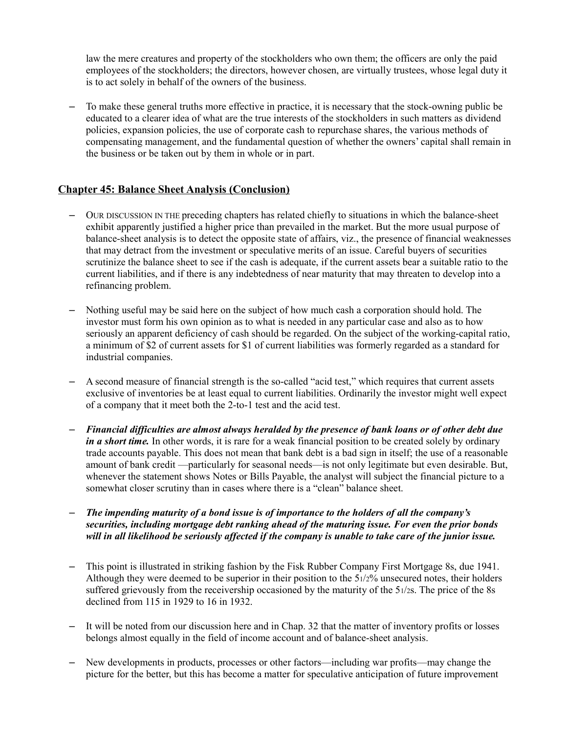law the mere creatures and property of the stockholders who own them; the officers are only the paid employees of the stockholders; the directors, however chosen, are virtually trustees, whose legal duty it is to act solely in behalf of the owners of the business.

- To make these general truths more effective in practice, it is necessary that the stock-owning public be educated to a clearer idea of what are the true interests of the stockholders in such matters as dividend policies, expansion policies, the use of corporate cash to repurchase shares, the various methods of compensating management, and the fundamental question of whether the owners' capital shall remain in the business or be taken out by them in whole or in part.

## Chapter 45: Balance Sheet Analysis (Conclusion)

- OUR DISCUSSION IN THE preceding chapters has related chiefly to situations in which the balance-sheet exhibit apparently justified a higher price than prevailed in the market. But the more usual purpose of balance-sheet analysis is to detect the opposite state of affairs, viz., the presence of financial weaknesses that may detract from the investment or speculative merits of an issue. Careful buyers of securities scrutinize the balance sheet to see if the cash is adequate, if the current assets bear a suitable ratio to the current liabilities, and if there is any indebtedness of near maturity that may threaten to develop into a refinancing problem.

- Nothing useful may be said here on the subject of how much cash a corporation should hold. The investor must form his own opinion as to what is needed in any particular case and also as to how seriously an apparent deficiency of cash should be regarded. On the subject of the working-capital ratio, a minimum of $2 of current assets for $1 of current liabilities was formerly regarded as a standard for industrial companies.

- A second measure of financial strength is the so-called "acid test," which requires that current assets exclusive of inventories be at least equal to current liabilities. Ordinarily the investor might well expect of a company that it meet both the 2-to-1 test and the acid test.

- ***Financial difficulties are almost always heralded by the presence of bank loans or of other debt due in a short time.*** In other words, it is rare for a weak financial position to be created solely by ordinary trade accounts payable. This does not mean that bank debt is a bad sign in itself; the use of a reasonable amount of bank credit —particularly for seasonal needs—is not only legitimate but even desirable. But, whenever the statement shows Notes or Bills Payable, the analyst will subject the financial picture to a somewhat closer scrutiny than in cases where there is a "clean" balance sheet.

- ***The impending maturity of a bond issue is of importance to the holders of all the company's securities, including mortgage debt ranking ahead of the maturing issue. For even the prior bonds will in all likelihood be seriously affected if the company is unable to take care of the junior issue.***

- This point is illustrated in striking fashion by the Fisk Rubber Company First Mortgage 8s, due 1941. Although they were deemed to be superior in their position to the 5½% unsecured notes, their holders suffered grievously from the receivership occasioned by the maturity of the 5½s. The price of the 8s declined from 115 in 1929 to 16 in 1932.

- It will be noted from our discussion here and in Chap. 32 that the matter of inventory profits or losses belongs almost equally in the field of income account and of balance-sheet analysis.

- New developments in products, processes or other factors—including war profits—may change the picture for the better, but this has become a matter for speculative anticipation of future improvement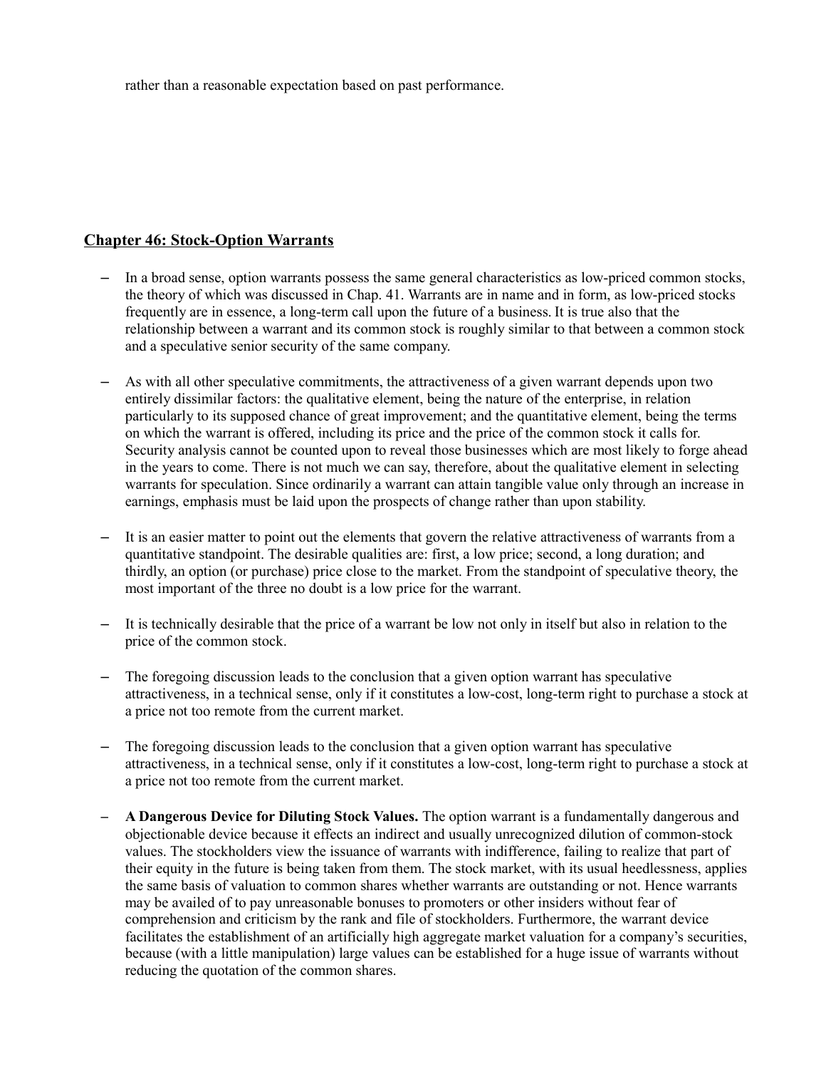rather than a reasonable expectation based on past performance.

## Chapter 46: Stock-Option Warrants

- In a broad sense, option warrants possess the same general characteristics as low-priced common stocks, the theory of which was discussed in Chap. 41. Warrants are in name and in form, as low-priced stocks frequently are in essence, a long-term call upon the future of a business. It is true also that the relationship between a warrant and its common stock is roughly similar to that between a common stock and a speculative senior security of the same company.

- As with all other speculative commitments, the attractiveness of a given warrant depends upon two entirely dissimilar factors: the qualitative element, being the nature of the enterprise, in relation particularly to its supposed chance of great improvement; and the quantitative element, being the terms on which the warrant is offered, including its price and the price of the common stock it calls for. Security analysis cannot be counted upon to reveal those businesses which are most likely to forge ahead in the years to come. There is not much we can say, therefore, about the qualitative element in selecting warrants for speculation. Since ordinarily a warrant can attain tangible value only through an increase in earnings, emphasis must be laid upon the prospects of change rather than upon stability.

- It is an easier matter to point out the elements that govern the relative attractiveness of warrants from a quantitative standpoint. The desirable qualities are: first, a low price; second, a long duration; and thirdly, an option (or purchase) price close to the market. From the standpoint of speculative theory, the most important of the three no doubt is a low price for the warrant.

- It is technically desirable that the price of a warrant be low not only in itself but also in relation to the price of the common stock.

- The foregoing discussion leads to the conclusion that a given option warrant has speculative attractiveness, in a technical sense, only if it constitutes a low-cost, long-term right to purchase a stock at a price not too remote from the current market.

- The foregoing discussion leads to the conclusion that a given option warrant has speculative attractiveness, in a technical sense, only if it constitutes a low-cost, long-term right to purchase a stock at a price not too remote from the current market.

- **A Dangerous Device for Diluting Stock Values.** The option warrant is a fundamentally dangerous and objectionable device because it effects an indirect and usually unrecognized dilution of common-stock values. The stockholders view the issuance of warrants with indifference, failing to realize that part of their equity in the future is being taken from them. The stock market, with its usual heedlessness, applies the same basis of valuation to common shares whether warrants are outstanding or not. Hence warrants may be availed of to pay unreasonable bonuses to promoters or other insiders without fear of comprehension and criticism by the rank and file of stockholders. Furthermore, the warrant device facilitates the establishment of an artificially high aggregate market valuation for a company's securities, because (with a little manipulation) large values can be established for a huge issue of warrants without reducing the quotation of the common shares.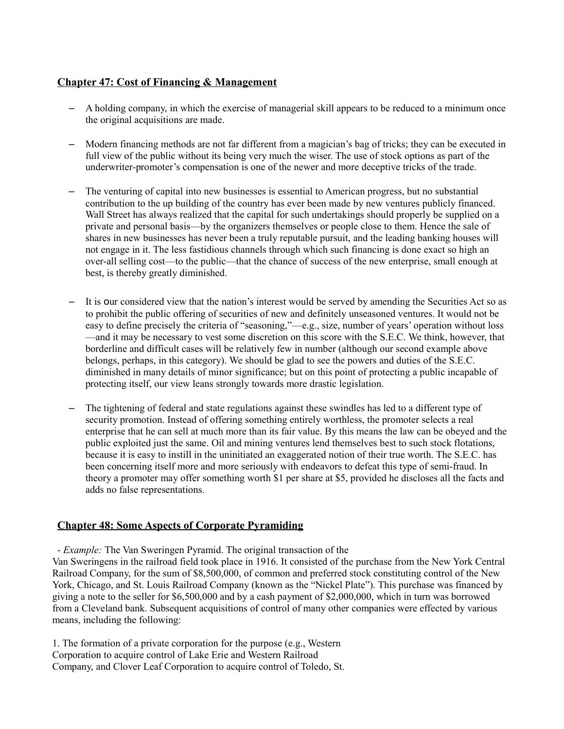## Chapter 47: Cost of Financing & Management

- A holding company, in which the exercise of managerial skill appears to be reduced to a minimum once the original acquisitions are made.

- Modern financing methods are not far different from a magician's bag of tricks; they can be executed in full view of the public without its being very much the wiser. The use of stock options as part of the underwriter-promoter's compensation is one of the newer and more deceptive tricks of the trade.

- The venturing of capital into new businesses is essential to American progress, but no substantial contribution to the up building of the country has ever been made by new ventures publicly financed. Wall Street has always realized that the capital for such undertakings should properly be supplied on a private and personal basis—by the organizers themselves or people close to them. Hence the sale of shares in new businesses has never been a truly reputable pursuit, and the leading banking houses will not engage in it. The less fastidious channels through which such financing is done exact so high an over-all selling cost—to the public—that the chance of success of the new enterprise, small enough at best, is thereby greatly diminished.

- It is our considered view that the nation's interest would be served by amending the Securities Act so as to prohibit the public offering of securities of new and definitely unseasoned ventures. It would not be easy to define precisely the criteria of "seasoning,"—e.g., size, number of years' operation without loss—and it may be necessary to vest some discretion on this score with the S.E.C. We think, however, that borderline and difficult cases will be relatively few in number (although our second example above belongs, perhaps, in this category). We should be glad to see the powers and duties of the S.E.C. diminished in many details of minor significance; but on this point of protecting a public incapable of protecting itself, our view leans strongly towards more drastic legislation.

- The tightening of federal and state regulations against these swindles has led to a different type of security promotion. Instead of offering something entirely worthless, the promoter selects a real enterprise that he can sell at much more than its fair value. By this means the law can be obeyed and the public exploited just the same. Oil and mining ventures lend themselves best to such stock flotations, because it is easy to instill in the uninitiated an exaggerated notion of their true worth. The S.E.C. has been concerning itself more and more seriously with endeavors to defeat this type of semi-fraud. In theory a promoter may offer something worth $1 per share at $5, provided he discloses all the facts and adds no false representations.

## Chapter 48: Some Aspects of Corporate Pyramiding

- *Example:* The Van Sweringen Pyramid. The original transaction of the Van Sweringens in the railroad field took place in 1916. It consisted of the purchase from the New York Central Railroad Company, for the sum of $8,500,000, of common and preferred stock constituting control of the New York, Chicago, and St. Louis Railroad Company (known as the "Nickel Plate"). This purchase was financed by giving a note to the seller for $6,500,000 and by a cash payment of $2,000,000, which in turn was borrowed from a Cleveland bank. Subsequent acquisitions of control of many other companies were effected by various means, including the following:

1. The formation of a private corporation for the purpose (e.g., Western Corporation to acquire control of Lake Erie and Western Railroad Company, and Clover Leaf Corporation to acquire control of Toledo, St.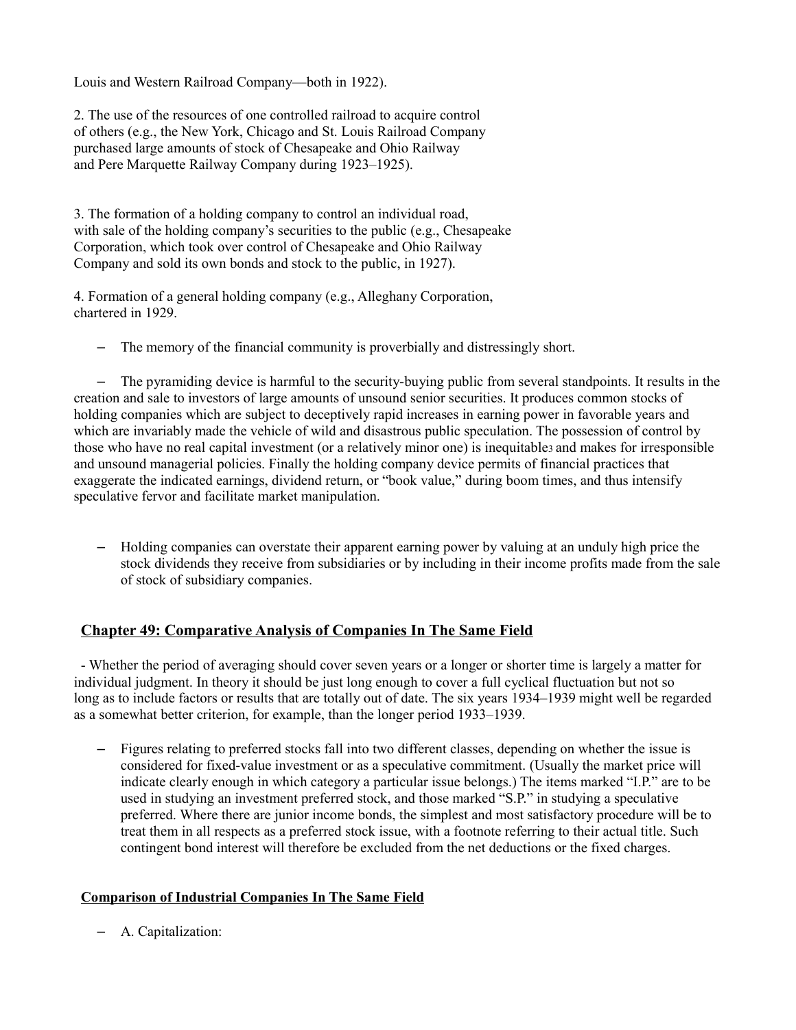Louis and Western Railroad Company—both in 1922).

2. The use of the resources of one controlled railroad to acquire control of others (e.g., the New York, Chicago and St. Louis Railroad Company purchased large amounts of stock of Chesapeake and Ohio Railway and Pere Marquette Railway Company during 1923–1925).

3. The formation of a holding company to control an individual road, with sale of the holding company's securities to the public (e.g., Chesapeake Corporation, which took over control of Chesapeake and Ohio Railway Company and sold its own bonds and stock to the public, in 1927).

4. Formation of a general holding company (e.g., Alleghany Corporation, chartered in 1929.

- The memory of the financial community is proverbially and distressingly short.

- The pyramiding device is harmful to the security-buying public from several standpoints. It results in the creation and sale to investors of large amounts of unsound senior securities. It produces common stocks of holding companies which are subject to deceptively rapid increases in earning power in favorable years and which are invariably made the vehicle of wild and disastrous public speculation. The possession of control by those who have no real capital investment (or a relatively minor one) is inequitable[3] and makes for irresponsible and unsound managerial policies. Finally the holding company device permits of financial practices that exaggerate the indicated earnings, dividend return, or "book value," during boom times, and thus intensify speculative fervor and facilitate market manipulation.

- Holding companies can overstate their apparent earning power by valuing at an unduly high price the stock dividends they receive from subsidiaries or by including in their income profits made from the sale of stock of subsidiary companies.

## Chapter 49: Comparative Analysis of Companies In The Same Field

- Whether the period of averaging should cover seven years or a longer or shorter time is largely a matter for individual judgment. In theory it should be just long enough to cover a full cyclical fluctuation but not so long as to include factors or results that are totally out of date. The six years 1934–1939 might well be regarded as a somewhat better criterion, for example, than the longer period 1933–1939.

- Figures relating to preferred stocks fall into two different classes, depending on whether the issue is considered for fixed-value investment or as a speculative commitment. (Usually the market price will indicate clearly enough in which category a particular issue belongs.) The items marked "I.P." are to be used in studying an investment preferred stock, and those marked "S.P." in studying a speculative preferred. Where there are junior income bonds, the simplest and most satisfactory procedure will be to treat them in all respects as a preferred stock issue, with a footnote referring to their actual title. Such contingent bond interest will therefore be excluded from the net deductions or the fixed charges.

### Comparison of Industrial Companies In The Same Field

- A. Capitalization: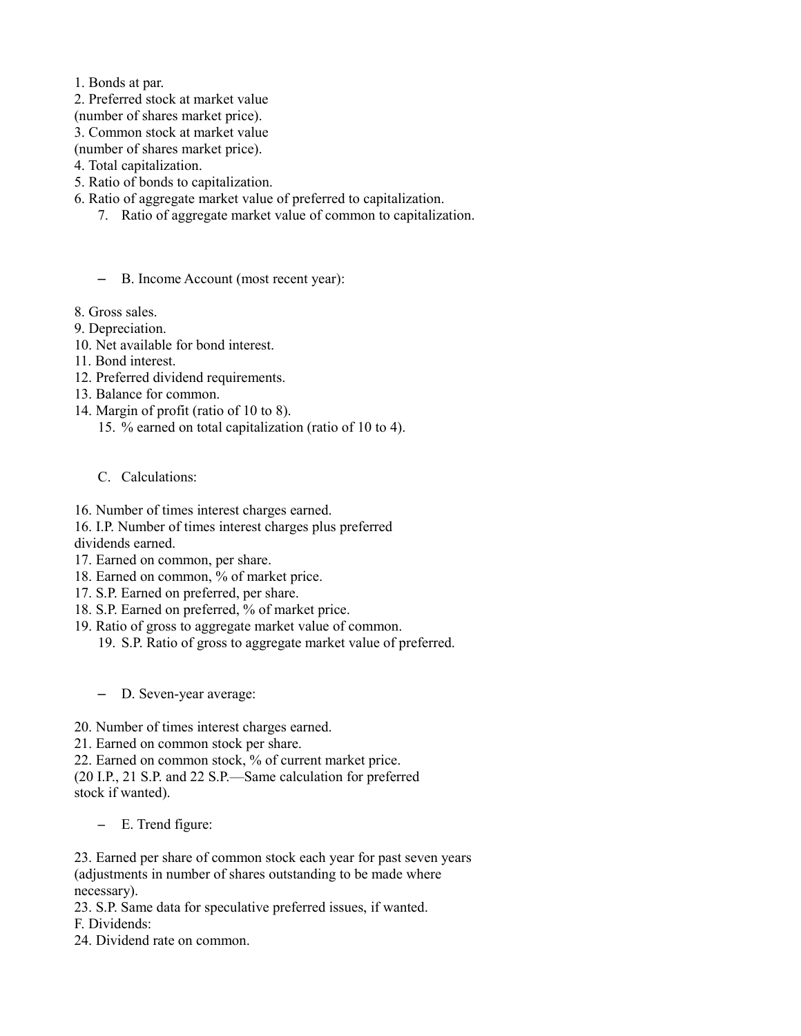1. Bonds at par.
2. Preferred stock at market value (number of shares market price).
3. Common stock at market value (number of shares market price).
4. Total capitalization.
5. Ratio of bonds to capitalization.
6. Ratio of aggregate market value of preferred to capitalization.
7. Ratio of aggregate market value of common to capitalization.

– B. Income Account (most recent year):

8. Gross sales.
9. Depreciation.
10. Net available for bond interest.
11. Bond interest.
12. Preferred dividend requirements.
13. Balance for common.
14. Margin of profit (ratio of 10 to 8).
15. % earned on total capitalization (ratio of 10 to 4).

C. Calculations:

16. Number of times interest charges earned.

16. I.P. Number of times interest charges plus preferred dividends earned.

17. Earned on common, per share.

18. Earned on common, % of market price.

17. S.P. Earned on preferred, per share.

18. S.P. Earned on preferred, % of market price.

19. Ratio of gross to aggregate market value of common.

19. S.P. Ratio of gross to aggregate market value of preferred.

– D. Seven-year average:

20. Number of times interest charges earned.
21. Earned on common stock per share.
22. Earned on common stock, % of current market price.

(20 I.P., 21 S.P. and 22 S.P.—Same calculation for preferred stock if wanted).

– E. Trend figure:

23. Earned per share of common stock each year for past seven years (adjustments in number of shares outstanding to be made where necessary).

23. S.P. Same data for speculative preferred issues, if wanted.

F. Dividends:

24. Dividend rate on common.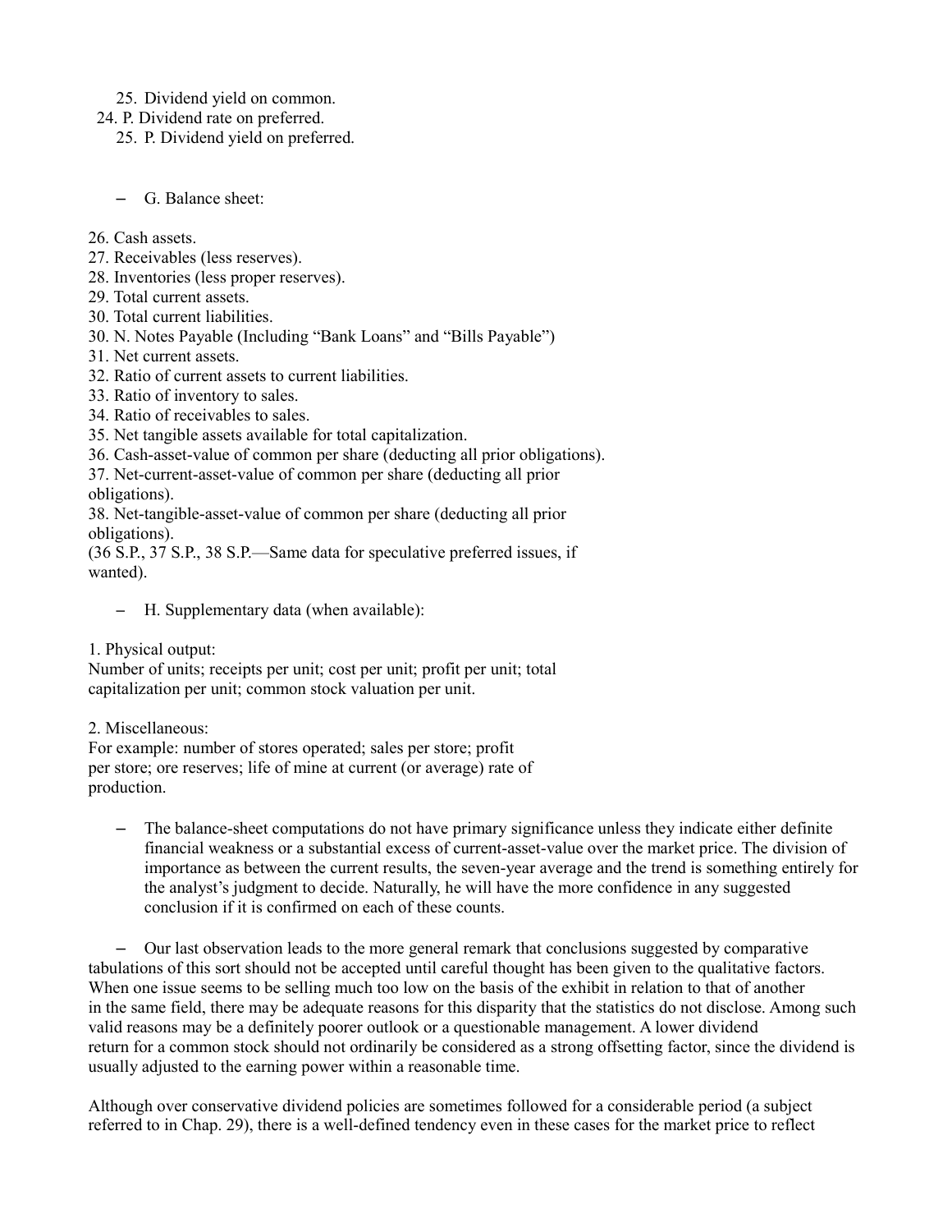25. Dividend yield on common.

24. P. Dividend rate on preferred.

25. P. Dividend yield on preferred.

– G. Balance sheet:

26. Cash assets.
27. Receivables (less reserves).
28. Inventories (less proper reserves).
29. Total current assets.
30. Total current liabilities.

30. N. Notes Payable (Including “Bank Loans” and “Bills Payable”)

31. Net current assets.
32. Ratio of current assets to current liabilities.
33. Ratio of inventory to sales.
34. Ratio of receivables to sales.
35. Net tangible assets available for total capitalization.
36. Cash-asset-value of common per share (deducting all prior obligations).
37. Net-current-asset-value of common per share (deducting all prior obligations).
38. Net-tangible-asset-value of common per share (deducting all prior obligations).

(36 S.P., 37 S.P., 38 S.P.—Same data for speculative preferred issues, if wanted).

– H. Supplementary data (when available):

1. Physical output:

Number of units; receipts per unit; cost per unit; profit per unit; total capitalization per unit; common stock valuation per unit.

2. Miscellaneous:

For example: number of stores operated; sales per store; profit per store; ore reserves; life of mine at current (or average) rate of production.

– The balance-sheet computations do not have primary significance unless they indicate either definite financial weakness or a substantial excess of current-asset-value over the market price. The division of importance as between the current results, the seven-year average and the trend is something entirely for the analyst’s judgment to decide. Naturally, he will have the more confidence in any suggested conclusion if it is confirmed on each of these counts.

– Our last observation leads to the more general remark that conclusions suggested by comparative tabulations of this sort should not be accepted until careful thought has been given to the qualitative factors. When one issue seems to be selling much too low on the basis of the exhibit in relation to that of another in the same field, there may be adequate reasons for this disparity that the statistics do not disclose. Among such valid reasons may be a definitely poorer outlook or a questionable management. A lower dividend return for a common stock should not ordinarily be considered as a strong offsetting factor, since the dividend is usually adjusted to the earning power within a reasonable time.

Although over conservative dividend policies are sometimes followed for a considerable period (a subject referred to in Chap. 29), there is a well-defined tendency even in these cases for the market price to reflect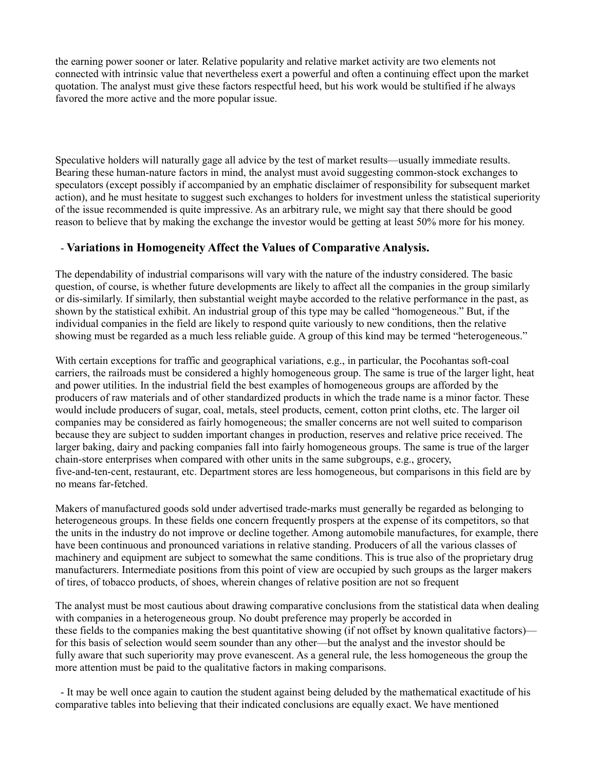the earning power sooner or later. Relative popularity and relative market activity are two elements not connected with intrinsic value that nevertheless exert a powerful and often a continuing effect upon the market quotation. The analyst must give these factors respectful heed, but his work would be stultified if he always favored the more active and the more popular issue.

Speculative holders will naturally gage all advice by the test of market results—usually immediate results. Bearing these human-nature factors in mind, the analyst must avoid suggesting common-stock exchanges to speculators (except possibly if accompanied by an emphatic disclaimer of responsibility for subsequent market action), and he must hesitate to suggest such exchanges to holders for investment unless the statistical superiority of the issue recommended is quite impressive. As an arbitrary rule, we might say that there should be good reason to believe that by making the exchange the investor would be getting at least 50% more for his money.

- **Variations in Homogeneity Affect the Values of Comparative Analysis.**

The dependability of industrial comparisons will vary with the nature of the industry considered. The basic question, of course, is whether future developments are likely to affect all the companies in the group similarly or dis-similarly. If similarly, then substantial weight maybe accorded to the relative performance in the past, as shown by the statistical exhibit. An industrial group of this type may be called "homogeneous." But, if the individual companies in the field are likely to respond quite variously to new conditions, then the relative showing must be regarded as a much less reliable guide. A group of this kind may be termed "heterogeneous."

With certain exceptions for traffic and geographical variations, e.g., in particular, the Pocohantas soft-coal carriers, the railroads must be considered a highly homogeneous group. The same is true of the larger light, heat and power utilities. In the industrial field the best examples of homogeneous groups are afforded by the producers of raw materials and of other standardized products in which the trade name is a minor factor. These would include producers of sugar, coal, metals, steel products, cement, cotton print cloths, etc. The larger oil companies may be considered as fairly homogeneous; the smaller concerns are not well suited to comparison because they are subject to sudden important changes in production, reserves and relative price received. The larger baking, dairy and packing companies fall into fairly homogeneous groups. The same is true of the larger chain-store enterprises when compared with other units in the same subgroups, e.g., grocery, five-and-ten-cent, restaurant, etc. Department stores are less homogeneous, but comparisons in this field are by no means far-fetched.

Makers of manufactured goods sold under advertised trade-marks must generally be regarded as belonging to heterogeneous groups. In these fields one concern frequently prospers at the expense of its competitors, so that the units in the industry do not improve or decline together. Among automobile manufactures, for example, there have been continuous and pronounced variations in relative standing. Producers of all the various classes of machinery and equipment are subject to somewhat the same conditions. This is true also of the proprietary drug manufacturers. Intermediate positions from this point of view are occupied by such groups as the larger makers of tires, of tobacco products, of shoes, wherein changes of relative position are not so frequent

The analyst must be most cautious about drawing comparative conclusions from the statistical data when dealing with companies in a heterogeneous group. No doubt preference may properly be accorded in these fields to the companies making the best quantitative showing (if not offset by known qualitative factors)—for this basis of selection would seem sounder than any other—but the analyst and the investor should be fully aware that such superiority may prove evanescent. As a general rule, the less homogeneous the group the more attention must be paid to the qualitative factors in making comparisons.

- It may be well once again to caution the student against being deluded by the mathematical exactitude of his comparative tables into believing that their indicated conclusions are equally exact. We have mentioned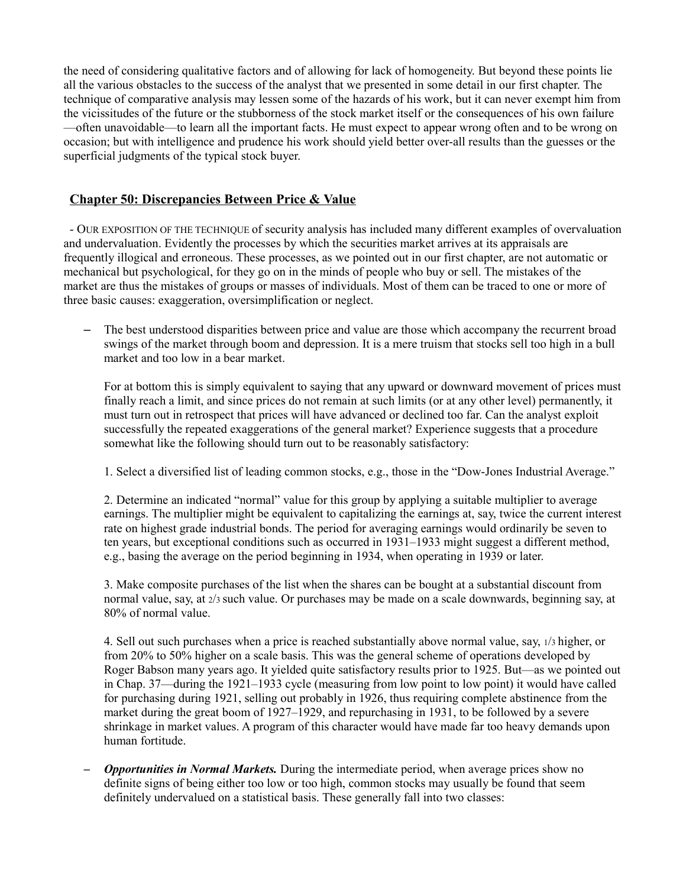the need of considering qualitative factors and of allowing for lack of homogeneity. But beyond these points lie all the various obstacles to the success of the analyst that we presented in some detail in our first chapter. The technique of comparative analysis may lessen some of the hazards of his work, but it can never exempt him from the vicissitudes of the future or the stubborness of the stock market itself or the consequences of his own failure—often unavoidable—to learn all the important facts. He must expect to appear wrong often and to be wrong on occasion; but with intelligence and prudence his work should yield better over-all results than the guesses or the superficial judgments of the typical stock buyer.

## Chapter 50: Discrepancies Between Price & Value

- OUR EXPOSITION OF THE TECHNIQUE of security analysis has included many different examples of overvaluation and undervaluation. Evidently the processes by which the securities market arrives at its appraisals are frequently illogical and erroneous. These processes, as we pointed out in our first chapter, are not automatic or mechanical but psychological, for they go on in the minds of people who buy or sell. The mistakes of the market are thus the mistakes of groups or masses of individuals. Most of them can be traced to one or more of three basic causes: exaggeration, oversimplification or neglect.

- The best understood disparities between price and value are those which accompany the recurrent broad swings of the market through boom and depression. It is a mere truism that stocks sell too high in a bull market and too low in a bear market.

  For at bottom this is simply equivalent to saying that any upward or downward movement of prices must finally reach a limit, and since prices do not remain at such limits (or at any other level) permanently, it must turn out in retrospect that prices will have advanced or declined too far. Can the analyst exploit successfully the repeated exaggerations of the general market? Experience suggests that a procedure somewhat like the following should turn out to be reasonably satisfactory:

  1. Select a diversified list of leading common stocks, e.g., those in the "Dow-Jones Industrial Average."

  2. Determine an indicated "normal" value for this group by applying a suitable multiplier to average earnings. The multiplier might be equivalent to capitalizing the earnings at, say, twice the current interest rate on highest grade industrial bonds. The period for averaging earnings would ordinarily be seven to ten years, but exceptional conditions such as occurred in 1931–1933 might suggest a different method, e.g., basing the average on the period beginning in 1934, when operating in 1939 or later.

  3. Make composite purchases of the list when the shares can be bought at a substantial discount from normal value, say, at 2/3 such value. Or purchases may be made on a scale downwards, beginning say, at 80% of normal value.

  4. Sell out such purchases when a price is reached substantially above normal value, say, 1/3 higher, or from 20% to 50% higher on a scale basis. This was the general scheme of operations developed by Roger Babson many years ago. It yielded quite satisfactory results prior to 1925. But—as we pointed out in Chap. 37—during the 1921–1933 cycle (measuring from low point to low point) it would have called for purchasing during 1921, selling out probably in 1926, thus requiring complete abstinence from the market during the great boom of 1927–1929, and repurchasing in 1931, to be followed by a severe shrinkage in market values. A program of this character would have made far too heavy demands upon human fortitude.

- ***Opportunities in Normal Markets.*** During the intermediate period, when average prices show no definite signs of being either too low or too high, common stocks may usually be found that seem definitely undervalued on a statistical basis. These generally fall into two classes: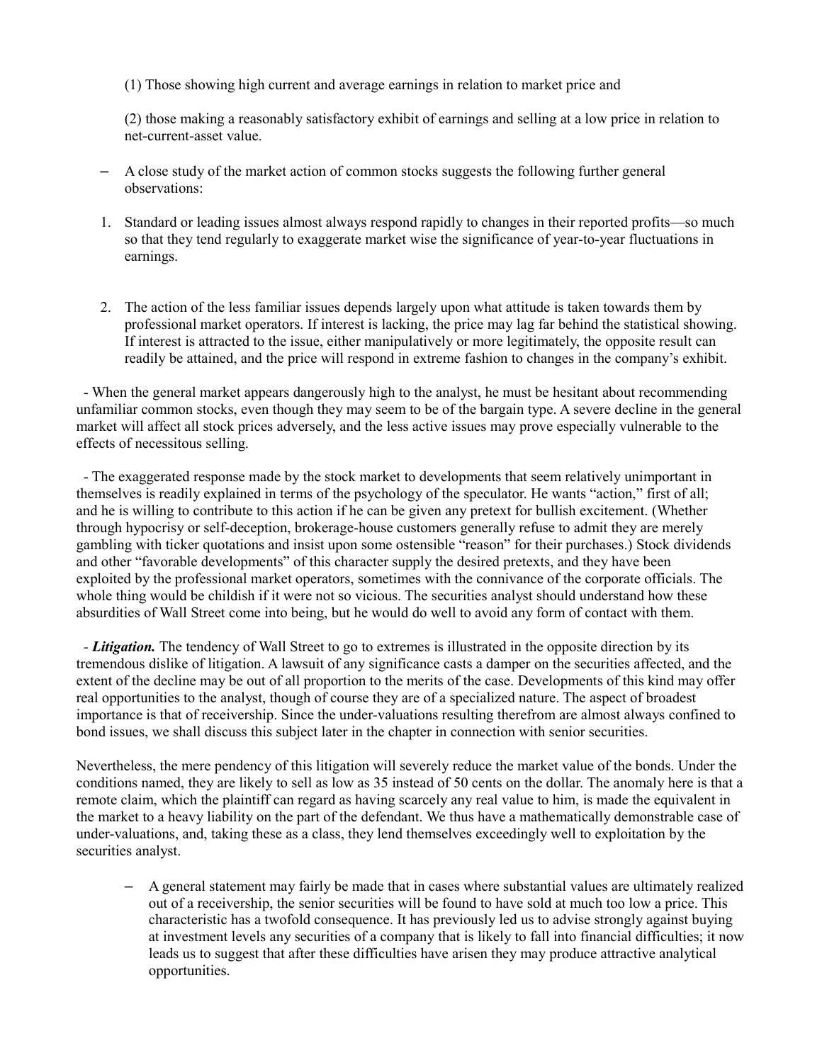(1) Those showing high current and average earnings in relation to market price and

(2) those making a reasonably satisfactory exhibit of earnings and selling at a low price in relation to net-current-asset value.

– A close study of the market action of common stocks suggests the following further general observations:

1. Standard or leading issues almost always respond rapidly to changes in their reported profits—so much so that they tend regularly to exaggerate market wise the significance of year-to-year fluctuations in earnings.

2. The action of the less familiar issues depends largely upon what attitude is taken towards them by professional market operators. If interest is lacking, the price may lag far behind the statistical showing. If interest is attracted to the issue, either manipulatively or more legitimately, the opposite result can readily be attained, and the price will respond in extreme fashion to changes in the company's exhibit.

- When the general market appears dangerously high to the analyst, he must be hesitant about recommending unfamiliar common stocks, even though they may seem to be of the bargain type. A severe decline in the general market will affect all stock prices adversely, and the less active issues may prove especially vulnerable to the effects of necessitous selling.

- The exaggerated response made by the stock market to developments that seem relatively unimportant in themselves is readily explained in terms of the psychology of the speculator. He wants "action," first of all; and he is willing to contribute to this action if he can be given any pretext for bullish excitement. (Whether through hypocrisy or self-deception, brokerage-house customers generally refuse to admit they are merely gambling with ticker quotations and insist upon some ostensible "reason" for their purchases.) Stock dividends and other "favorable developments" of this character supply the desired pretexts, and they have been exploited by the professional market operators, sometimes with the connivance of the corporate officials. The whole thing would be childish if it were not so vicious. The securities analyst should understand how these absurdities of Wall Street come into being, but he would do well to avoid any form of contact with them.

- ***Litigation.*** The tendency of Wall Street to go to extremes is illustrated in the opposite direction by its tremendous dislike of litigation. A lawsuit of any significance casts a damper on the securities affected, and the extent of the decline may be out of all proportion to the merits of the case. Developments of this kind may offer real opportunities to the analyst, though of course they are of a specialized nature. The aspect of broadest importance is that of receivership. Since the under-valuations resulting therefrom are almost always confined to bond issues, we shall discuss this subject later in the chapter in connection with senior securities.

Nevertheless, the mere pendency of this litigation will severely reduce the market value of the bonds. Under the conditions named, they are likely to sell as low as 35 instead of 50 cents on the dollar. The anomaly here is that a remote claim, which the plaintiff can regard as having scarcely any real value to him, is made the equivalent in the market to a heavy liability on the part of the defendant. We thus have a mathematically demonstrable case of under-valuations, and, taking these as a class, they lend themselves exceedingly well to exploitation by the securities analyst.

– A general statement may fairly be made that in cases where substantial values are ultimately realized out of a receivership, the senior securities will be found to have sold at much too low a price. This characteristic has a twofold consequence. It has previously led us to advise strongly against buying at investment levels any securities of a company that is likely to fall into financial difficulties; it now leads us to suggest that after these difficulties have arisen they may produce attractive analytical opportunities.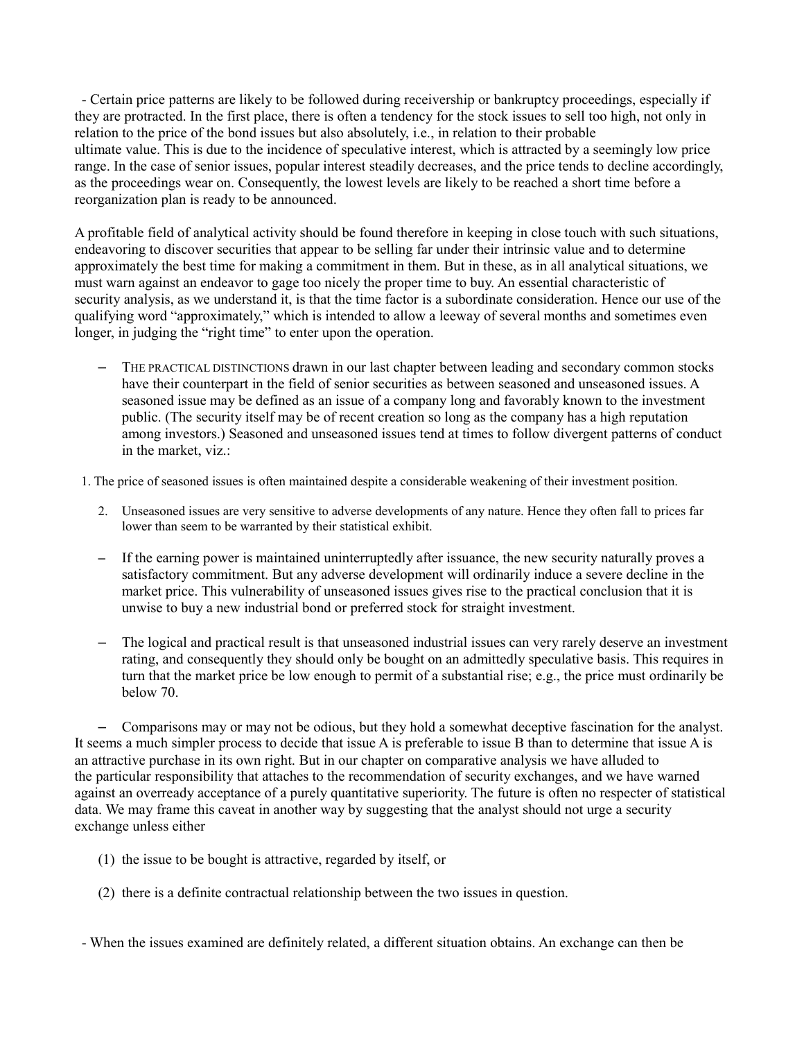- Certain price patterns are likely to be followed during receivership or bankruptcy proceedings, especially if they are protracted. In the first place, there is often a tendency for the stock issues to sell too high, not only in relation to the price of the bond issues but also absolutely, i.e., in relation to their probable ultimate value. This is due to the incidence of speculative interest, which is attracted by a seemingly low price range. In the case of senior issues, popular interest steadily decreases, and the price tends to decline accordingly, as the proceedings wear on. Consequently, the lowest levels are likely to be reached a short time before a reorganization plan is ready to be announced.

A profitable field of analytical activity should be found therefore in keeping in close touch with such situations, endeavoring to discover securities that appear to be selling far under their intrinsic value and to determine approximately the best time for making a commitment in them. But in these, as in all analytical situations, we must warn against an endeavor to gage too nicely the proper time to buy. An essential characteristic of security analysis, as we understand it, is that the time factor is a subordinate consideration. Hence our use of the qualifying word "approximately," which is intended to allow a leeway of several months and sometimes even longer, in judging the "right time" to enter upon the operation.

- THE PRACTICAL DISTINCTIONS drawn in our last chapter between leading and secondary common stocks have their counterpart in the field of senior securities as between seasoned and unseasoned issues. A seasoned issue may be defined as an issue of a company long and favorably known to the investment public. (The security itself may be of recent creation so long as the company has a high reputation among investors.) Seasoned and unseasoned issues tend at times to follow divergent patterns of conduct in the market, viz.:

1. The price of seasoned issues is often maintained despite a considerable weakening of their investment position.
2. Unseasoned issues are very sensitive to adverse developments of any nature. Hence they often fall to prices far lower than seem to be warranted by their statistical exhibit.

- If the earning power is maintained uninterruptedly after issuance, the new security naturally proves a satisfactory commitment. But any adverse development will ordinarily induce a severe decline in the market price. This vulnerability of unseasoned issues gives rise to the practical conclusion that it is unwise to buy a new industrial bond or preferred stock for straight investment.

- The logical and practical result is that unseasoned industrial issues can very rarely deserve an investment rating, and consequently they should only be bought on an admittedly speculative basis. This requires in turn that the market price be low enough to permit of a substantial rise; e.g., the price must ordinarily be below 70.

- Comparisons may or may not be odious, but they hold a somewhat deceptive fascination for the analyst. It seems a much simpler process to decide that issue A is preferable to issue B than to determine that issue A is an attractive purchase in its own right. But in our chapter on comparative analysis we have alluded to the particular responsibility that attaches to the recommendation of security exchanges, and we have warned against an overready acceptance of a purely quantitative superiority. The future is often no respecter of statistical data. We may frame this caveat in another way by suggesting that the analyst should not urge a security exchange unless either

(1) the issue to be bought is attractive, regarded by itself, or

(2) there is a definite contractual relationship between the two issues in question.

- When the issues examined are definitely related, a different situation obtains. An exchange can then be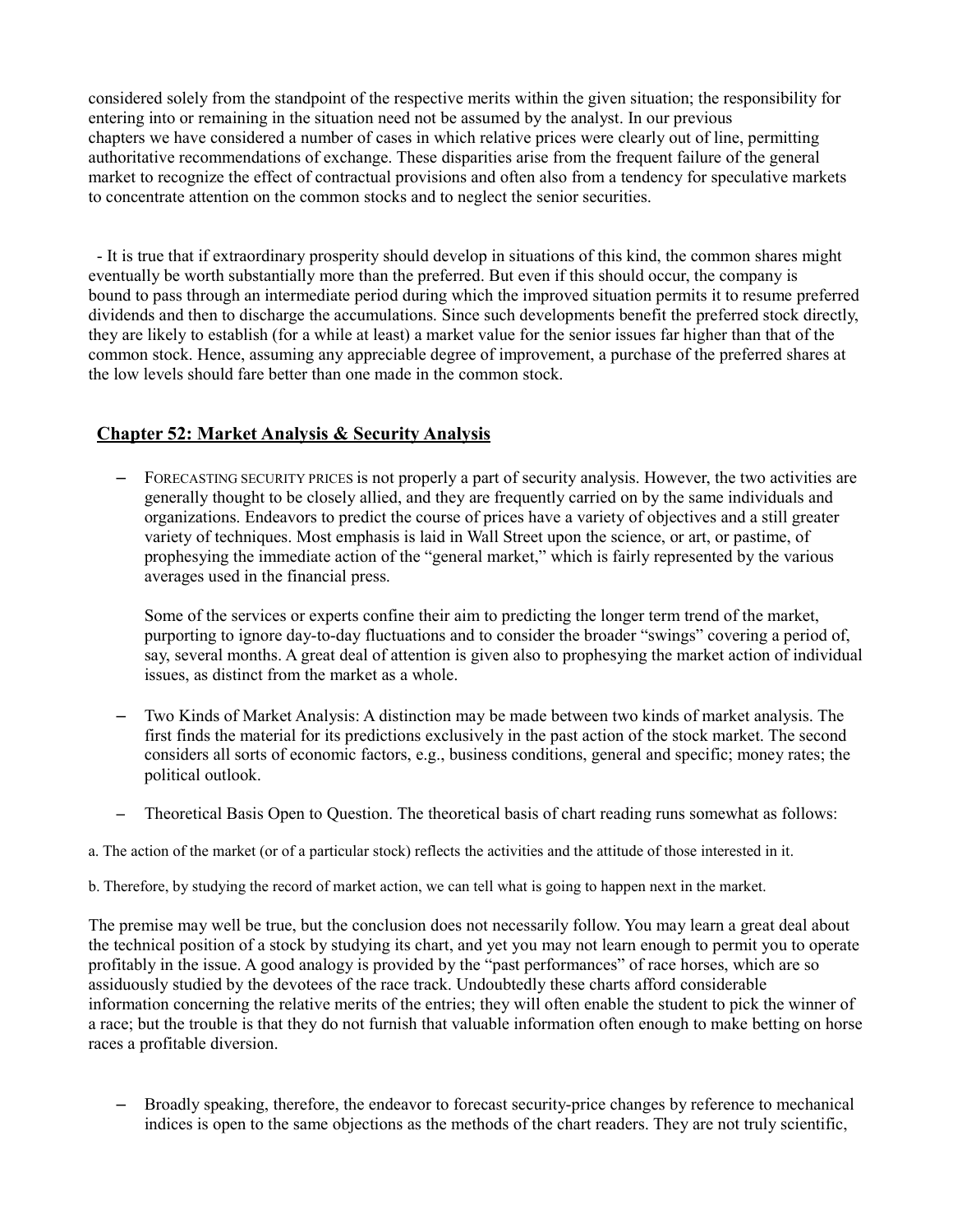considered solely from the standpoint of the respective merits within the given situation; the responsibility for entering into or remaining in the situation need not be assumed by the analyst. In our previous chapters we have considered a number of cases in which relative prices were clearly out of line, permitting authoritative recommendations of exchange. These disparities arise from the frequent failure of the general market to recognize the effect of contractual provisions and often also from a tendency for speculative markets to concentrate attention on the common stocks and to neglect the senior securities.

- It is true that if extraordinary prosperity should develop in situations of this kind, the common shares might eventually be worth substantially more than the preferred. But even if this should occur, the company is bound to pass through an intermediate period during which the improved situation permits it to resume preferred dividends and then to discharge the accumulations. Since such developments benefit the preferred stock directly, they are likely to establish (for a while at least) a market value for the senior issues far higher than that of the common stock. Hence, assuming any appreciable degree of improvement, a purchase of the preferred shares at the low levels should fare better than one made in the common stock.

## Chapter 52: Market Analysis & Security Analysis

- FORECASTING SECURITY PRICES is not properly a part of security analysis. However, the two activities are generally thought to be closely allied, and they are frequently carried on by the same individuals and organizations. Endeavors to predict the course of prices have a variety of objectives and a still greater variety of techniques. Most emphasis is laid in Wall Street upon the science, or art, or pastime, of prophesying the immediate action of the "general market," which is fairly represented by the various averages used in the financial press.

  Some of the services or experts confine their aim to predicting the longer term trend of the market, purporting to ignore day-to-day fluctuations and to consider the broader "swings" covering a period of, say, several months. A great deal of attention is given also to prophesying the market action of individual issues, as distinct from the market as a whole.

- Two Kinds of Market Analysis: A distinction may be made between two kinds of market analysis. The first finds the material for its predictions exclusively in the past action of the stock market. The second considers all sorts of economic factors, e.g., business conditions, general and specific; money rates; the political outlook.

- Theoretical Basis Open to Question. The theoretical basis of chart reading runs somewhat as follows:

a. The action of the market (or of a particular stock) reflects the activities and the attitude of those interested in it.

b. Therefore, by studying the record of market action, we can tell what is going to happen next in the market.

The premise may well be true, but the conclusion does not necessarily follow. You may learn a great deal about the technical position of a stock by studying its chart, and yet you may not learn enough to permit you to operate profitably in the issue. A good analogy is provided by the "past performances" of race horses, which are so assiduously studied by the devotees of the race track. Undoubtedly these charts afford considerable information concerning the relative merits of the entries; they will often enable the student to pick the winner of a race; but the trouble is that they do not furnish that valuable information often enough to make betting on horse races a profitable diversion.

- Broadly speaking, therefore, the endeavor to forecast security-price changes by reference to mechanical indices is open to the same objections as the methods of the chart readers. They are not truly scientific,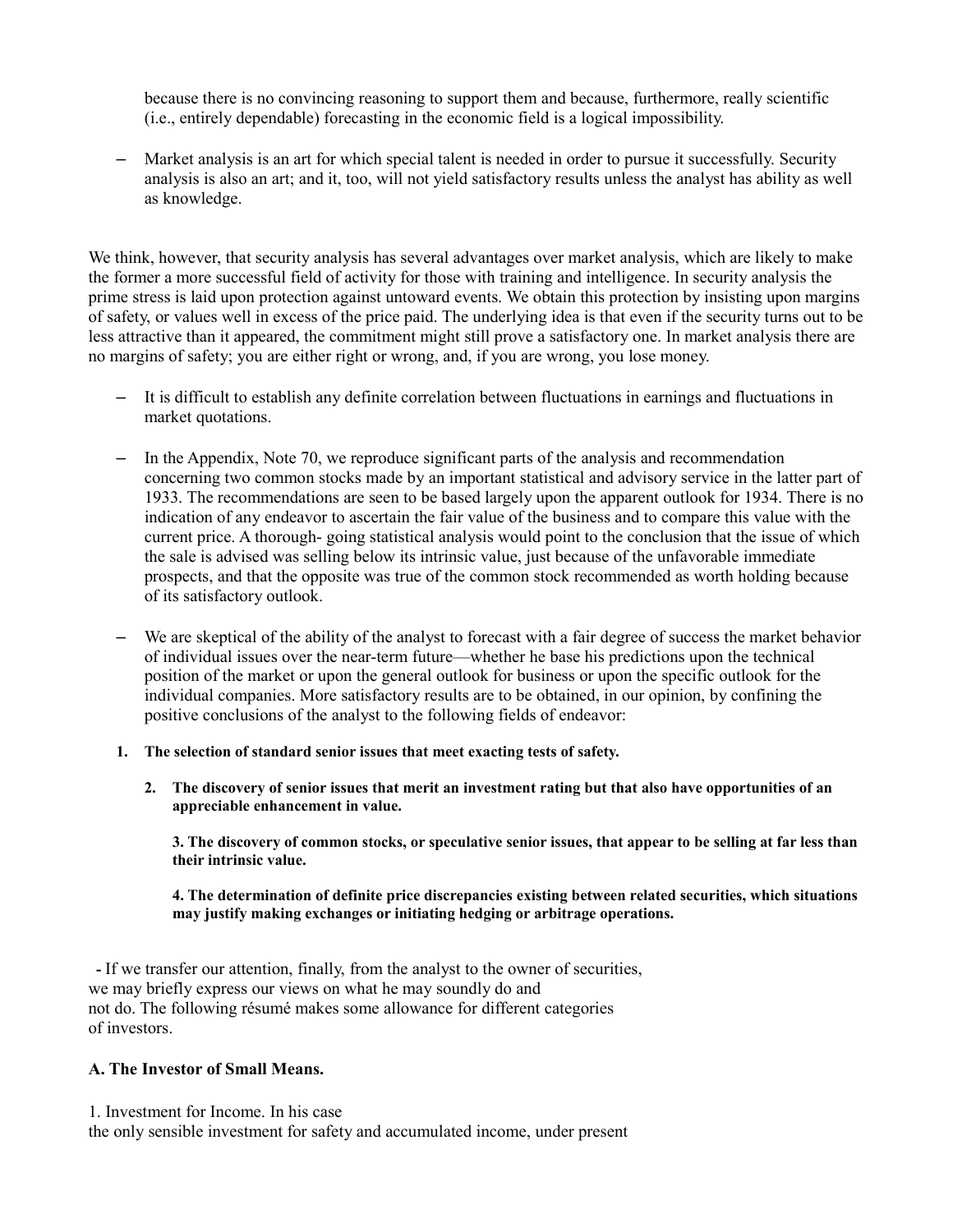because there is no convincing reasoning to support them and because, furthermore, really scientific (i.e., entirely dependable) forecasting in the economic field is a logical impossibility.

- Market analysis is an art for which special talent is needed in order to pursue it successfully. Security analysis is also an art; and it, too, will not yield satisfactory results unless the analyst has ability as well as knowledge.

We think, however, that security analysis has several advantages over market analysis, which are likely to make the former a more successful field of activity for those with training and intelligence. In security analysis the prime stress is laid upon protection against untoward events. We obtain this protection by insisting upon margins of safety, or values well in excess of the price paid. The underlying idea is that even if the security turns out to be less attractive than it appeared, the commitment might still prove a satisfactory one. In market analysis there are no margins of safety; you are either right or wrong, and, if you are wrong, you lose money.

- It is difficult to establish any definite correlation between fluctuations in earnings and fluctuations in market quotations.

- In the Appendix, Note 70, we reproduce significant parts of the analysis and recommendation concerning two common stocks made by an important statistical and advisory service in the latter part of 1933. The recommendations are seen to be based largely upon the apparent outlook for 1934. There is no indication of any endeavor to ascertain the fair value of the business and to compare this value with the current price. A thorough- going statistical analysis would point to the conclusion that the issue of which the sale is advised was selling below its intrinsic value, just because of the unfavorable immediate prospects, and that the opposite was true of the common stock recommended as worth holding because of its satisfactory outlook.

- We are skeptical of the ability of the analyst to forecast with a fair degree of success the market behavior of individual issues over the near-term future—whether he base his predictions upon the technical position of the market or upon the general outlook for business or upon the specific outlook for the individual companies. More satisfactory results are to be obtained, in our opinion, by confining the positive conclusions of the analyst to the following fields of endeavor:

1. **The selection of standard senior issues that meet exacting tests of safety.**
2. **The discovery of senior issues that merit an investment rating but that also have opportunities of an appreciable enhancement in value.**
3. **The discovery of common stocks, or speculative senior issues, that appear to be selling at far less than their intrinsic value.**
4. **The determination of definite price discrepancies existing between related securities, which situations may justify making exchanges or initiating hedging or arbitrage operations.**

- If we transfer our attention, finally, from the analyst to the owner of securities, we may briefly express our views on what he may soundly do and not do. The following résumé makes some allowance for different categories of investors.

### A. The Investor of Small Means.

1. Investment for Income. In his case the only sensible investment for safety and accumulated income, under present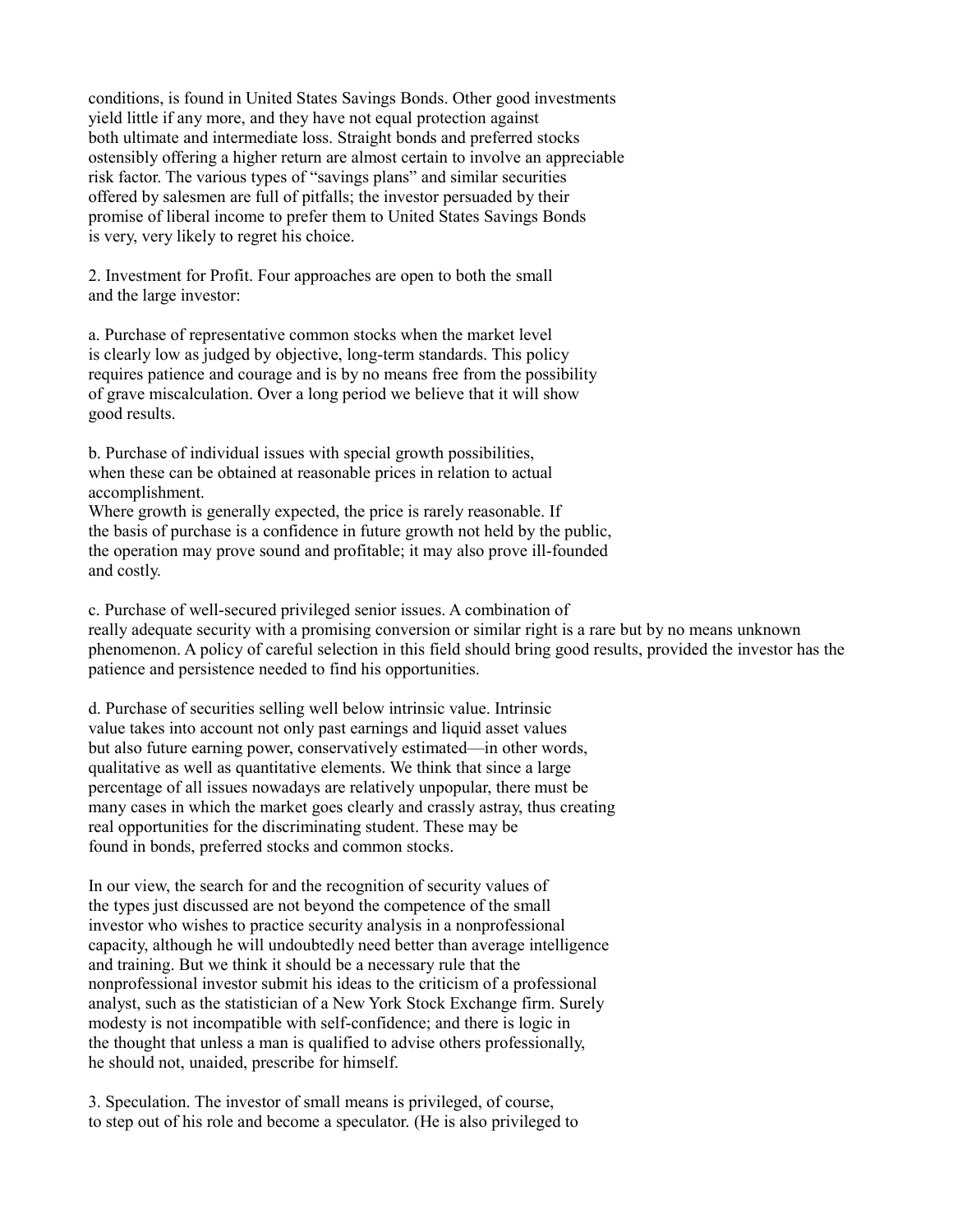conditions, is found in United States Savings Bonds. Other good investments yield little if any more, and they have not equal protection against both ultimate and intermediate loss. Straight bonds and preferred stocks ostensibly offering a higher return are almost certain to involve an appreciable risk factor. The various types of "savings plans" and similar securities offered by salesmen are full of pitfalls; the investor persuaded by their promise of liberal income to prefer them to United States Savings Bonds is very, very likely to regret his choice.

2. Investment for Profit. Four approaches are open to both the small and the large investor:

a. Purchase of representative common stocks when the market level is clearly low as judged by objective, long-term standards. This policy requires patience and courage and is by no means free from the possibility of grave miscalculation. Over a long period we believe that it will show good results.

b. Purchase of individual issues with special growth possibilities, when these can be obtained at reasonable prices in relation to actual accomplishment.
Where growth is generally expected, the price is rarely reasonable. If the basis of purchase is a confidence in future growth not held by the public, the operation may prove sound and profitable; it may also prove ill-founded and costly.

c. Purchase of well-secured privileged senior issues. A combination of really adequate security with a promising conversion or similar right is a rare but by no means unknown phenomenon. A policy of careful selection in this field should bring good results, provided the investor has the patience and persistence needed to find his opportunities.

d. Purchase of securities selling well below intrinsic value. Intrinsic value takes into account not only past earnings and liquid asset values but also future earning power, conservatively estimated—in other words, qualitative as well as quantitative elements. We think that since a large percentage of all issues nowadays are relatively unpopular, there must be many cases in which the market goes clearly and crassly astray, thus creating real opportunities for the discriminating student. These may be found in bonds, preferred stocks and common stocks.

In our view, the search for and the recognition of security values of the types just discussed are not beyond the competence of the small investor who wishes to practice security analysis in a nonprofessional capacity, although he will undoubtedly need better than average intelligence and training. But we think it should be a necessary rule that the nonprofessional investor submit his ideas to the criticism of a professional analyst, such as the statistician of a New York Stock Exchange firm. Surely modesty is not incompatible with self-confidence; and there is logic in the thought that unless a man is qualified to advise others professionally, he should not, unaided, prescribe for himself.

3. Speculation. The investor of small means is privileged, of course, to step out of his role and become a speculator. (He is also privileged to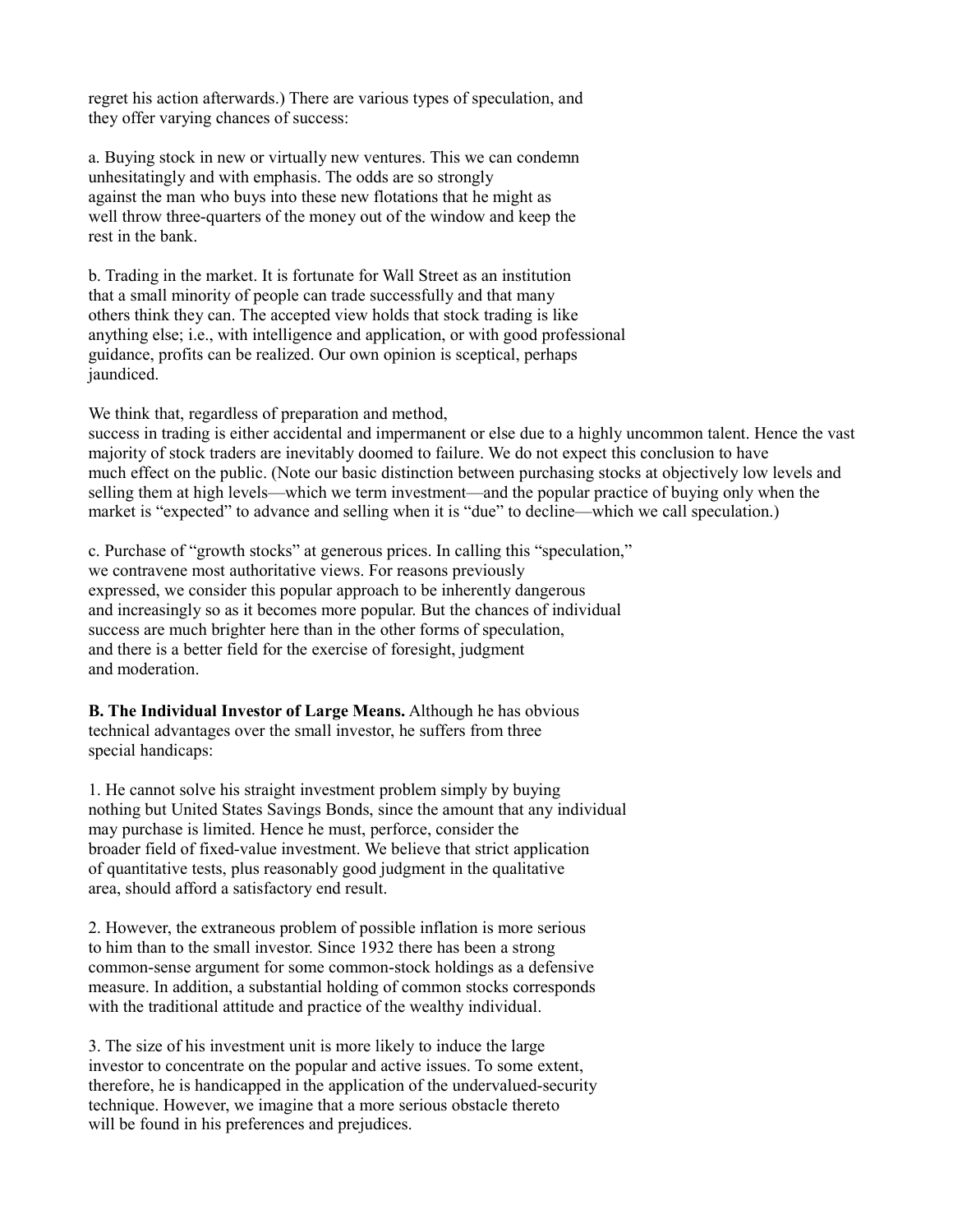regret his action afterwards.) There are various types of speculation, and they offer varying chances of success:

a. Buying stock in new or virtually new ventures. This we can condemn unhesitatingly and with emphasis. The odds are so strongly against the man who buys into these new flotations that he might as well throw three-quarters of the money out of the window and keep the rest in the bank.

b. Trading in the market. It is fortunate for Wall Street as an institution that a small minority of people can trade successfully and that many others think they can. The accepted view holds that stock trading is like anything else; i.e., with intelligence and application, or with good professional guidance, profits can be realized. Our own opinion is sceptical, perhaps jaundiced.

We think that, regardless of preparation and method, success in trading is either accidental and impermanent or else due to a highly uncommon talent. Hence the vast majority of stock traders are inevitably doomed to failure. We do not expect this conclusion to have much effect on the public. (Note our basic distinction between purchasing stocks at objectively low levels and selling them at high levels—which we term investment—and the popular practice of buying only when the market is "expected" to advance and selling when it is "due" to decline—which we call speculation.)

c. Purchase of "growth stocks" at generous prices. In calling this "speculation," we contravene most authoritative views. For reasons previously expressed, we consider this popular approach to be inherently dangerous and increasingly so as it becomes more popular. But the chances of individual success are much brighter here than in the other forms of speculation, and there is a better field for the exercise of foresight, judgment and moderation.

**B. The Individual Investor of Large Means.** Although he has obvious technical advantages over the small investor, he suffers from three special handicaps:

1. He cannot solve his straight investment problem simply by buying nothing but United States Savings Bonds, since the amount that any individual may purchase is limited. Hence he must, perforce, consider the broader field of fixed-value investment. We believe that strict application of quantitative tests, plus reasonably good judgment in the qualitative area, should afford a satisfactory end result.

2. However, the extraneous problem of possible inflation is more serious to him than to the small investor. Since 1932 there has been a strong common-sense argument for some common-stock holdings as a defensive measure. In addition, a substantial holding of common stocks corresponds with the traditional attitude and practice of the wealthy individual.

3. The size of his investment unit is more likely to induce the large investor to concentrate on the popular and active issues. To some extent, therefore, he is handicapped in the application of the undervalued-security technique. However, we imagine that a more serious obstacle thereto will be found in his preferences and prejudices.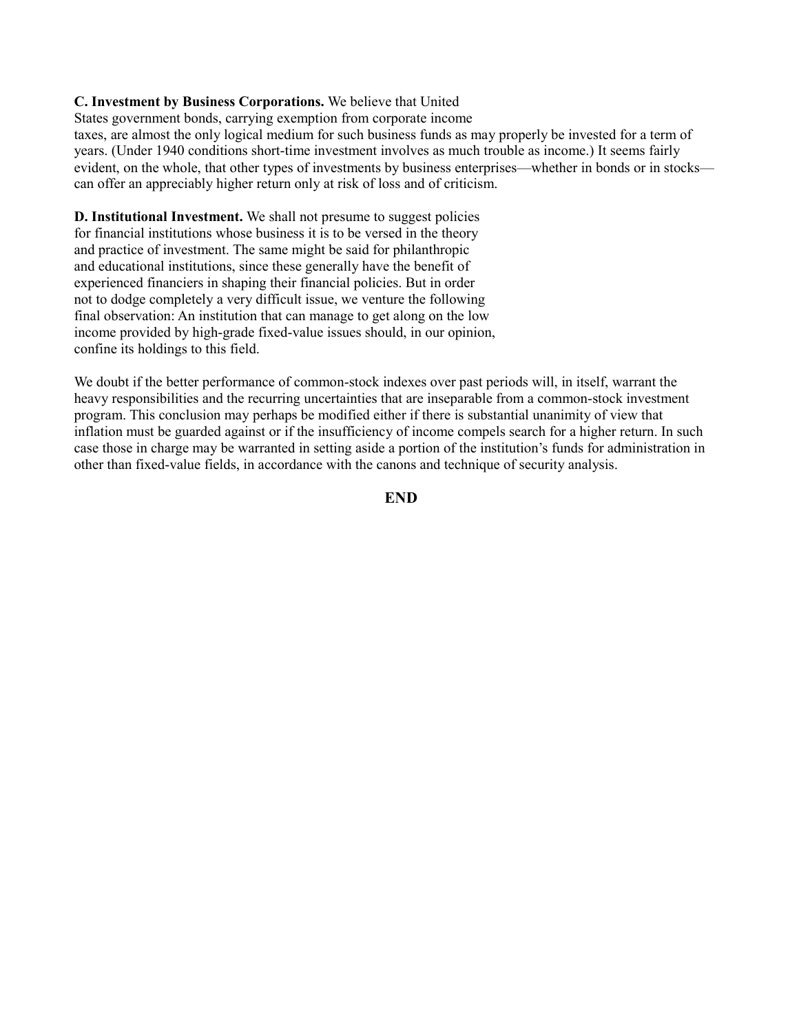**C. Investment by Business Corporations.** We believe that United States government bonds, carrying exemption from corporate income taxes, are almost the only logical medium for such business funds as may properly be invested for a term of years. (Under 1940 conditions short-time investment involves as much trouble as income.) It seems fairly evident, on the whole, that other types of investments by business enterprises—whether in bonds or in stocks—can offer an appreciably higher return only at risk of loss and of criticism.

**D. Institutional Investment.** We shall not presume to suggest policies for financial institutions whose business it is to be versed in the theory and practice of investment. The same might be said for philanthropic and educational institutions, since these generally have the benefit of experienced financiers in shaping their financial policies. But in order not to dodge completely a very difficult issue, we venture the following final observation: An institution that can manage to get along on the low income provided by high-grade fixed-value issues should, in our opinion, confine its holdings to this field.

We doubt if the better performance of common-stock indexes over past periods will, in itself, warrant the heavy responsibilities and the recurring uncertainties that are inseparable from a common-stock investment program. This conclusion may perhaps be modified either if there is substantial unanimity of view that inflation must be guarded against or if the insufficiency of income compels search for a higher return. In such case those in charge may be warranted in setting aside a portion of the institution's funds for administration in other than fixed-value fields, in accordance with the canons and technique of security analysis.

**END**